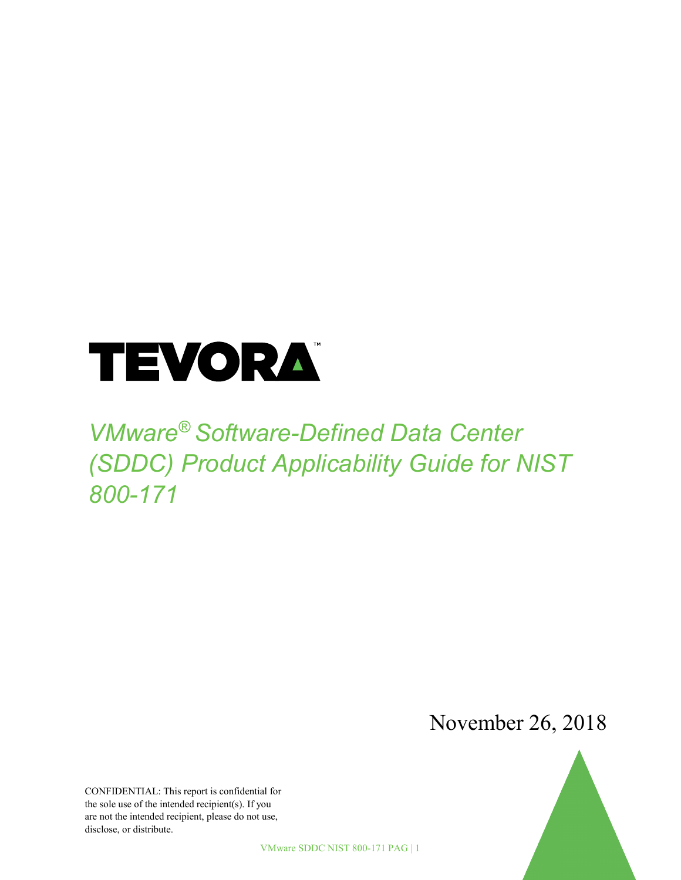TEVORA™

# VMware® Software-Defined Data Center (SDDC) Product Applicability Guide for NIST 800-171

November 26, 2018

CONFIDENTIAL: This report is confidential for the sole use of the intended recipient(s). If you are not the intended recipient, please do not use, disclose, or distribute.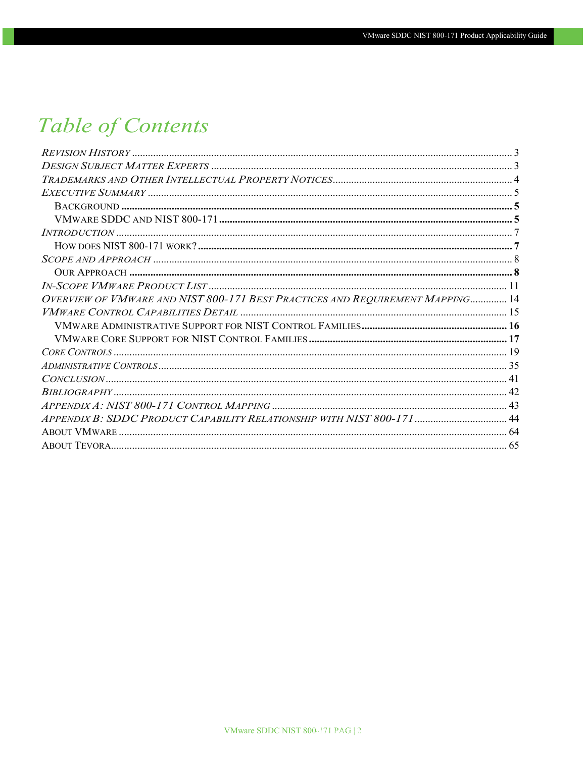# Table of Contents

*Revision History* .......... 3
*Design Subject Matter Experts* .......... 3
*Trademarks and Other Intellectual Property Notices* .......... 4
*Executive Summary* .......... 5
  **Background** .......... 5
  **VMware SDDC and NIST 800-171** .......... 5
*Introduction* .......... 7
  **How does NIST 800-171 work?** .......... 7
*Scope and Approach* .......... 8
  **Our Approach** .......... 8
*In-Scope VMware Product List* .......... 11
*Overview of VMware and NIST 800-171 Best Practices and Requirement Mapping* .......... 14
*VMware Control Capabilities Detail* .......... 15
  **VMware Administrative Support for NIST Control Families** .......... 16
  **VMware Core Support for NIST Control Families** .......... 17
*Core Controls* .......... 19
*Administrative Controls* .......... 35
*Conclusion* .......... 41
*Bibliography* .......... 42
*Appendix A: NIST 800-171 Control Mapping* .......... 43
*Appendix B: SDDC Product Capability Relationship with NIST 800-171* .......... 44
About VMware .......... 64
About Tevora .......... 65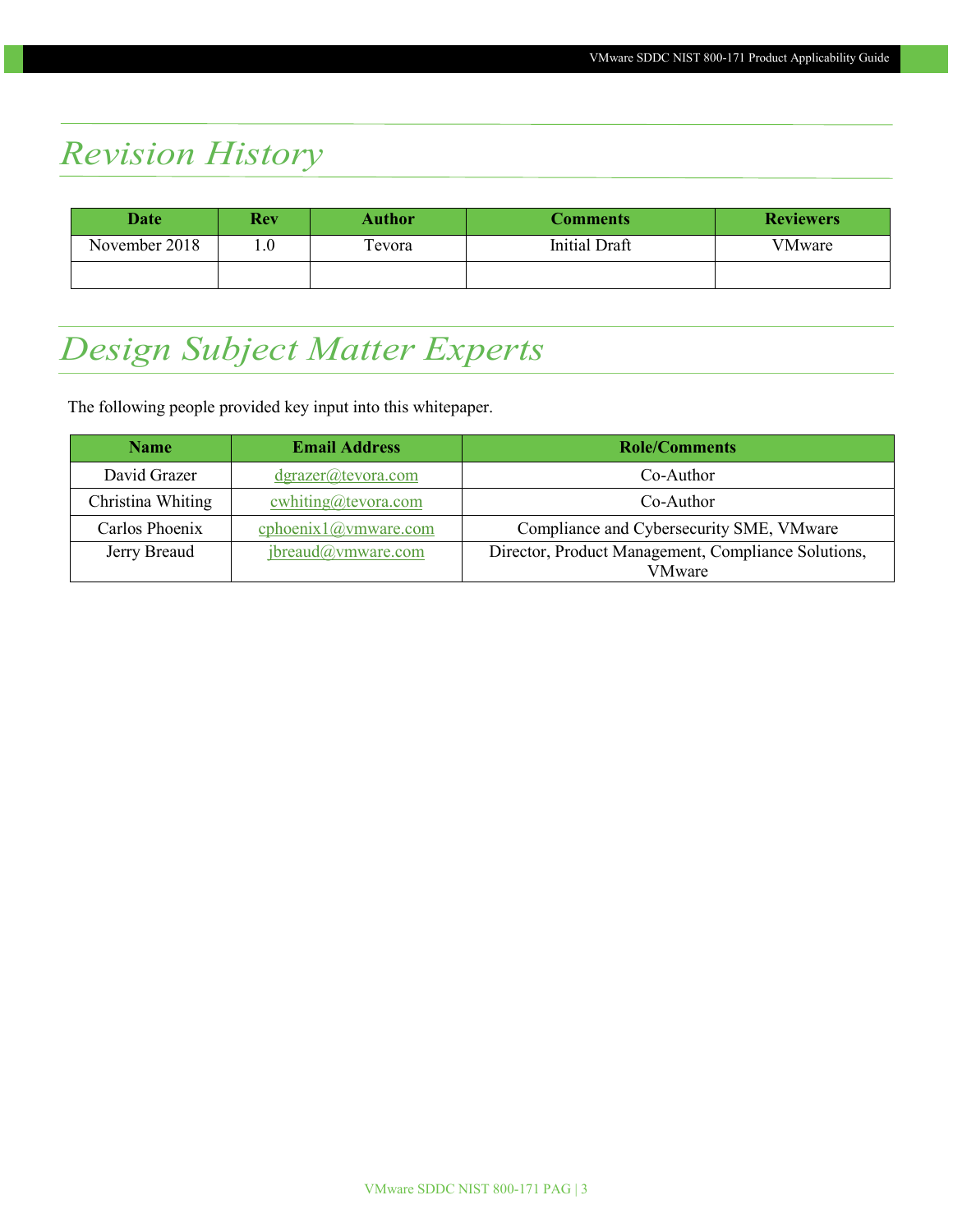# Revision History

| Date | Rev | Author | Comments | Reviewers |
|---|---|---|---|---|
| November 2018 | 1.0 | Tevora | Initial Draft | VMware |
| | | | | |

# Design Subject Matter Experts

The following people provided key input into this whitepaper.

| Name | Email Address | Role/Comments |
|---|---|---|
| David Grazer | dgrazer@tevora.com | Co-Author |
| Christina Whiting | cwhiting@tevora.com | Co-Author |
| Carlos Phoenix | cphoenix1@vmware.com | Compliance and Cybersecurity SME, VMware |
| Jerry Breaud | jbreaud@vmware.com | Director, Product Management, Compliance Solutions, VMware |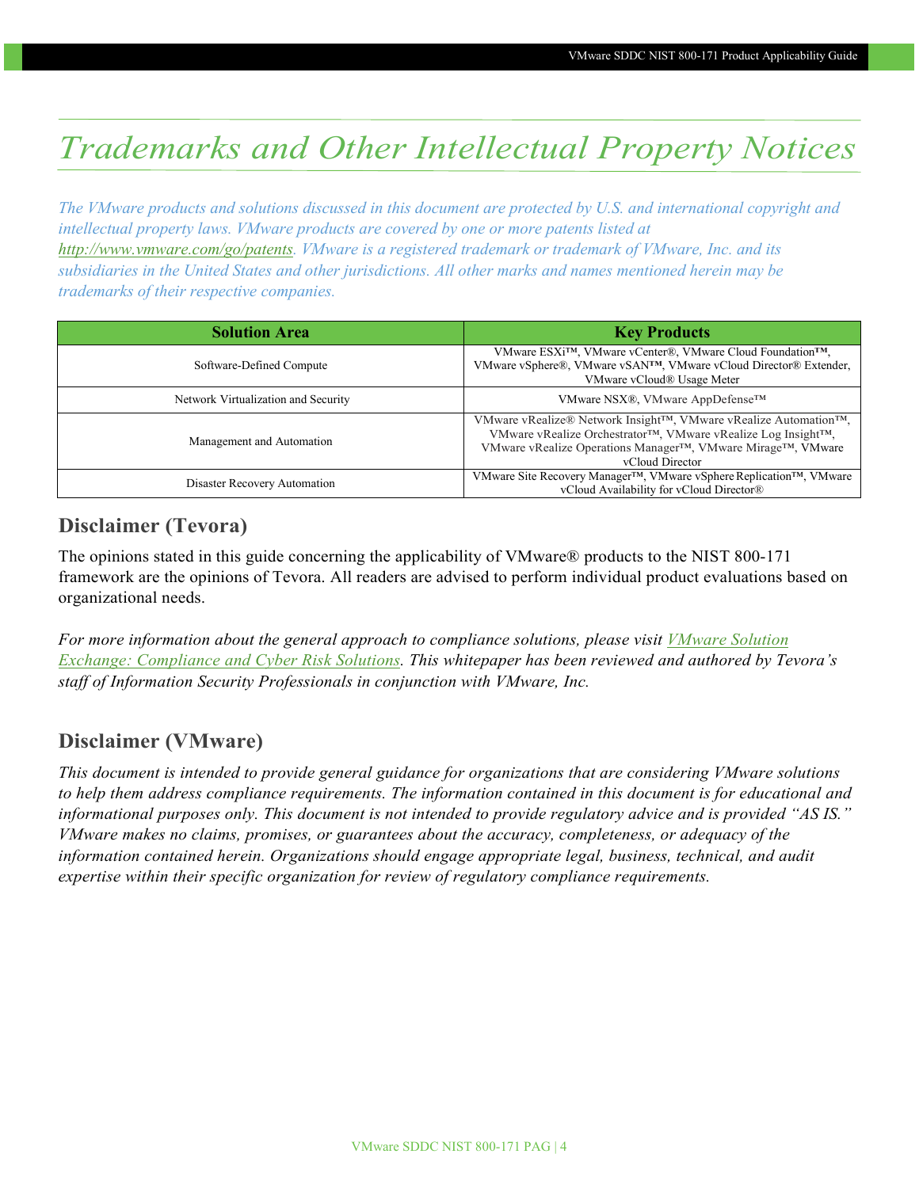# Trademarks and Other Intellectual Property Notices

*The VMware products and solutions discussed in this document are protected by U.S. and international copyright and intellectual property laws. VMware products are covered by one or more patents listed at [http://www.vmware.com/go/patents](http://www.vmware.com/go/patents). VMware is a registered trademark or trademark of VMware, Inc. and its subsidiaries in the United States and other jurisdictions. All other marks and names mentioned herein may be trademarks of their respective companies.*

| Solution Area | Key Products |
|---|---|
| Software-Defined Compute | VMware ESXi™, VMware vCenter®, VMware Cloud Foundation™, VMware vSphere®, VMware vSAN™, VMware vCloud Director® Extender, VMware vCloud® Usage Meter |
| Network Virtualization and Security | VMware NSX®, VMware AppDefense™ |
| Management and Automation | VMware vRealize® Network Insight™, VMware vRealize Automation™, VMware vRealize Orchestrator™, VMware vRealize Log Insight™, VMware vRealize Operations Manager™, VMware Mirage™, VMware vCloud Director |
| Disaster Recovery Automation | VMware Site Recovery Manager™, VMware vSphere Replication™, VMware vCloud Availability for vCloud Director® |

## Disclaimer (Tevora)

The opinions stated in this guide concerning the applicability of VMware® products to the NIST 800-171 framework are the opinions of Tevora. All readers are advised to perform individual product evaluations based on organizational needs.

*For more information about the general approach to compliance solutions, please visit VMware Solution Exchange: Compliance and Cyber Risk Solutions. This whitepaper has been reviewed and authored by Tevora's staff of Information Security Professionals in conjunction with VMware, Inc.*

## Disclaimer (VMware)

*This document is intended to provide general guidance for organizations that are considering VMware solutions to help them address compliance requirements. The information contained in this document is for educational and informational purposes only. This document is not intended to provide regulatory advice and is provided "AS IS." VMware makes no claims, promises, or guarantees about the accuracy, completeness, or adequacy of the information contained herein. Organizations should engage appropriate legal, business, technical, and audit expertise within their specific organization for review of regulatory compliance requirements.*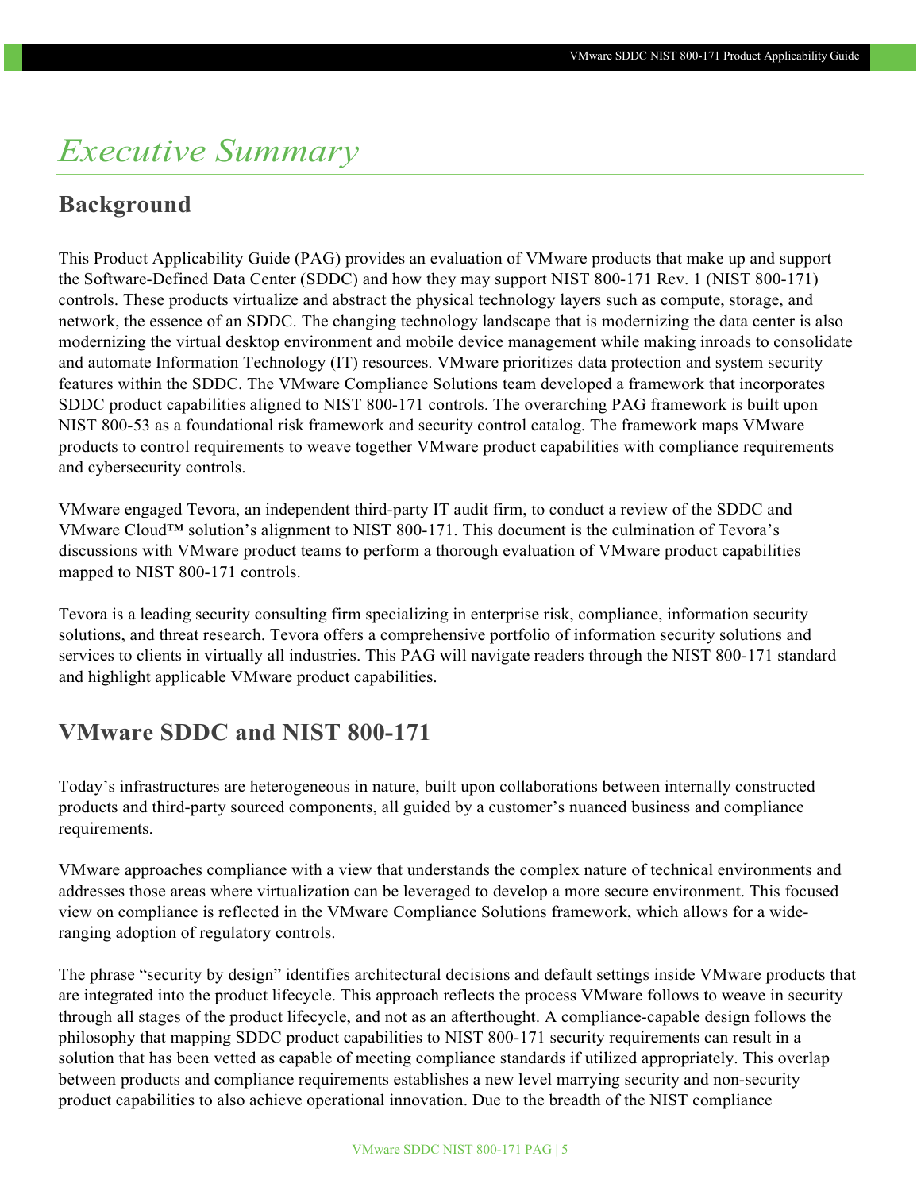# *Executive Summary*

## Background

This Product Applicability Guide (PAG) provides an evaluation of VMware products that make up and support the Software-Defined Data Center (SDDC) and how they may support NIST 800-171 Rev. 1 (NIST 800-171) controls. These products virtualize and abstract the physical technology layers such as compute, storage, and network, the essence of an SDDC. The changing technology landscape that is modernizing the data center is also modernizing the virtual desktop environment and mobile device management while making inroads to consolidate and automate Information Technology (IT) resources. VMware prioritizes data protection and system security features within the SDDC. The VMware Compliance Solutions team developed a framework that incorporates SDDC product capabilities aligned to NIST 800-171 controls. The overarching PAG framework is built upon NIST 800-53 as a foundational risk framework and security control catalog. The framework maps VMware products to control requirements to weave together VMware product capabilities with compliance requirements and cybersecurity controls.

VMware engaged Tevora, an independent third-party IT audit firm, to conduct a review of the SDDC and VMware Cloud™ solution's alignment to NIST 800-171. This document is the culmination of Tevora's discussions with VMware product teams to perform a thorough evaluation of VMware product capabilities mapped to NIST 800-171 controls.

Tevora is a leading security consulting firm specializing in enterprise risk, compliance, information security solutions, and threat research. Tevora offers a comprehensive portfolio of information security solutions and services to clients in virtually all industries. This PAG will navigate readers through the NIST 800-171 standard and highlight applicable VMware product capabilities.

## VMware SDDC and NIST 800-171

Today's infrastructures are heterogeneous in nature, built upon collaborations between internally constructed products and third-party sourced components, all guided by a customer's nuanced business and compliance requirements.

VMware approaches compliance with a view that understands the complex nature of technical environments and addresses those areas where virtualization can be leveraged to develop a more secure environment. This focused view on compliance is reflected in the VMware Compliance Solutions framework, which allows for a wide-ranging adoption of regulatory controls.

The phrase "security by design" identifies architectural decisions and default settings inside VMware products that are integrated into the product lifecycle. This approach reflects the process VMware follows to weave in security through all stages of the product lifecycle, and not as an afterthought. A compliance-capable design follows the philosophy that mapping SDDC product capabilities to NIST 800-171 security requirements can result in a solution that has been vetted as capable of meeting compliance standards if utilized appropriately. This overlap between products and compliance requirements establishes a new level marrying security and non-security product capabilities to also achieve operational innovation. Due to the breadth of the NIST compliance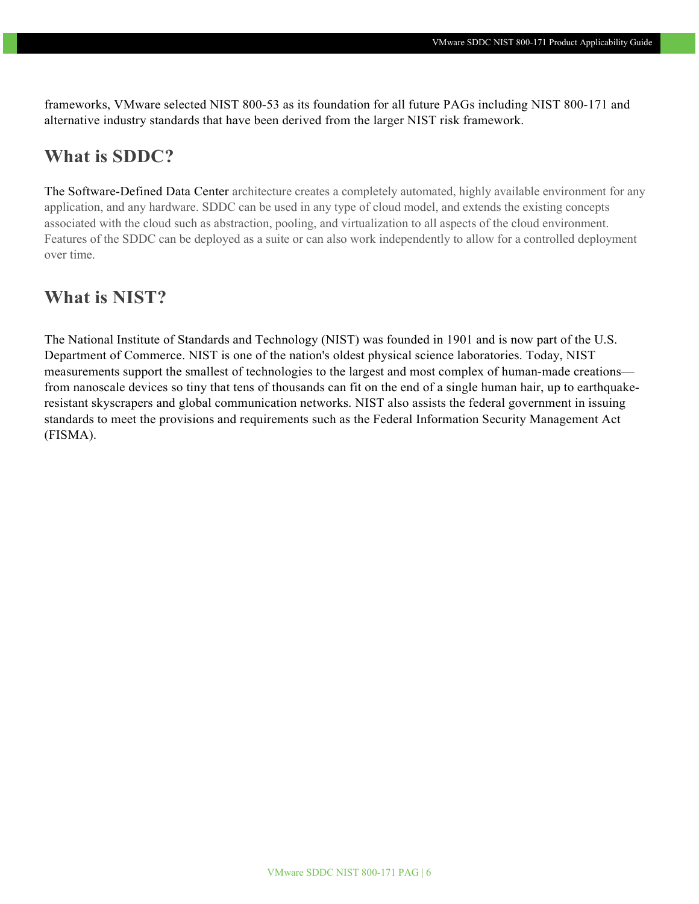frameworks, VMware selected NIST 800-53 as its foundation for all future PAGs including NIST 800-171 and alternative industry standards that have been derived from the larger NIST risk framework.

## What is SDDC?

The Software-Defined Data Center architecture creates a completely automated, highly available environment for any application, and any hardware. SDDC can be used in any type of cloud model, and extends the existing concepts associated with the cloud such as abstraction, pooling, and virtualization to all aspects of the cloud environment. Features of the SDDC can be deployed as a suite or can also work independently to allow for a controlled deployment over time.

## What is NIST?

The National Institute of Standards and Technology (NIST) was founded in 1901 and is now part of the U.S. Department of Commerce. NIST is one of the nation's oldest physical science laboratories. Today, NIST measurements support the smallest of technologies to the largest and most complex of human-made creations—from nanoscale devices so tiny that tens of thousands can fit on the end of a single human hair, up to earthquake-resistant skyscrapers and global communication networks. NIST also assists the federal government in issuing standards to meet the provisions and requirements such as the Federal Information Security Management Act (FISMA).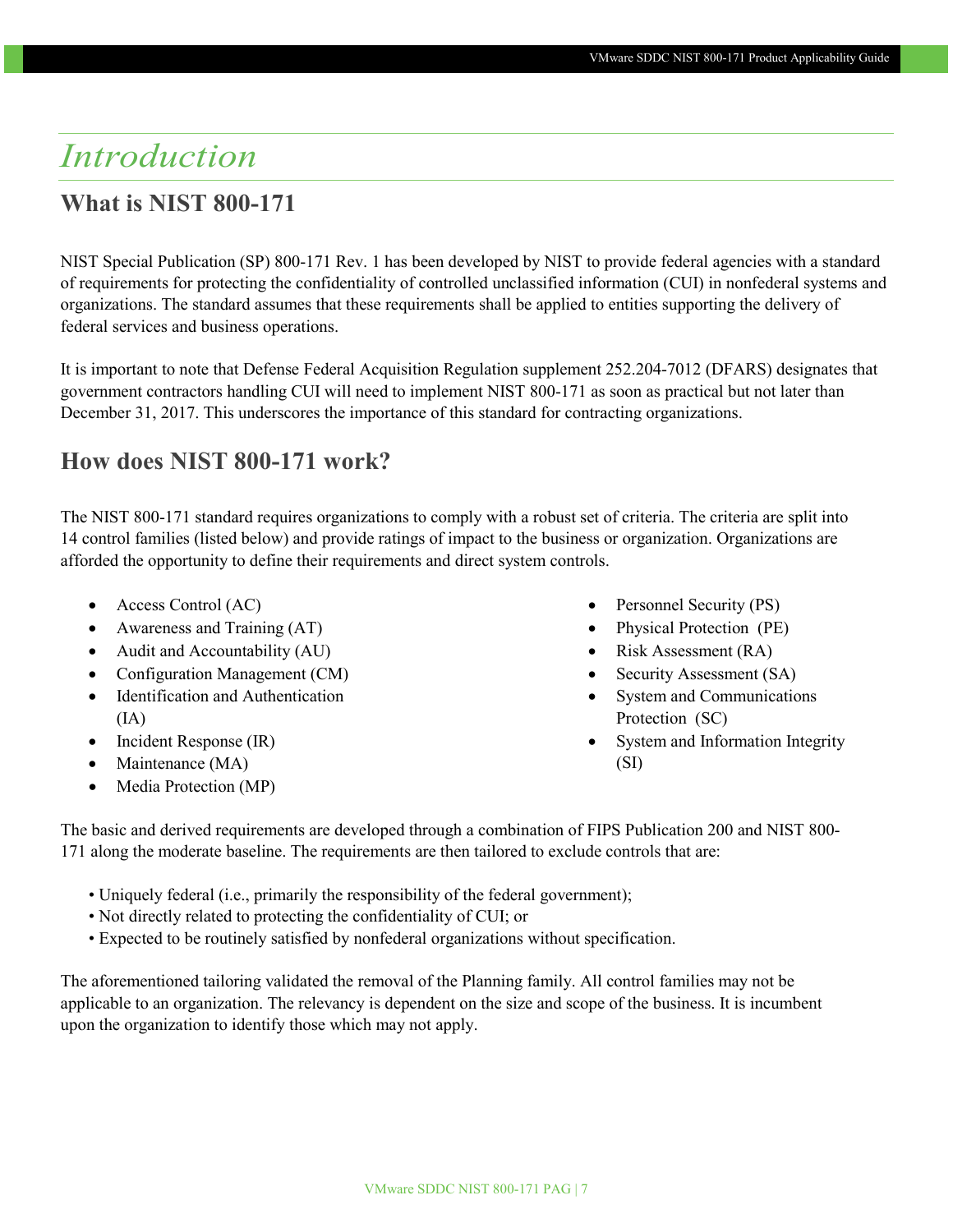# Introduction

## What is NIST 800-171

NIST Special Publication (SP) 800-171 Rev. 1 has been developed by NIST to provide federal agencies with a standard of requirements for protecting the confidentiality of controlled unclassified information (CUI) in nonfederal systems and organizations. The standard assumes that these requirements shall be applied to entities supporting the delivery of federal services and business operations.

It is important to note that Defense Federal Acquisition Regulation supplement 252.204-7012 (DFARS) designates that government contractors handling CUI will need to implement NIST 800-171 as soon as practical but not later than December 31, 2017. This underscores the importance of this standard for contracting organizations.

## How does NIST 800-171 work?

The NIST 800-171 standard requires organizations to comply with a robust set of criteria. The criteria are split into 14 control families (listed below) and provide ratings of impact to the business or organization. Organizations are afforded the opportunity to define their requirements and direct system controls.

- Access Control (AC)
- Awareness and Training (AT)
- Audit and Accountability (AU)
- Configuration Management (CM)
- Identification and Authentication (IA)
- Incident Response (IR)
- Maintenance (MA)
- Media Protection (MP)
- Personnel Security (PS)
- Physical Protection (PE)
- Risk Assessment (RA)
- Security Assessment (SA)
- System and Communications Protection (SC)
- System and Information Integrity (SI)

The basic and derived requirements are developed through a combination of FIPS Publication 200 and NIST 800-171 along the moderate baseline. The requirements are then tailored to exclude controls that are:

- Uniquely federal (i.e., primarily the responsibility of the federal government);
- Not directly related to protecting the confidentiality of CUI; or
- Expected to be routinely satisfied by nonfederal organizations without specification.

The aforementioned tailoring validated the removal of the Planning family. All control families may not be applicable to an organization. The relevancy is dependent on the size and scope of the business. It is incumbent upon the organization to identify those which may not apply.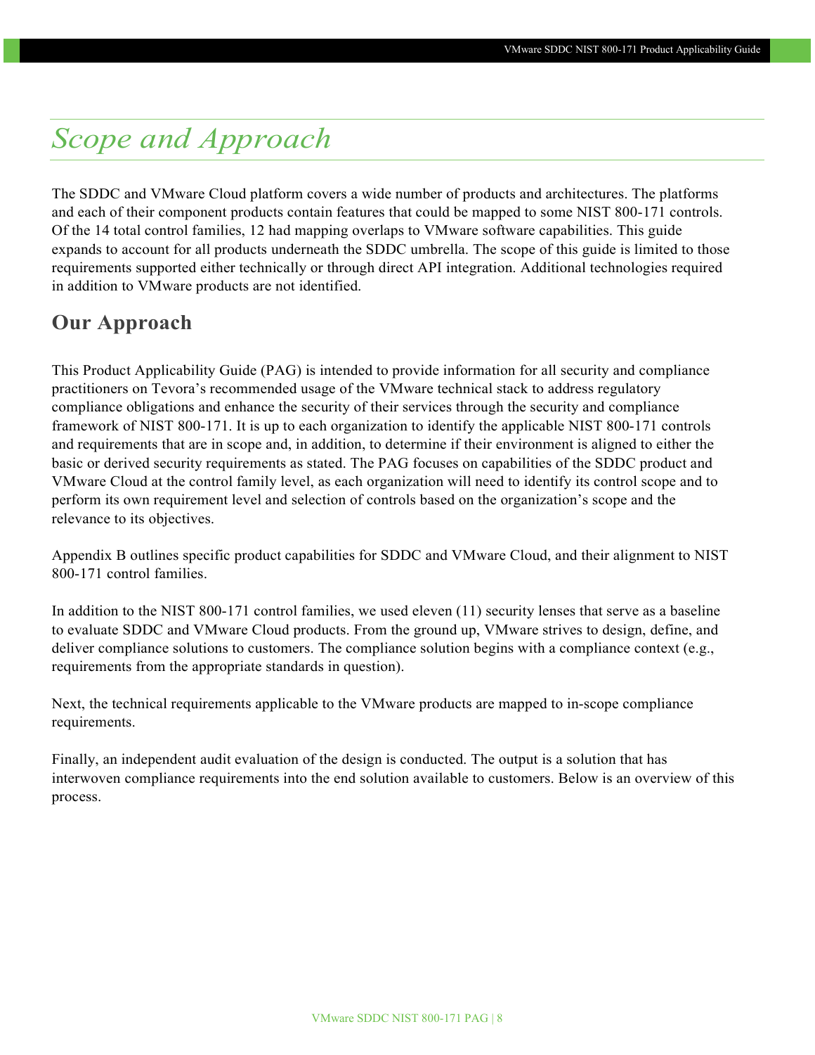# *Scope and Approach*

The SDDC and VMware Cloud platform covers a wide number of products and architectures. The platforms and each of their component products contain features that could be mapped to some NIST 800-171 controls. Of the 14 total control families, 12 had mapping overlaps to VMware software capabilities. This guide expands to account for all products underneath the SDDC umbrella. The scope of this guide is limited to those requirements supported either technically or through direct API integration. Additional technologies required in addition to VMware products are not identified.

## Our Approach

This Product Applicability Guide (PAG) is intended to provide information for all security and compliance practitioners on Tevora's recommended usage of the VMware technical stack to address regulatory compliance obligations and enhance the security of their services through the security and compliance framework of NIST 800-171. It is up to each organization to identify the applicable NIST 800-171 controls and requirements that are in scope and, in addition, to determine if their environment is aligned to either the basic or derived security requirements as stated. The PAG focuses on capabilities of the SDDC product and VMware Cloud at the control family level, as each organization will need to identify its control scope and to perform its own requirement level and selection of controls based on the organization's scope and the relevance to its objectives.

Appendix B outlines specific product capabilities for SDDC and VMware Cloud, and their alignment to NIST 800-171 control families.

In addition to the NIST 800-171 control families, we used eleven (11) security lenses that serve as a baseline to evaluate SDDC and VMware Cloud products. From the ground up, VMware strives to design, define, and deliver compliance solutions to customers. The compliance solution begins with a compliance context (e.g., requirements from the appropriate standards in question).

Next, the technical requirements applicable to the VMware products are mapped to in-scope compliance requirements.

Finally, an independent audit evaluation of the design is conducted. The output is a solution that has interwoven compliance requirements into the end solution available to customers. Below is an overview of this process.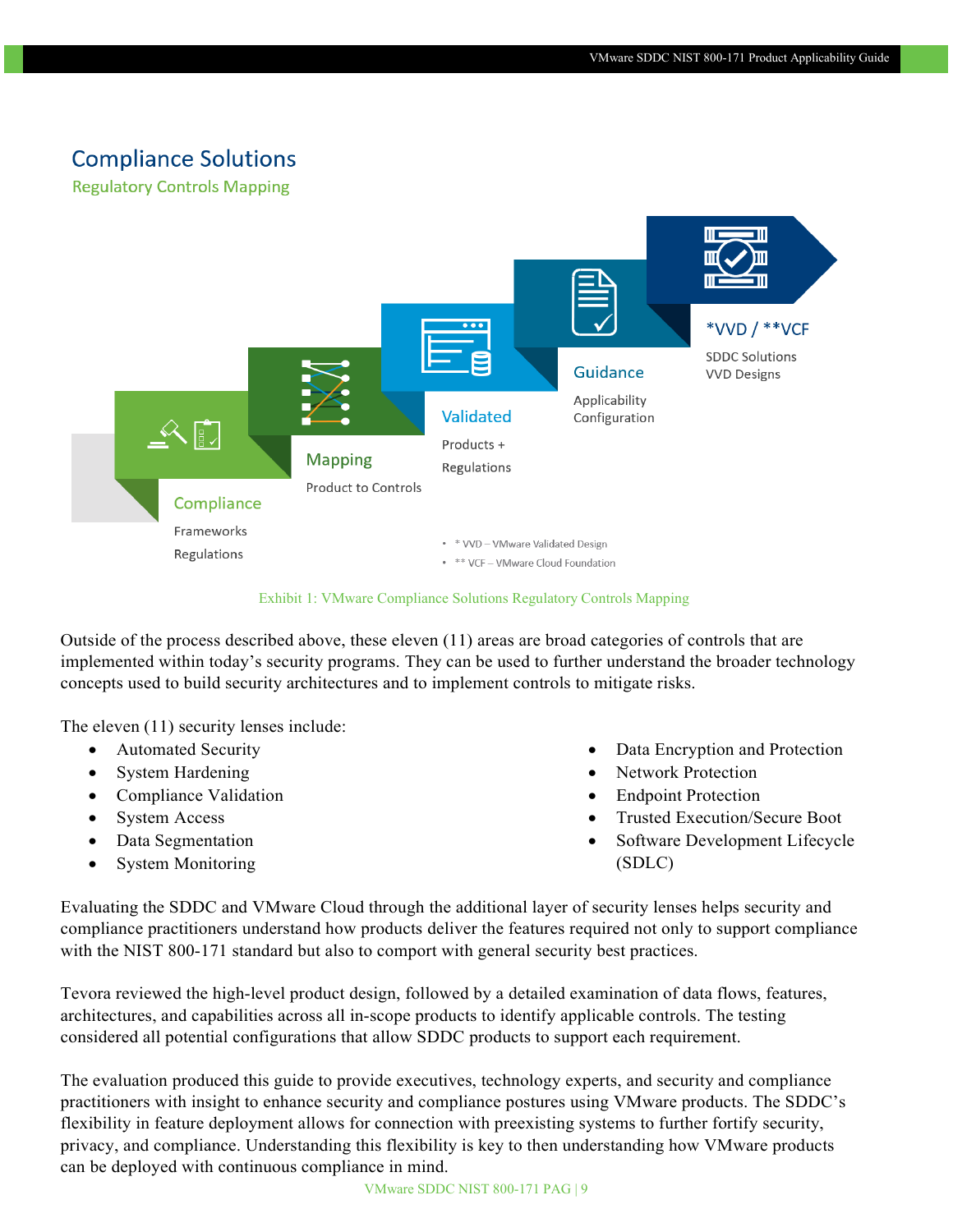## Compliance Solutions

### Regulatory Controls Mapping

Compliance
Frameworks
Regulations

Mapping
Product to Controls

Validated
Products +
Regulations

Guidance
Applicability
Configuration

*VVD / **VCF
SDDC Solutions
VVD Designs

- * VVD – VMware Validated Design
- ** VCF – VMware Cloud Foundation

Exhibit 1: VMware Compliance Solutions Regulatory Controls Mapping

Outside of the process described above, these eleven (11) areas are broad categories of controls that are implemented within today's security programs. They can be used to further understand the broader technology concepts used to build security architectures and to implement controls to mitigate risks.

The eleven (11) security lenses include:

- Automated Security
- System Hardening
- Compliance Validation
- System Access
- Data Segmentation
- System Monitoring
- Data Encryption and Protection
- Network Protection
- Endpoint Protection
- Trusted Execution/Secure Boot
- Software Development Lifecycle (SDLC)

Evaluating the SDDC and VMware Cloud through the additional layer of security lenses helps security and compliance practitioners understand how products deliver the features required not only to support compliance with the NIST 800-171 standard but also to comport with general security best practices.

Tevora reviewed the high-level product design, followed by a detailed examination of data flows, features, architectures, and capabilities across all in-scope products to identify applicable controls. The testing considered all potential configurations that allow SDDC products to support each requirement.

The evaluation produced this guide to provide executives, technology experts, and security and compliance practitioners with insight to enhance security and compliance postures using VMware products. The SDDC's flexibility in feature deployment allows for connection with preexisting systems to further fortify security, privacy, and compliance. Understanding this flexibility is key to then understanding how VMware products can be deployed with continuous compliance in mind.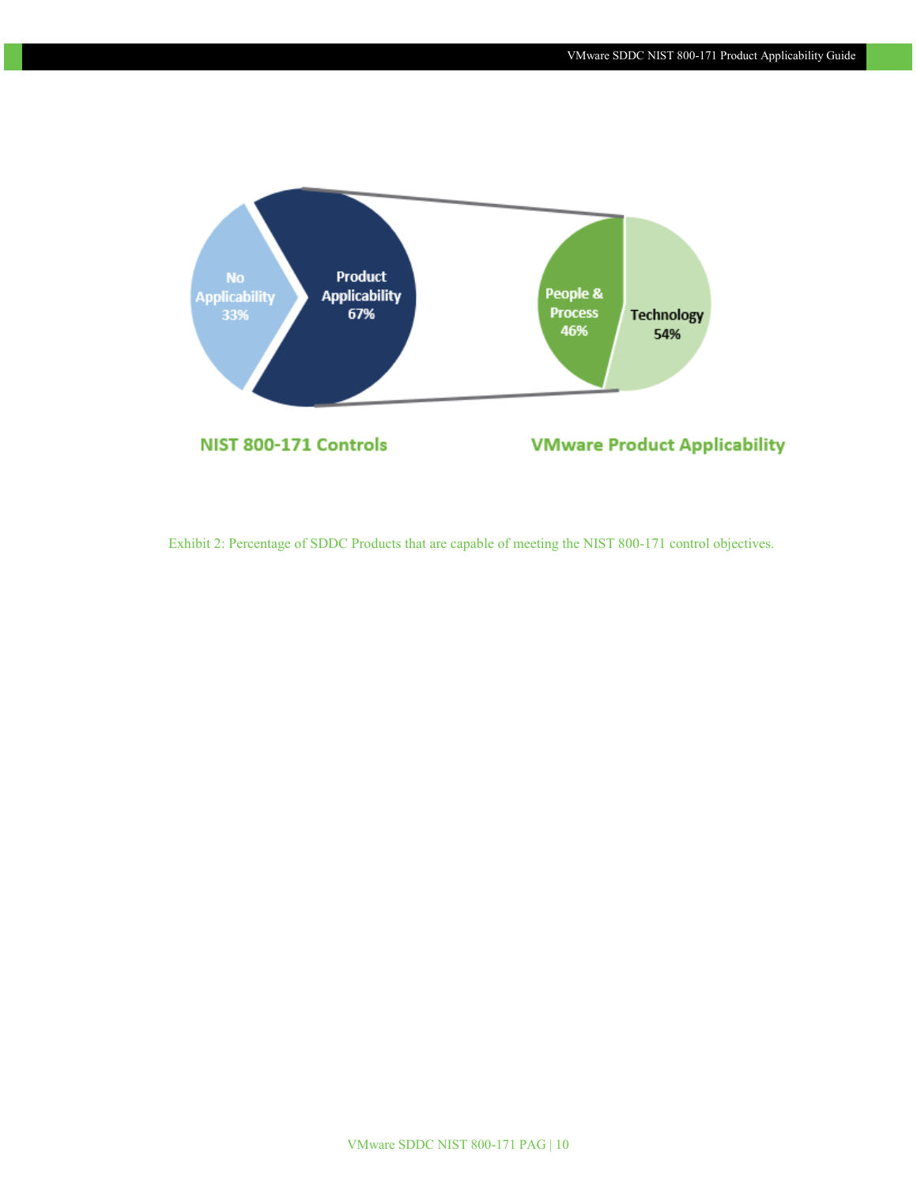No Applicability 33%

Product Applicability 67%

People & Process 46%

Technology 54%

**NIST 800-171 Controls**

**VMware Product Applicability**

Exhibit 2: Percentage of SDDC Products that are capable of meeting the NIST 800-171 control objectives.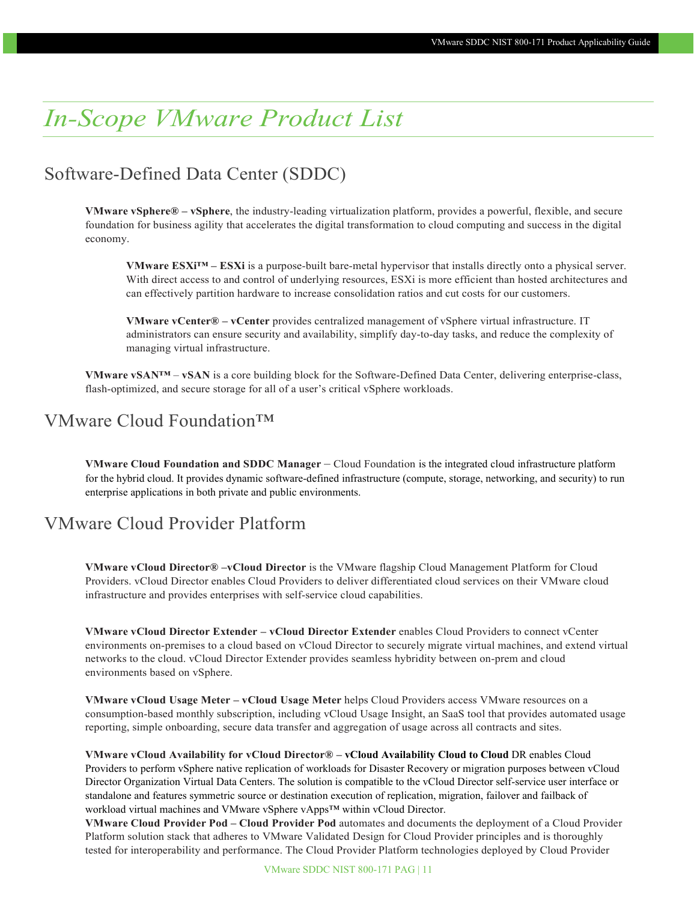# *In-Scope VMware Product List*

## Software-Defined Data Center (SDDC)

**VMware vSphere® – vSphere**, the industry-leading virtualization platform, provides a powerful, flexible, and secure foundation for business agility that accelerates the digital transformation to cloud computing and success in the digital economy.

> **VMware ESXi™ – ESXi** is a purpose-built bare-metal hypervisor that installs directly onto a physical server. With direct access to and control of underlying resources, ESXi is more efficient than hosted architectures and can effectively partition hardware to increase consolidation ratios and cut costs for our customers.
>
> **VMware vCenter® – vCenter** provides centralized management of vSphere virtual infrastructure. IT administrators can ensure security and availability, simplify day-to-day tasks, and reduce the complexity of managing virtual infrastructure.

**VMware vSAN™** – **vSAN** is a core building block for the Software-Defined Data Center, delivering enterprise-class, flash-optimized, and secure storage for all of a user's critical vSphere workloads.

## VMware Cloud Foundation™

**VMware Cloud Foundation and SDDC Manager** – Cloud Foundation is the integrated cloud infrastructure platform for the hybrid cloud. It provides dynamic software-defined infrastructure (compute, storage, networking, and security) to run enterprise applications in both private and public environments.

## VMware Cloud Provider Platform

**VMware vCloud Director® –vCloud Director** is the VMware flagship Cloud Management Platform for Cloud Providers. vCloud Director enables Cloud Providers to deliver differentiated cloud services on their VMware cloud infrastructure and provides enterprises with self-service cloud capabilities.

**VMware vCloud Director Extender – vCloud Director Extender** enables Cloud Providers to connect vCenter environments on-premises to a cloud based on vCloud Director to securely migrate virtual machines, and extend virtual networks to the cloud. vCloud Director Extender provides seamless hybridity between on-prem and cloud environments based on vSphere.

**VMware vCloud Usage Meter – vCloud Usage Meter** helps Cloud Providers access VMware resources on a consumption-based monthly subscription, including vCloud Usage Insight, an SaaS tool that provides automated usage reporting, simple onboarding, secure data transfer and aggregation of usage across all contracts and sites.

**VMware vCloud Availability for vCloud Director® – vCloud Availability Cloud to Cloud** DR enables Cloud Providers to perform vSphere native replication of workloads for Disaster Recovery or migration purposes between vCloud Director Organization Virtual Data Centers. The solution is compatible to the vCloud Director self-service user interface or standalone and features symmetric source or destination execution of replication, migration, failover and failback of workload virtual machines and VMware vSphere vApps™ within vCloud Director.

**VMware Cloud Provider Pod – Cloud Provider Pod** automates and documents the deployment of a Cloud Provider Platform solution stack that adheres to VMware Validated Design for Cloud Provider principles and is thoroughly tested for interoperability and performance. The Cloud Provider Platform technologies deployed by Cloud Provider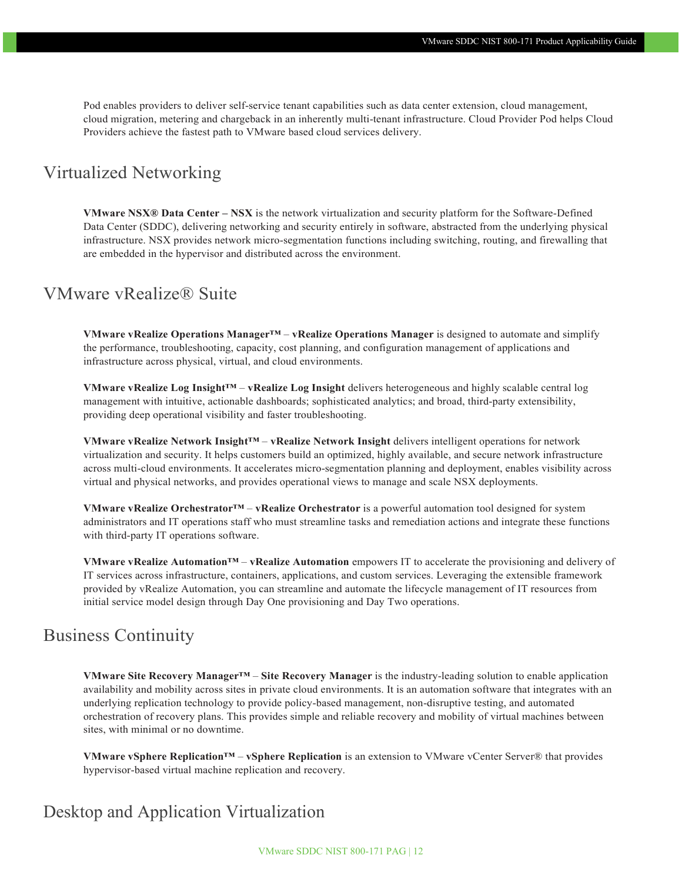Pod enables providers to deliver self-service tenant capabilities such as data center extension, cloud management, cloud migration, metering and chargeback in an inherently multi-tenant infrastructure. Cloud Provider Pod helps Cloud Providers achieve the fastest path to VMware based cloud services delivery.

## Virtualized Networking

**VMware NSX® Data Center – NSX** is the network virtualization and security platform for the Software-Defined Data Center (SDDC), delivering networking and security entirely in software, abstracted from the underlying physical infrastructure. NSX provides network micro-segmentation functions including switching, routing, and firewalling that are embedded in the hypervisor and distributed across the environment.

## VMware vRealize® Suite

**VMware vRealize Operations Manager™** – **vRealize Operations Manager** is designed to automate and simplify the performance, troubleshooting, capacity, cost planning, and configuration management of applications and infrastructure across physical, virtual, and cloud environments.

**VMware vRealize Log Insight™** – **vRealize Log Insight** delivers heterogeneous and highly scalable central log management with intuitive, actionable dashboards; sophisticated analytics; and broad, third-party extensibility, providing deep operational visibility and faster troubleshooting.

**VMware vRealize Network Insight™** – **vRealize Network Insight** delivers intelligent operations for network virtualization and security. It helps customers build an optimized, highly available, and secure network infrastructure across multi-cloud environments. It accelerates micro-segmentation planning and deployment, enables visibility across virtual and physical networks, and provides operational views to manage and scale NSX deployments.

**VMware vRealize Orchestrator™** – **vRealize Orchestrator** is a powerful automation tool designed for system administrators and IT operations staff who must streamline tasks and remediation actions and integrate these functions with third-party IT operations software.

**VMware vRealize Automation™** – **vRealize Automation** empowers IT to accelerate the provisioning and delivery of IT services across infrastructure, containers, applications, and custom services. Leveraging the extensible framework provided by vRealize Automation, you can streamline and automate the lifecycle management of IT resources from initial service model design through Day One provisioning and Day Two operations.

## Business Continuity

**VMware Site Recovery Manager™** – **Site Recovery Manager** is the industry-leading solution to enable application availability and mobility across sites in private cloud environments. It is an automation software that integrates with an underlying replication technology to provide policy-based management, non-disruptive testing, and automated orchestration of recovery plans. This provides simple and reliable recovery and mobility of virtual machines between sites, with minimal or no downtime.

**VMware vSphere Replication™** – **vSphere Replication** is an extension to VMware vCenter Server® that provides hypervisor-based virtual machine replication and recovery.

## Desktop and Application Virtualization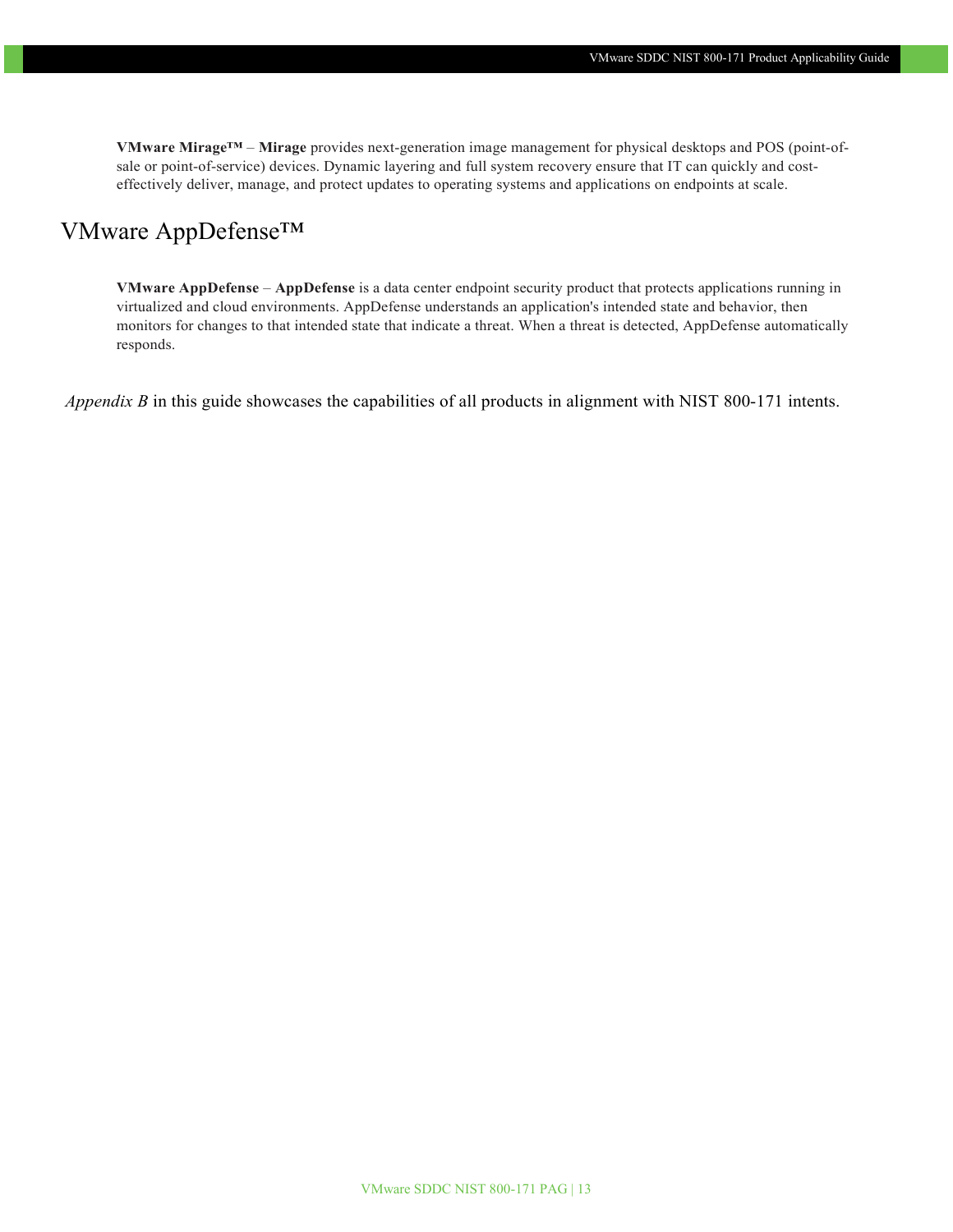**VMware Mirage™** – **Mirage** provides next-generation image management for physical desktops and POS (point-of-sale or point-of-service) devices. Dynamic layering and full system recovery ensure that IT can quickly and cost-effectively deliver, manage, and protect updates to operating systems and applications on endpoints at scale.

## VMware AppDefense™

**VMware AppDefense** – **AppDefense** is a data center endpoint security product that protects applications running in virtualized and cloud environments. AppDefense understands an application's intended state and behavior, then monitors for changes to that intended state that indicate a threat. When a threat is detected, AppDefense automatically responds.

*Appendix B* in this guide showcases the capabilities of all products in alignment with NIST 800-171 intents.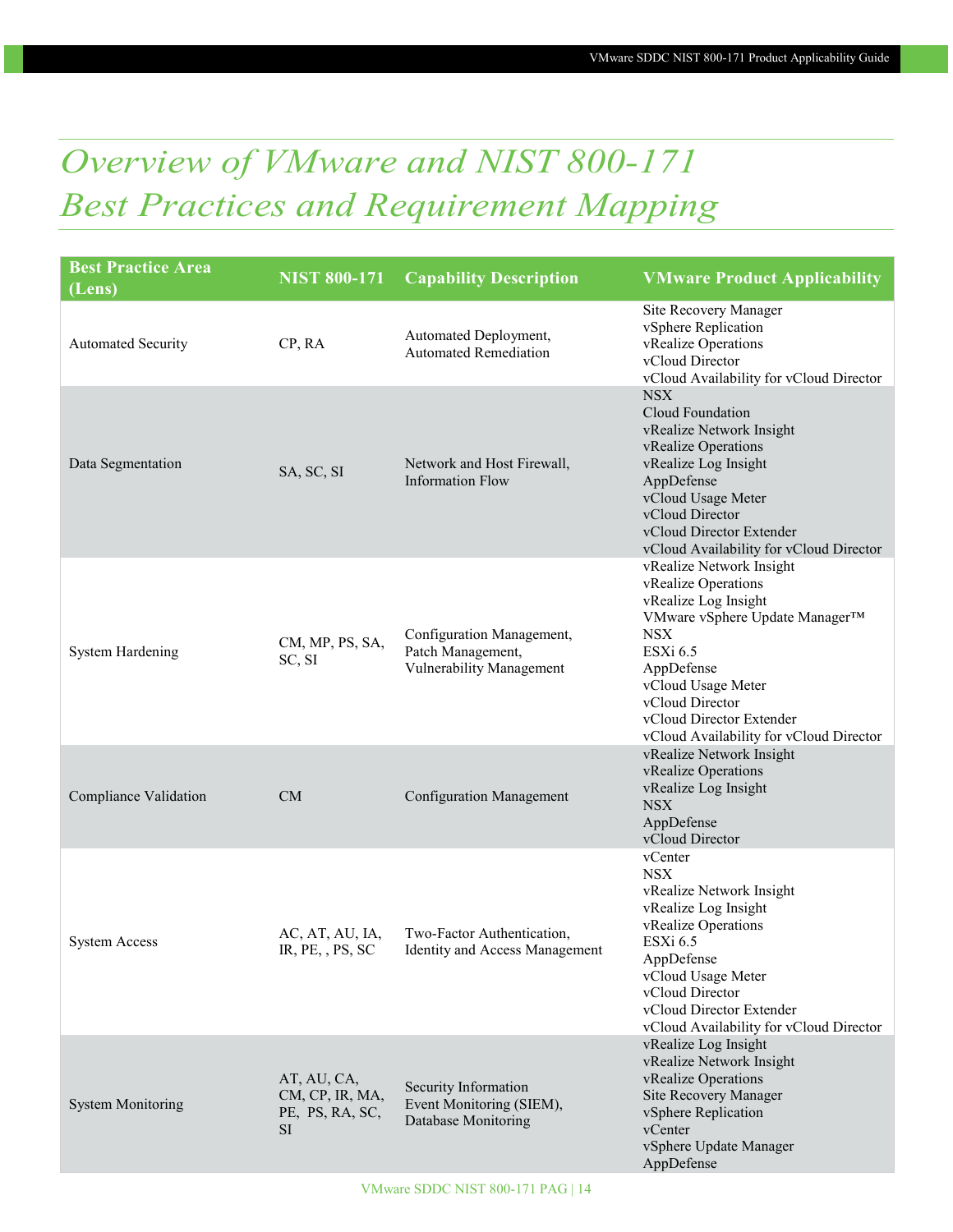# Overview of VMware and NIST 800-171 Best Practices and Requirement Mapping

| Best Practice Area (Lens) | NIST 800-171 | Capability Description | VMware Product Applicability |
|---|---|---|---|
| Automated Security | CP, RA | Automated Deployment, Automated Remediation | Site Recovery Manager<br>vSphere Replication<br>vRealize Operations<br>vCloud Director<br>vCloud Availability for vCloud Director |
| Data Segmentation | SA, SC, SI | Network and Host Firewall, Information Flow | NSX<br>Cloud Foundation<br>vRealize Network Insight<br>vRealize Operations<br>vRealize Log Insight<br>AppDefense<br>vCloud Usage Meter<br>vCloud Director<br>vCloud Director Extender<br>vCloud Availability for vCloud Director |
| System Hardening | CM, MP, PS, SA, SC, SI | Configuration Management, Patch Management, Vulnerability Management | vRealize Network Insight<br>vRealize Operations<br>vRealize Log Insight<br>VMware vSphere Update Manager™<br>NSX<br>ESXi 6.5<br>AppDefense<br>vCloud Usage Meter<br>vCloud Director<br>vCloud Director Extender<br>vCloud Availability for vCloud Director |
| Compliance Validation | CM | Configuration Management | vRealize Network Insight<br>vRealize Operations<br>vRealize Log Insight<br>NSX<br>AppDefense<br>vCloud Director |
| System Access | AC, AT, AU, IA, IR, PE, , PS, SC | Two-Factor Authentication, Identity and Access Management | vCenter<br>NSX<br>vRealize Network Insight<br>vRealize Log Insight<br>vRealize Operations<br>ESXi 6.5<br>AppDefense<br>vCloud Usage Meter<br>vCloud Director<br>vCloud Director Extender<br>vCloud Availability for vCloud Director |
| System Monitoring | AT, AU, CA, CM, CP, IR, MA, PE, PS, RA, SC, SI | Security Information Event Monitoring (SIEM), Database Monitoring | vRealize Log Insight<br>vRealize Network Insight<br>vRealize Operations<br>Site Recovery Manager<br>vSphere Replication<br>vCenter<br>vSphere Update Manager<br>AppDefense |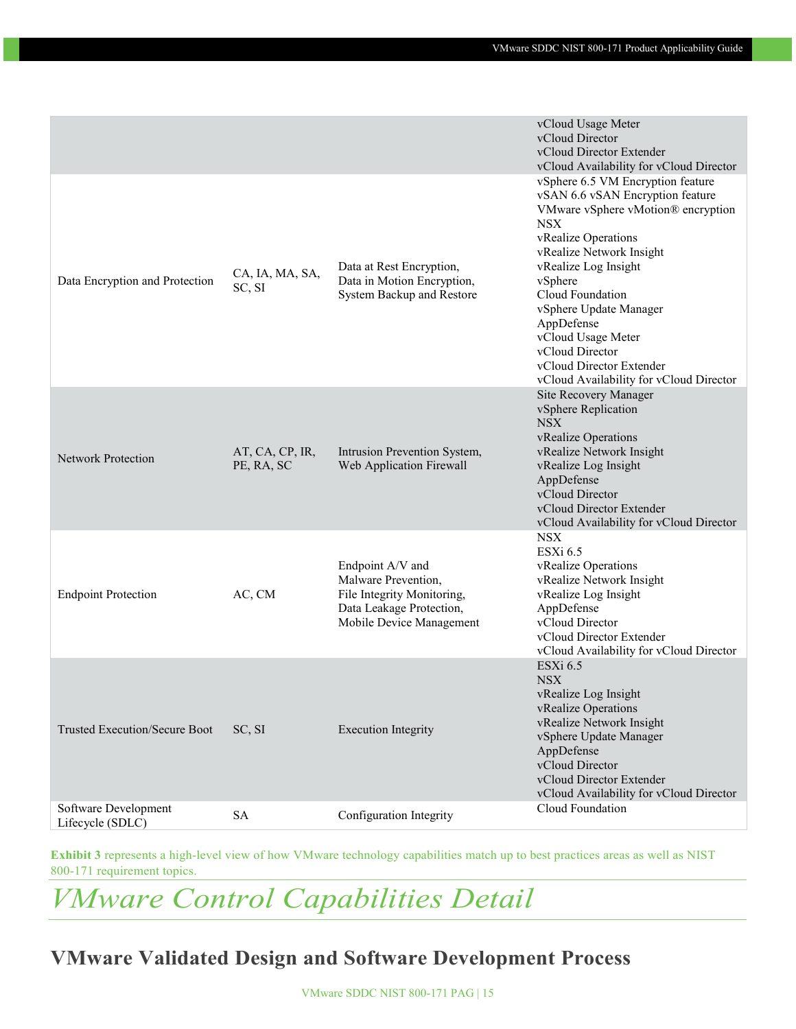| | | | |
|---|---|---|---|
| | | | vCloud Usage Meter<br>vCloud Director<br>vCloud Director Extender<br>vCloud Availability for vCloud Director |
| Data Encryption and Protection | CA, IA, MA, SA, SC, SI | Data at Rest Encryption, Data in Motion Encryption, System Backup and Restore | vSphere 6.5 VM Encryption feature<br>vSAN 6.6 vSAN Encryption feature<br>VMware vSphere vMotion® encryption<br>NSX<br>vRealize Operations<br>vRealize Network Insight<br>vRealize Log Insight<br>vSphere<br>Cloud Foundation<br>vSphere Update Manager<br>AppDefense<br>vCloud Usage Meter<br>vCloud Director<br>vCloud Director Extender<br>vCloud Availability for vCloud Director |
| Network Protection | AT, CA, CP, IR, PE, RA, SC | Intrusion Prevention System, Web Application Firewall | Site Recovery Manager<br>vSphere Replication<br>NSX<br>vRealize Operations<br>vRealize Network Insight<br>vRealize Log Insight<br>AppDefense<br>vCloud Director<br>vCloud Director Extender<br>vCloud Availability for vCloud Director |
| Endpoint Protection | AC, CM | Endpoint A/V and Malware Prevention, File Integrity Monitoring, Data Leakage Protection, Mobile Device Management | NSX<br>ESXi 6.5<br>vRealize Operations<br>vRealize Network Insight<br>vRealize Log Insight<br>AppDefense<br>vCloud Director<br>vCloud Director Extender<br>vCloud Availability for vCloud Director |
| Trusted Execution/Secure Boot | SC, SI | Execution Integrity | ESXi 6.5<br>NSX<br>vRealize Log Insight<br>vRealize Operations<br>vRealize Network Insight<br>vSphere Update Manager<br>AppDefense<br>vCloud Director<br>vCloud Director Extender<br>vCloud Availability for vCloud Director |
| Software Development Lifecycle (SDLC) | SA | Configuration Integrity | Cloud Foundation |

**Exhibit 3** represents a high-level view of how VMware technology capabilities match up to best practices areas as well as NIST 800-171 requirement topics.

# *VMware Control Capabilities Detail*

## VMware Validated Design and Software Development Process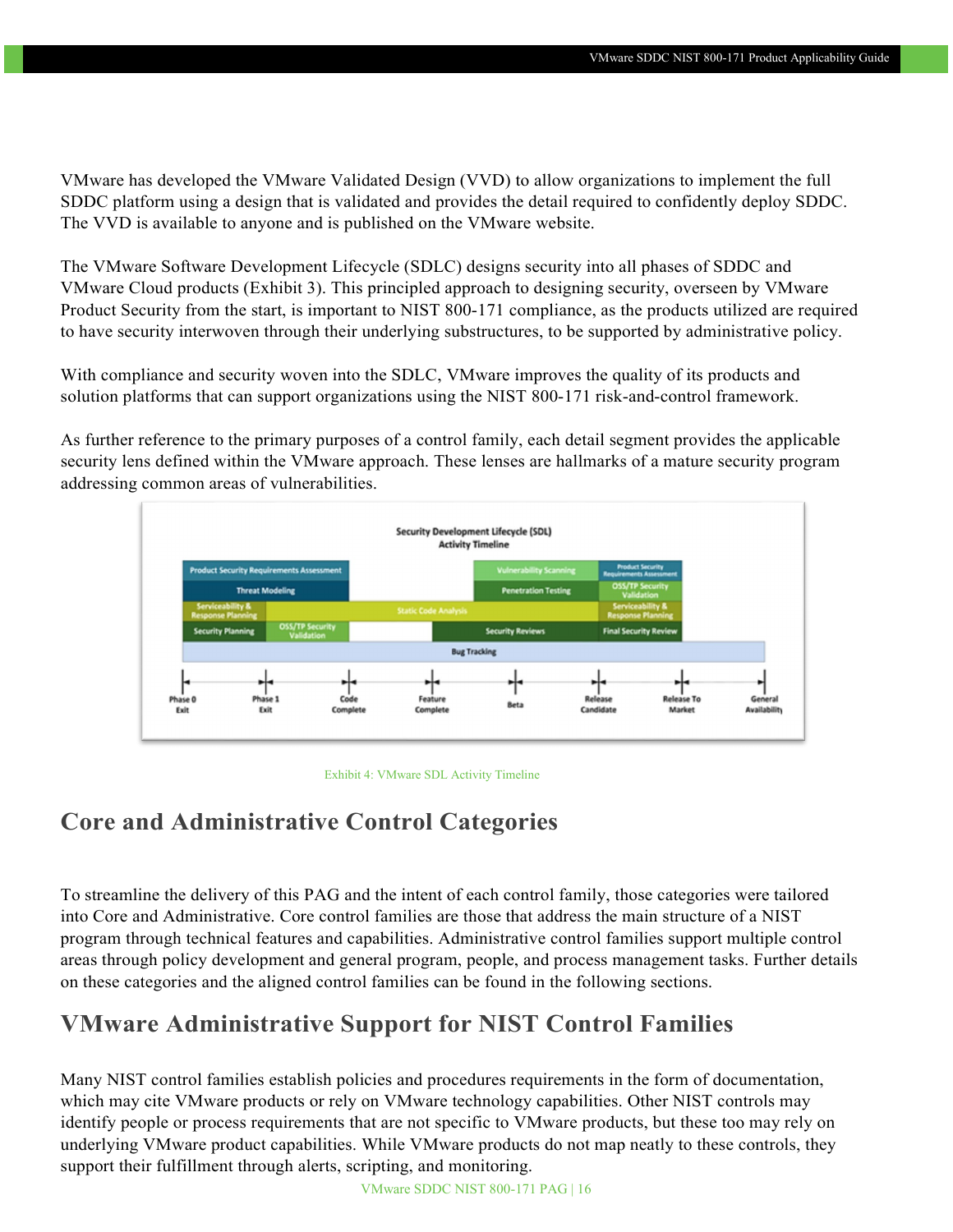VMware has developed the VMware Validated Design (VVD) to allow organizations to implement the full SDDC platform using a design that is validated and provides the detail required to confidently deploy SDDC. The VVD is available to anyone and is published on the VMware website.

The VMware Software Development Lifecycle (SDLC) designs security into all phases of SDDC and VMware Cloud products (Exhibit 3). This principled approach to designing security, overseen by VMware Product Security from the start, is important to NIST 800-171 compliance, as the products utilized are required to have security interwoven through their underlying substructures, to be supported by administrative policy.

With compliance and security woven into the SDLC, VMware improves the quality of its products and solution platforms that can support organizations using the NIST 800-171 risk-and-control framework.

As further reference to the primary purposes of a control family, each detail segment provides the applicable security lens defined within the VMware approach. These lenses are hallmarks of a mature security program addressing common areas of vulnerabilities.

Exhibit 4: VMware SDL Activity Timeline

## Core and Administrative Control Categories

To streamline the delivery of this PAG and the intent of each control family, those categories were tailored into Core and Administrative. Core control families are those that address the main structure of a NIST program through technical features and capabilities. Administrative control families support multiple control areas through policy development and general program, people, and process management tasks. Further details on these categories and the aligned control families can be found in the following sections.

## VMware Administrative Support for NIST Control Families

Many NIST control families establish policies and procedures requirements in the form of documentation, which may cite VMware products or rely on VMware technology capabilities. Other NIST controls may identify people or process requirements that are not specific to VMware products, but these too may rely on underlying VMware product capabilities. While VMware products do not map neatly to these controls, they support their fulfillment through alerts, scripting, and monitoring.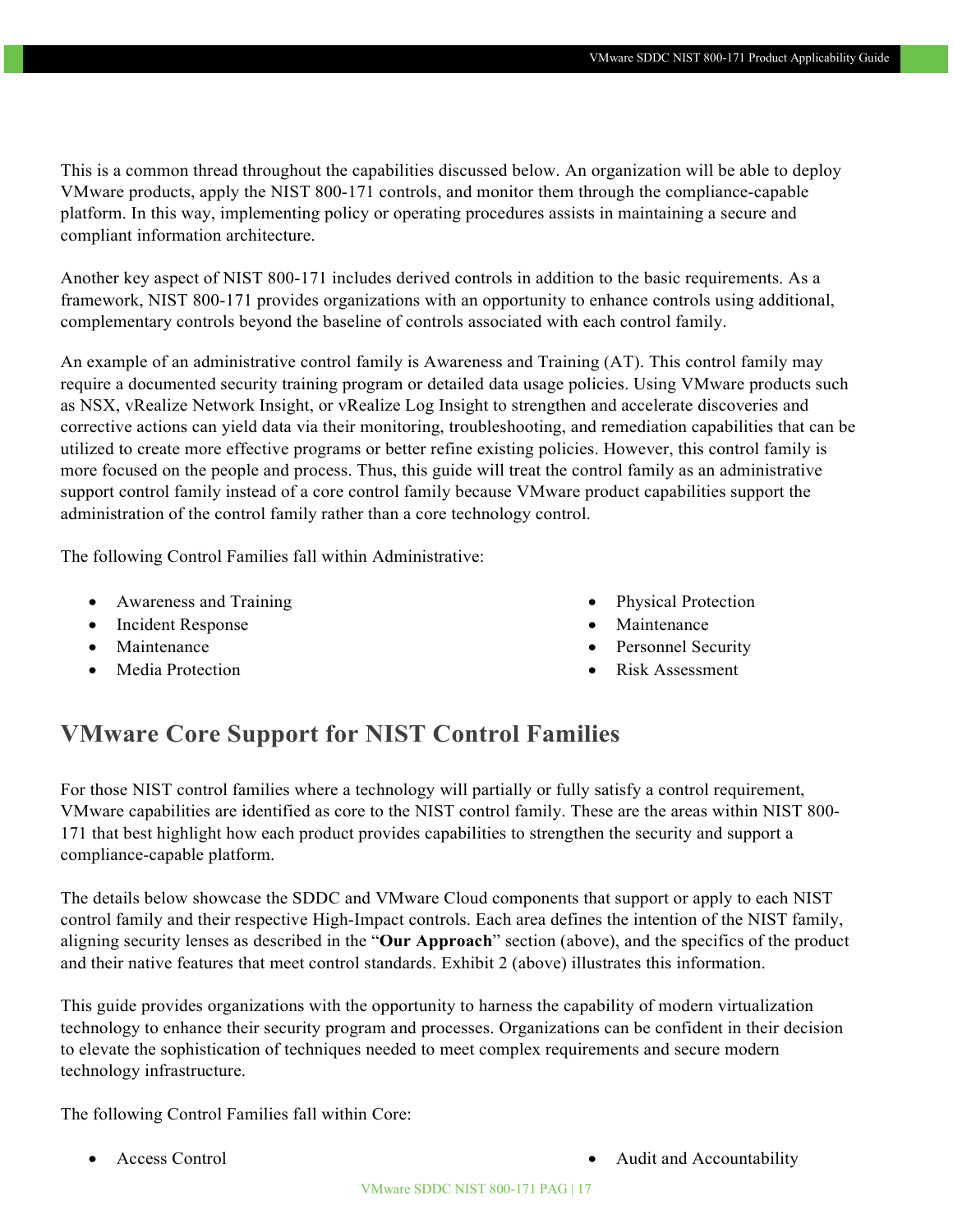This is a common thread throughout the capabilities discussed below. An organization will be able to deploy VMware products, apply the NIST 800-171 controls, and monitor them through the compliance-capable platform. In this way, implementing policy or operating procedures assists in maintaining a secure and compliant information architecture.

Another key aspect of NIST 800-171 includes derived controls in addition to the basic requirements. As a framework, NIST 800-171 provides organizations with an opportunity to enhance controls using additional, complementary controls beyond the baseline of controls associated with each control family.

An example of an administrative control family is Awareness and Training (AT). This control family may require a documented security training program or detailed data usage policies. Using VMware products such as NSX, vRealize Network Insight, or vRealize Log Insight to strengthen and accelerate discoveries and corrective actions can yield data via their monitoring, troubleshooting, and remediation capabilities that can be utilized to create more effective programs or better refine existing policies. However, this control family is more focused on the people and process. Thus, this guide will treat the control family as an administrative support control family instead of a core control family because VMware product capabilities support the administration of the control family rather than a core technology control.

The following Control Families fall within Administrative:

- Awareness and Training
- Incident Response
- Maintenance
- Media Protection
- Physical Protection
- Maintenance
- Personnel Security
- Risk Assessment

## VMware Core Support for NIST Control Families

For those NIST control families where a technology will partially or fully satisfy a control requirement, VMware capabilities are identified as core to the NIST control family. These are the areas within NIST 800-171 that best highlight how each product provides capabilities to strengthen the security and support a compliance-capable platform.

The details below showcase the SDDC and VMware Cloud components that support or apply to each NIST control family and their respective High-Impact controls. Each area defines the intention of the NIST family, aligning security lenses as described in the "**Our Approach**" section (above), and the specifics of the product and their native features that meet control standards. Exhibit 2 (above) illustrates this information.

This guide provides organizations with the opportunity to harness the capability of modern virtualization technology to enhance their security program and processes. Organizations can be confident in their decision to elevate the sophistication of techniques needed to meet complex requirements and secure modern technology infrastructure.

The following Control Families fall within Core:

- Access Control
- Audit and Accountability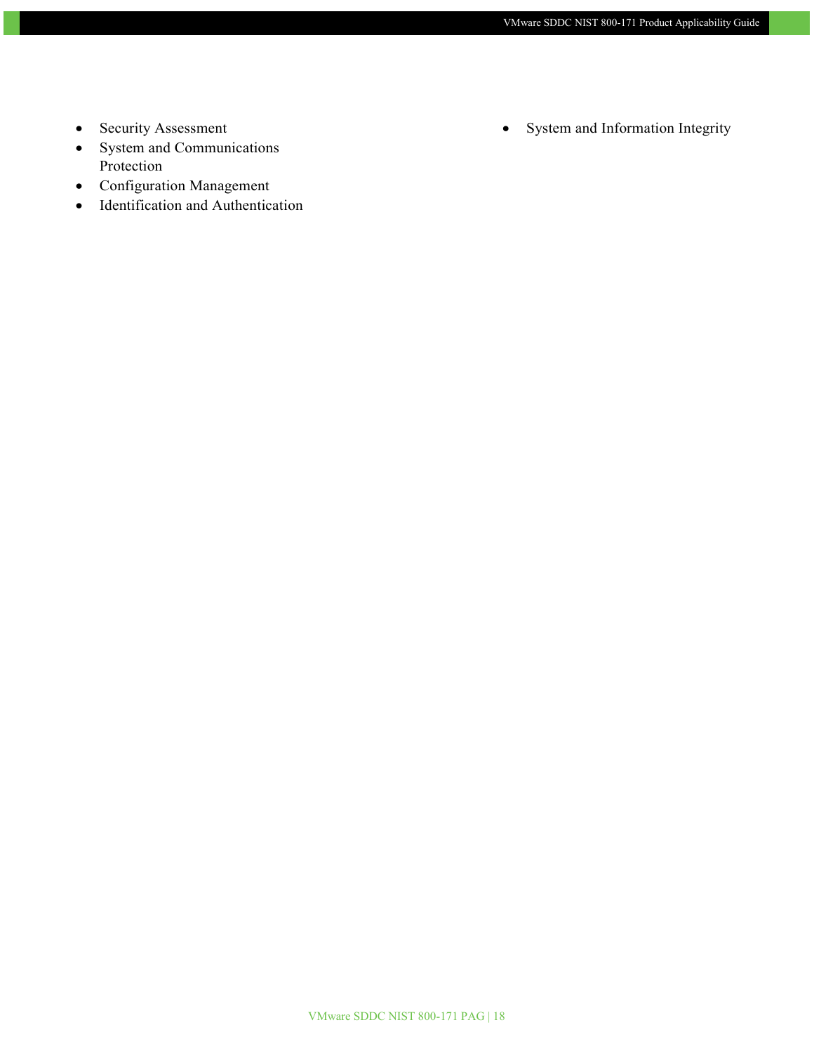- Security Assessment
- System and Communications Protection
- Configuration Management
- Identification and Authentication
- System and Information Integrity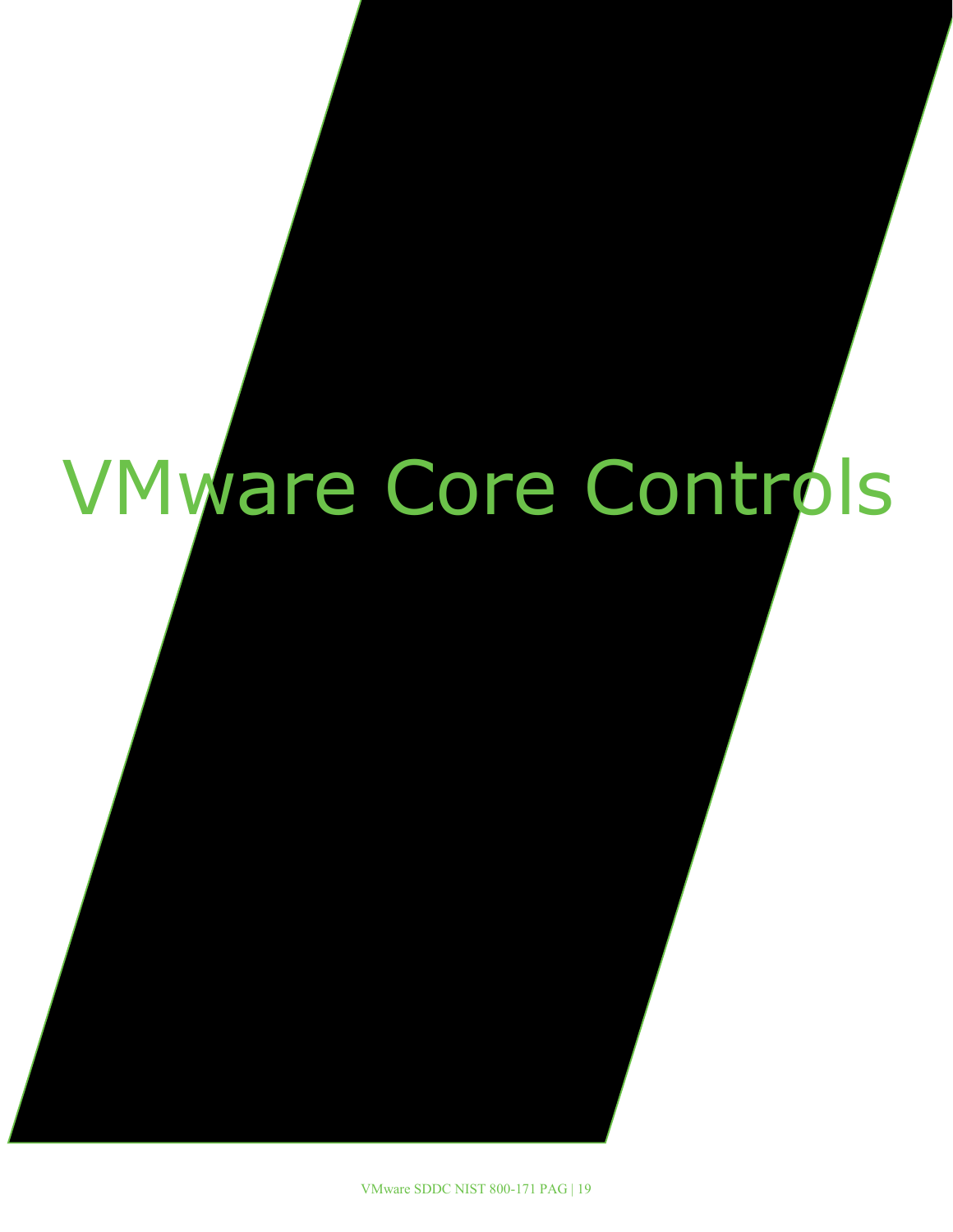# VMware Core Controls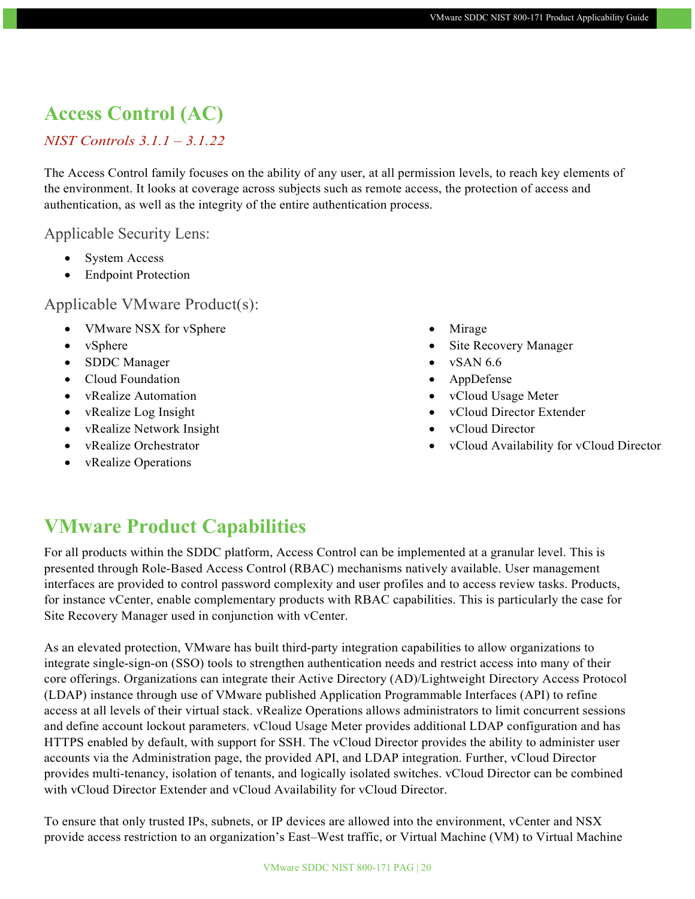# Access Control (AC)

*NIST Controls 3.1.1 – 3.1.22*

The Access Control family focuses on the ability of any user, at all permission levels, to reach key elements of the environment. It looks at coverage across subjects such as remote access, the protection of access and authentication, as well as the integrity of the entire authentication process.

## Applicable Security Lens:

- System Access
- Endpoint Protection

## Applicable VMware Product(s):

- VMware NSX for vSphere
- vSphere
- SDDC Manager
- Cloud Foundation
- vRealize Automation
- vRealize Log Insight
- vRealize Network Insight
- vRealize Orchestrator
- vRealize Operations
- Mirage
- Site Recovery Manager
- vSAN 6.6
- AppDefense
- vCloud Usage Meter
- vCloud Director Extender
- vCloud Director
- vCloud Availability for vCloud Director

# VMware Product Capabilities

For all products within the SDDC platform, Access Control can be implemented at a granular level. This is presented through Role-Based Access Control (RBAC) mechanisms natively available. User management interfaces are provided to control password complexity and user profiles and to access review tasks. Products, for instance vCenter, enable complementary products with RBAC capabilities. This is particularly the case for Site Recovery Manager used in conjunction with vCenter.

As an elevated protection, VMware has built third-party integration capabilities to allow organizations to integrate single-sign-on (SSO) tools to strengthen authentication needs and restrict access into many of their core offerings. Organizations can integrate their Active Directory (AD)/Lightweight Directory Access Protocol (LDAP) instance through use of VMware published Application Programmable Interfaces (API) to refine access at all levels of their virtual stack. vRealize Operations allows administrators to limit concurrent sessions and define account lockout parameters. vCloud Usage Meter provides additional LDAP configuration and has HTTPS enabled by default, with support for SSH. The vCloud Director provides the ability to administer user accounts via the Administration page, the provided API, and LDAP integration. Further, vCloud Director provides multi-tenancy, isolation of tenants, and logically isolated switches. vCloud Director can be combined with vCloud Director Extender and vCloud Availability for vCloud Director.

To ensure that only trusted IPs, subnets, or IP devices are allowed into the environment, vCenter and NSX provide access restriction to an organization's East–West traffic, or Virtual Machine (VM) to Virtual Machine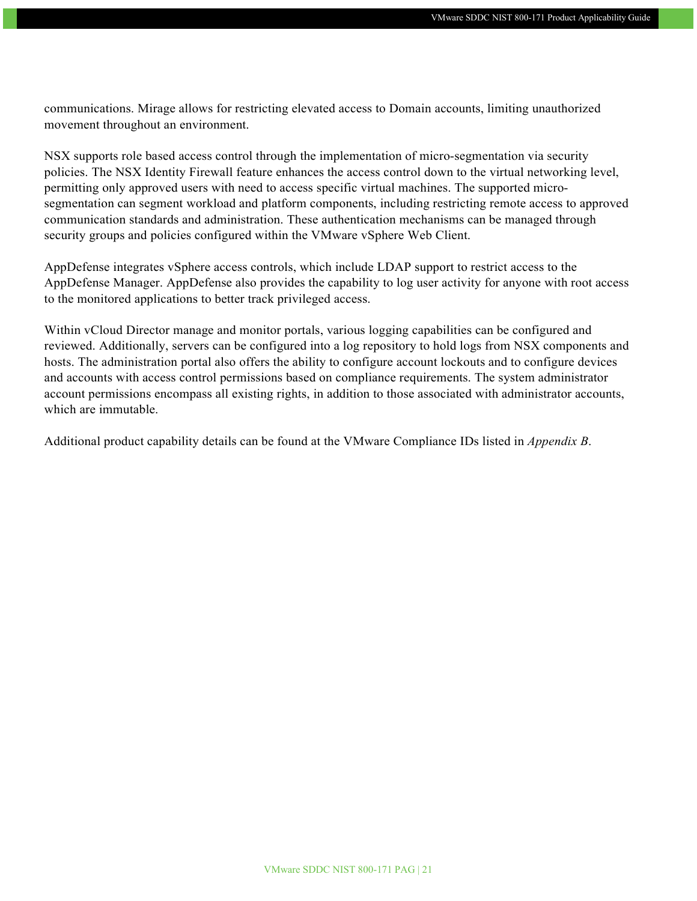communications. Mirage allows for restricting elevated access to Domain accounts, limiting unauthorized movement throughout an environment.

NSX supports role based access control through the implementation of micro-segmentation via security policies. The NSX Identity Firewall feature enhances the access control down to the virtual networking level, permitting only approved users with need to access specific virtual machines. The supported micro-segmentation can segment workload and platform components, including restricting remote access to approved communication standards and administration. These authentication mechanisms can be managed through security groups and policies configured within the VMware vSphere Web Client.

AppDefense integrates vSphere access controls, which include LDAP support to restrict access to the AppDefense Manager. AppDefense also provides the capability to log user activity for anyone with root access to the monitored applications to better track privileged access.

Within vCloud Director manage and monitor portals, various logging capabilities can be configured and reviewed. Additionally, servers can be configured into a log repository to hold logs from NSX components and hosts. The administration portal also offers the ability to configure account lockouts and to configure devices and accounts with access control permissions based on compliance requirements. The system administrator account permissions encompass all existing rights, in addition to those associated with administrator accounts, which are immutable.

Additional product capability details can be found at the VMware Compliance IDs listed in *Appendix B*.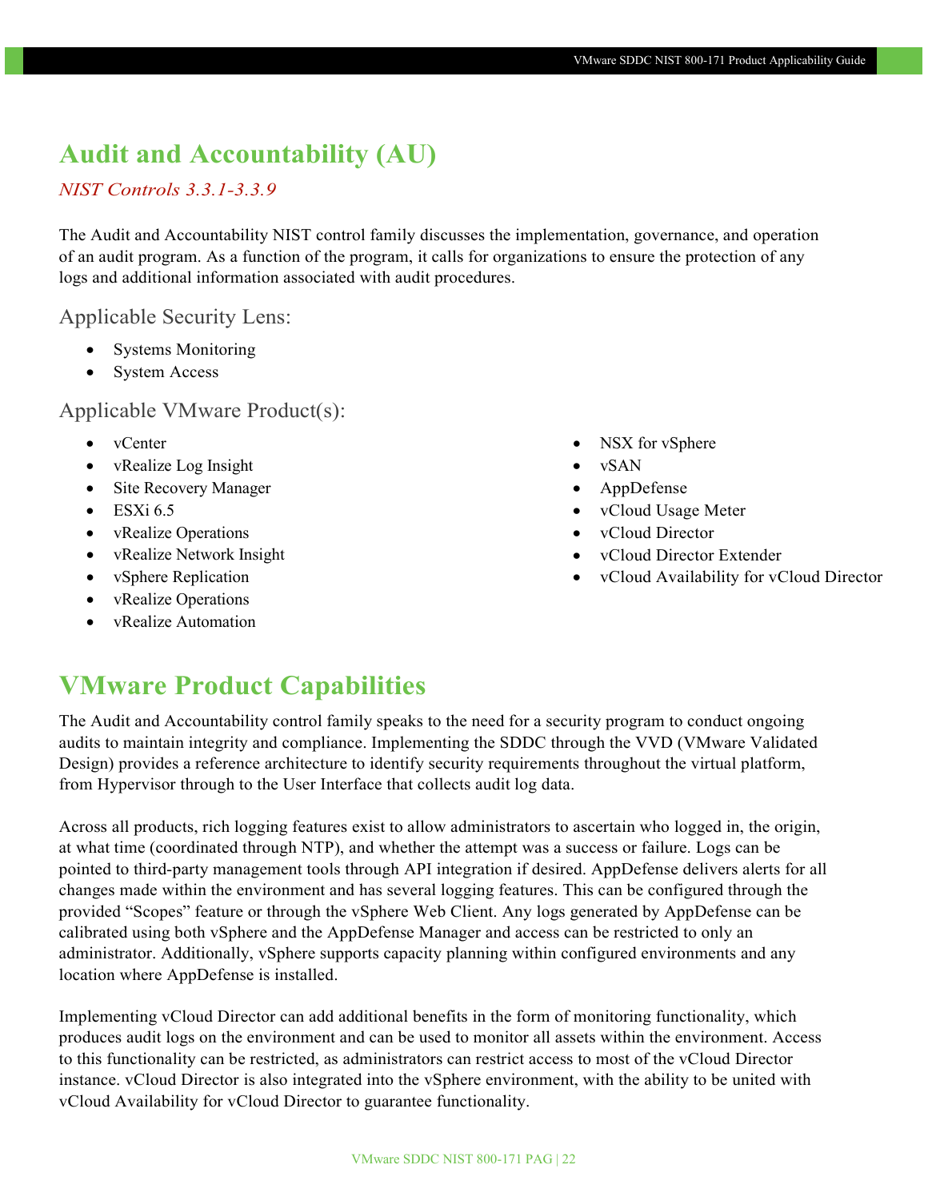# Audit and Accountability (AU)

*NIST Controls 3.3.1-3.3.9*

The Audit and Accountability NIST control family discusses the implementation, governance, and operation of an audit program. As a function of the program, it calls for organizations to ensure the protection of any logs and additional information associated with audit procedures.

### Applicable Security Lens:

- Systems Monitoring
- System Access

### Applicable VMware Product(s):

- vCenter
- vRealize Log Insight
- Site Recovery Manager
- ESXi 6.5
- vRealize Operations
- vRealize Network Insight
- vSphere Replication
- vRealize Operations
- vRealize Automation
- NSX for vSphere
- vSAN
- AppDefense
- vCloud Usage Meter
- vCloud Director
- vCloud Director Extender
- vCloud Availability for vCloud Director

# VMware Product Capabilities

The Audit and Accountability control family speaks to the need for a security program to conduct ongoing audits to maintain integrity and compliance. Implementing the SDDC through the VVD (VMware Validated Design) provides a reference architecture to identify security requirements throughout the virtual platform, from Hypervisor through to the User Interface that collects audit log data.

Across all products, rich logging features exist to allow administrators to ascertain who logged in, the origin, at what time (coordinated through NTP), and whether the attempt was a success or failure. Logs can be pointed to third-party management tools through API integration if desired. AppDefense delivers alerts for all changes made within the environment and has several logging features. This can be configured through the provided "Scopes" feature or through the vSphere Web Client. Any logs generated by AppDefense can be calibrated using both vSphere and the AppDefense Manager and access can be restricted to only an administrator. Additionally, vSphere supports capacity planning within configured environments and any location where AppDefense is installed.

Implementing vCloud Director can add additional benefits in the form of monitoring functionality, which produces audit logs on the environment and can be used to monitor all assets within the environment. Access to this functionality can be restricted, as administrators can restrict access to most of the vCloud Director instance. vCloud Director is also integrated into the vSphere environment, with the ability to be united with vCloud Availability for vCloud Director to guarantee functionality.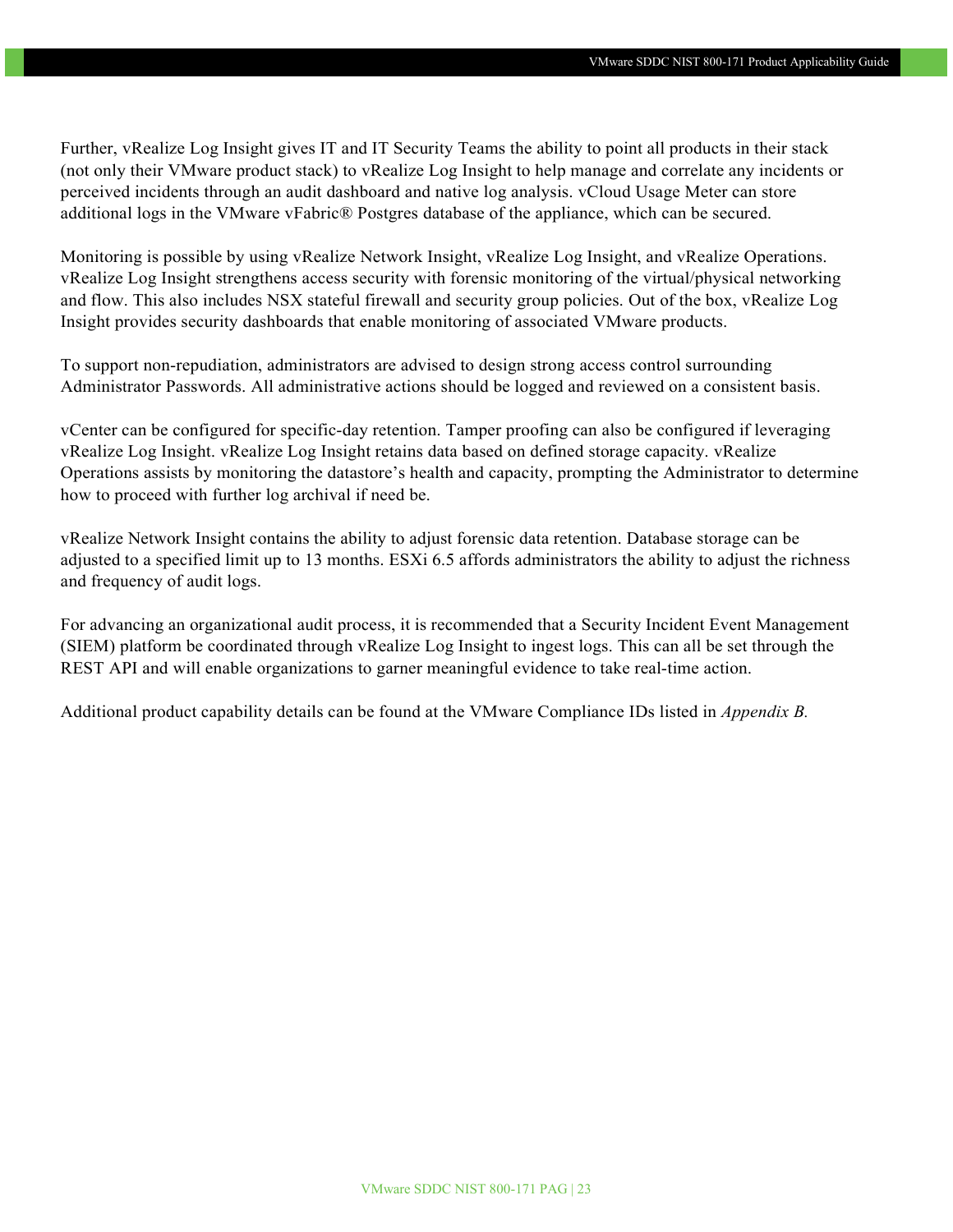Further, vRealize Log Insight gives IT and IT Security Teams the ability to point all products in their stack (not only their VMware product stack) to vRealize Log Insight to help manage and correlate any incidents or perceived incidents through an audit dashboard and native log analysis. vCloud Usage Meter can store additional logs in the VMware vFabric® Postgres database of the appliance, which can be secured.

Monitoring is possible by using vRealize Network Insight, vRealize Log Insight, and vRealize Operations. vRealize Log Insight strengthens access security with forensic monitoring of the virtual/physical networking and flow. This also includes NSX stateful firewall and security group policies. Out of the box, vRealize Log Insight provides security dashboards that enable monitoring of associated VMware products.

To support non-repudiation, administrators are advised to design strong access control surrounding Administrator Passwords. All administrative actions should be logged and reviewed on a consistent basis.

vCenter can be configured for specific-day retention. Tamper proofing can also be configured if leveraging vRealize Log Insight. vRealize Log Insight retains data based on defined storage capacity. vRealize Operations assists by monitoring the datastore's health and capacity, prompting the Administrator to determine how to proceed with further log archival if need be.

vRealize Network Insight contains the ability to adjust forensic data retention. Database storage can be adjusted to a specified limit up to 13 months. ESXi 6.5 affords administrators the ability to adjust the richness and frequency of audit logs.

For advancing an organizational audit process, it is recommended that a Security Incident Event Management (SIEM) platform be coordinated through vRealize Log Insight to ingest logs. This can all be set through the REST API and will enable organizations to garner meaningful evidence to take real-time action.

Additional product capability details can be found at the VMware Compliance IDs listed in *Appendix B.*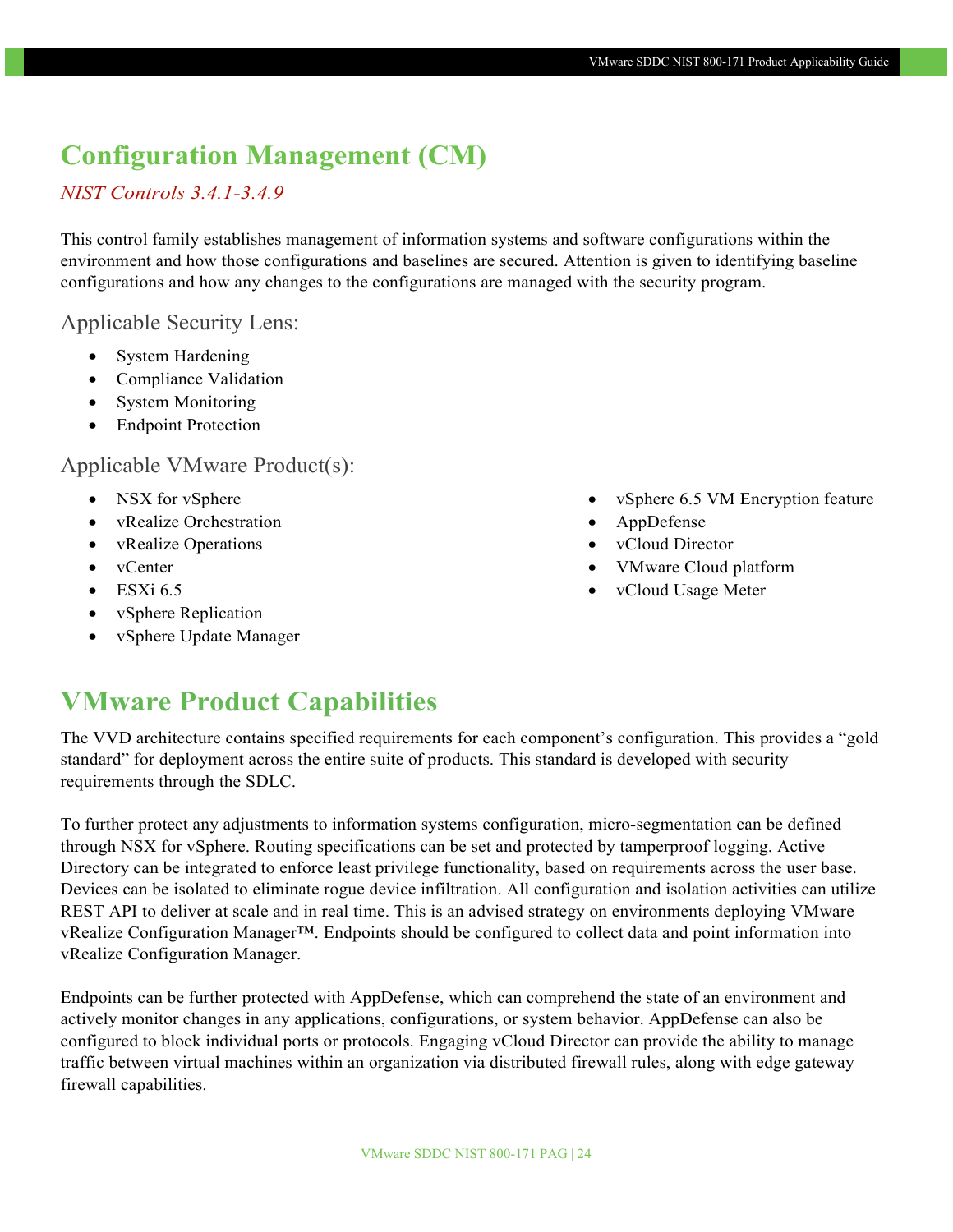# Configuration Management (CM)

*NIST Controls 3.4.1-3.4.9*

This control family establishes management of information systems and software configurations within the environment and how those configurations and baselines are secured. Attention is given to identifying baseline configurations and how any changes to the configurations are managed with the security program.

### Applicable Security Lens:

- System Hardening
- Compliance Validation
- System Monitoring
- Endpoint Protection

### Applicable VMware Product(s):

- NSX for vSphere
- vRealize Orchestration
- vRealize Operations
- vCenter
- ESXi 6.5
- vSphere Replication
- vSphere Update Manager
- vSphere 6.5 VM Encryption feature
- AppDefense
- vCloud Director
- VMware Cloud platform
- vCloud Usage Meter

# VMware Product Capabilities

The VVD architecture contains specified requirements for each component's configuration. This provides a "gold standard" for deployment across the entire suite of products. This standard is developed with security requirements through the SDLC.

To further protect any adjustments to information systems configuration, micro-segmentation can be defined through NSX for vSphere. Routing specifications can be set and protected by tamperproof logging. Active Directory can be integrated to enforce least privilege functionality, based on requirements across the user base. Devices can be isolated to eliminate rogue device infiltration. All configuration and isolation activities can utilize REST API to deliver at scale and in real time. This is an advised strategy on environments deploying VMware vRealize Configuration Manager™. Endpoints should be configured to collect data and point information into vRealize Configuration Manager.

Endpoints can be further protected with AppDefense, which can comprehend the state of an environment and actively monitor changes in any applications, configurations, or system behavior. AppDefense can also be configured to block individual ports or protocols. Engaging vCloud Director can provide the ability to manage traffic between virtual machines within an organization via distributed firewall rules, along with edge gateway firewall capabilities.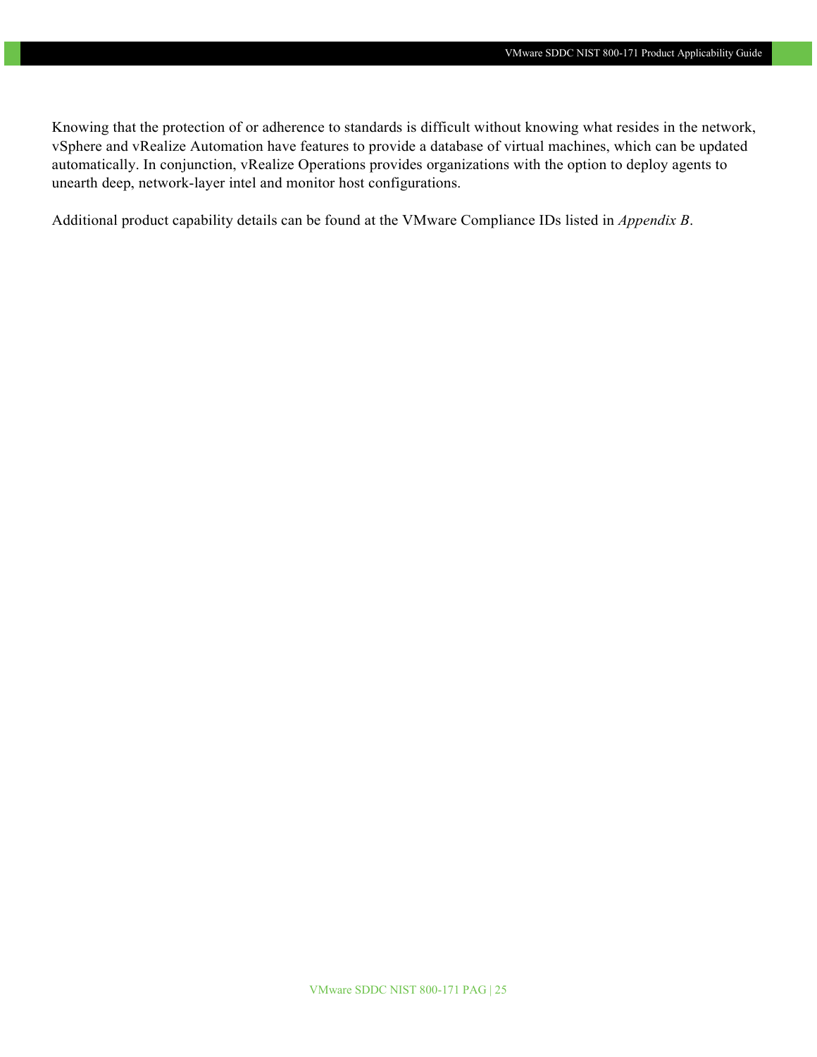Knowing that the protection of or adherence to standards is difficult without knowing what resides in the network, vSphere and vRealize Automation have features to provide a database of virtual machines, which can be updated automatically. In conjunction, vRealize Operations provides organizations with the option to deploy agents to unearth deep, network-layer intel and monitor host configurations.

Additional product capability details can be found at the VMware Compliance IDs listed in *Appendix B*.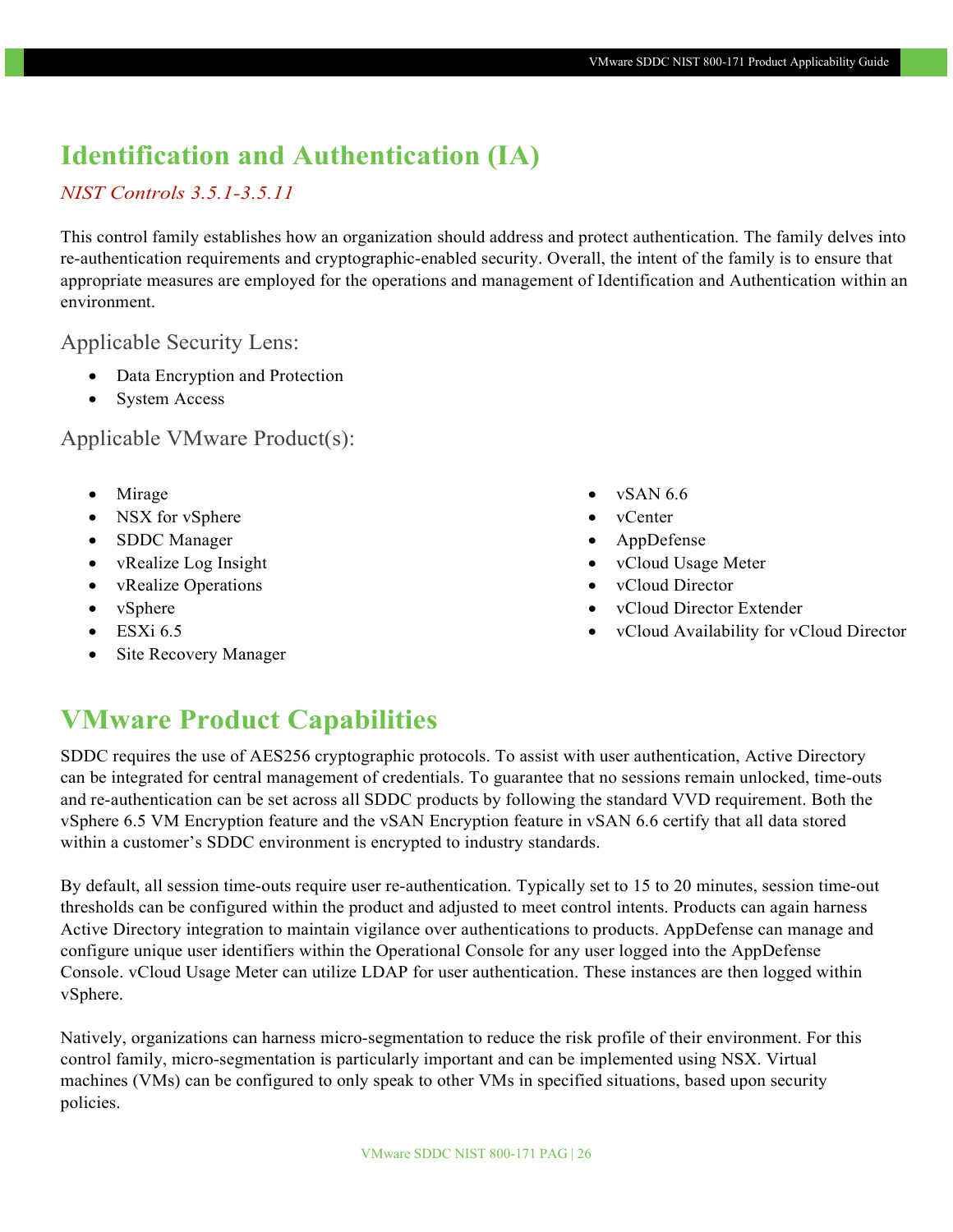# Identification and Authentication (IA)

*NIST Controls 3.5.1-3.5.11*

This control family establishes how an organization should address and protect authentication. The family delves into re-authentication requirements and cryptographic-enabled security. Overall, the intent of the family is to ensure that appropriate measures are employed for the operations and management of Identification and Authentication within an environment.

## Applicable Security Lens:

- Data Encryption and Protection
- System Access

## Applicable VMware Product(s):

- Mirage
- NSX for vSphere
- SDDC Manager
- vRealize Log Insight
- vRealize Operations
- vSphere
- ESXi 6.5
- Site Recovery Manager
- vSAN 6.6
- vCenter
- AppDefense
- vCloud Usage Meter
- vCloud Director
- vCloud Director Extender
- vCloud Availability for vCloud Director

# VMware Product Capabilities

SDDC requires the use of AES256 cryptographic protocols. To assist with user authentication, Active Directory can be integrated for central management of credentials. To guarantee that no sessions remain unlocked, time-outs and re-authentication can be set across all SDDC products by following the standard VVD requirement. Both the vSphere 6.5 VM Encryption feature and the vSAN Encryption feature in vSAN 6.6 certify that all data stored within a customer's SDDC environment is encrypted to industry standards.

By default, all session time-outs require user re-authentication. Typically set to 15 to 20 minutes, session time-out thresholds can be configured within the product and adjusted to meet control intents. Products can again harness Active Directory integration to maintain vigilance over authentications to products. AppDefense can manage and configure unique user identifiers within the Operational Console for any user logged into the AppDefense Console. vCloud Usage Meter can utilize LDAP for user authentication. These instances are then logged within vSphere.

Natively, organizations can harness micro-segmentation to reduce the risk profile of their environment. For this control family, micro-segmentation is particularly important and can be implemented using NSX. Virtual machines (VMs) can be configured to only speak to other VMs in specified situations, based upon security policies.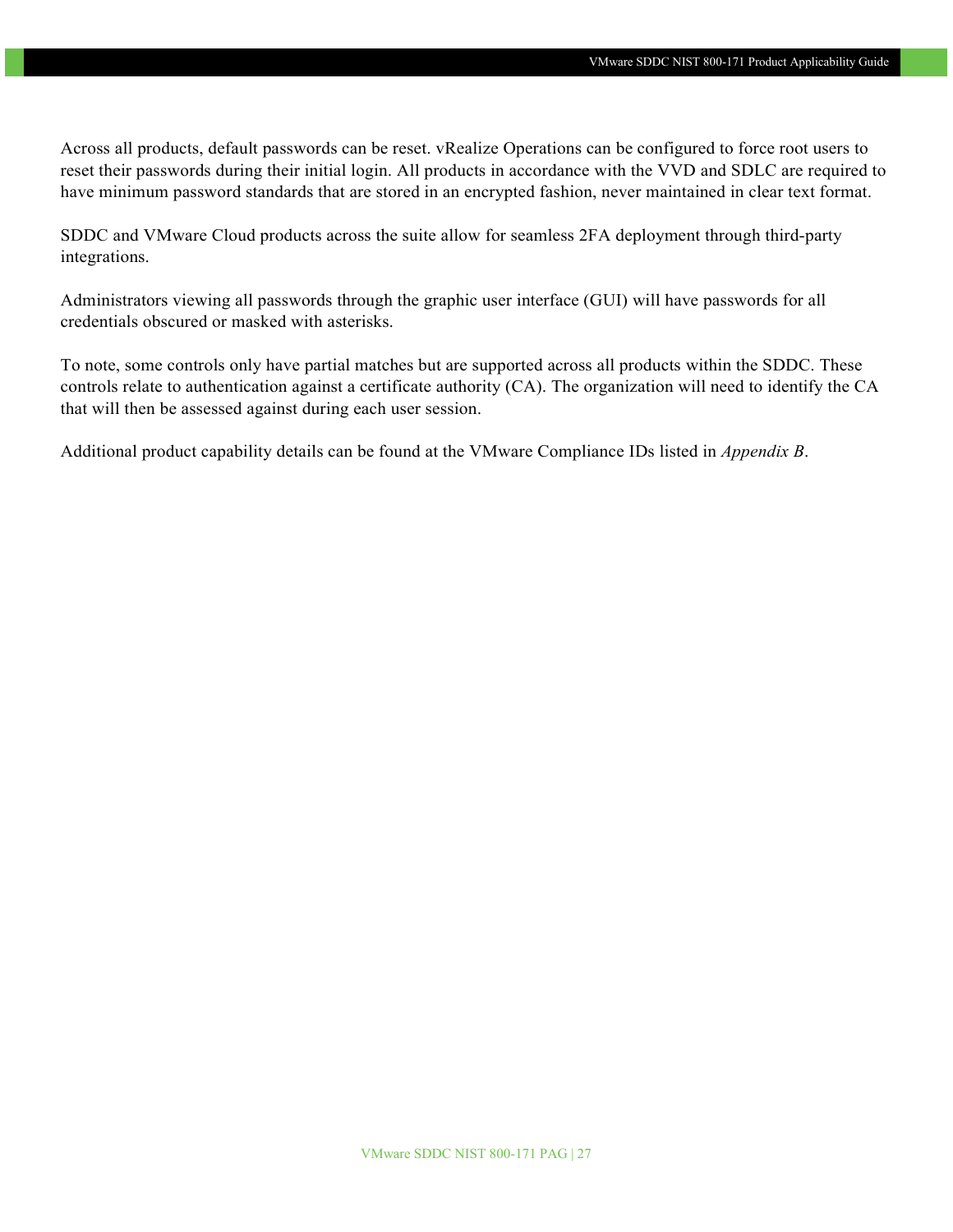Across all products, default passwords can be reset. vRealize Operations can be configured to force root users to reset their passwords during their initial login. All products in accordance with the VVD and SDLC are required to have minimum password standards that are stored in an encrypted fashion, never maintained in clear text format.

SDDC and VMware Cloud products across the suite allow for seamless 2FA deployment through third-party integrations.

Administrators viewing all passwords through the graphic user interface (GUI) will have passwords for all credentials obscured or masked with asterisks.

To note, some controls only have partial matches but are supported across all products within the SDDC. These controls relate to authentication against a certificate authority (CA). The organization will need to identify the CA that will then be assessed against during each user session.

Additional product capability details can be found at the VMware Compliance IDs listed in *Appendix B*.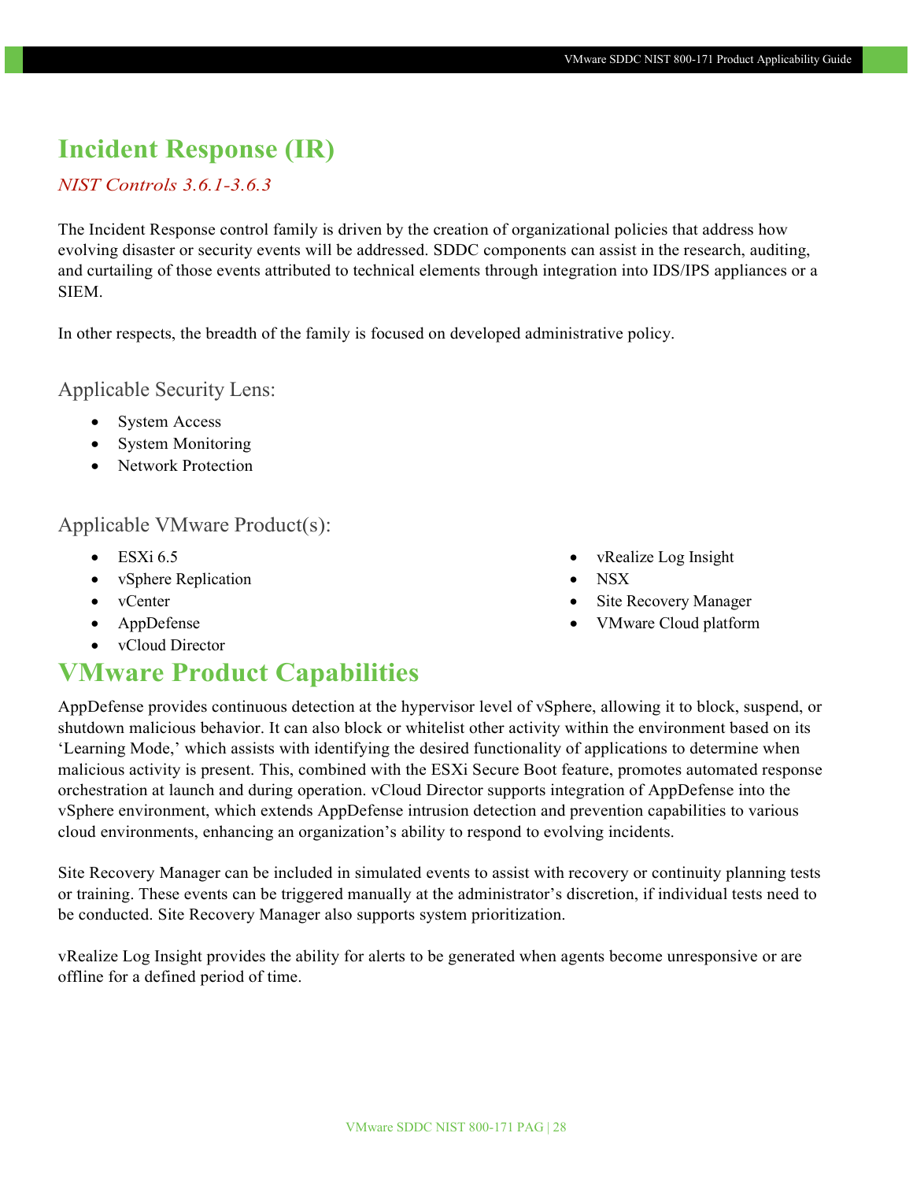# Incident Response (IR)

*NIST Controls 3.6.1-3.6.3*

The Incident Response control family is driven by the creation of organizational policies that address how evolving disaster or security events will be addressed. SDDC components can assist in the research, auditing, and curtailing of those events attributed to technical elements through integration into IDS/IPS appliances or a SIEM.

In other respects, the breadth of the family is focused on developed administrative policy.

### Applicable Security Lens:

- System Access
- System Monitoring
- Network Protection

### Applicable VMware Product(s):

- ESXi 6.5
- vSphere Replication
- vCenter
- AppDefense
- vCloud Director
- vRealize Log Insight
- NSX
- Site Recovery Manager
- VMware Cloud platform

# VMware Product Capabilities

AppDefense provides continuous detection at the hypervisor level of vSphere, allowing it to block, suspend, or shutdown malicious behavior. It can also block or whitelist other activity within the environment based on its 'Learning Mode,' which assists with identifying the desired functionality of applications to determine when malicious activity is present. This, combined with the ESXi Secure Boot feature, promotes automated response orchestration at launch and during operation. vCloud Director supports integration of AppDefense into the vSphere environment, which extends AppDefense intrusion detection and prevention capabilities to various cloud environments, enhancing an organization's ability to respond to evolving incidents.

Site Recovery Manager can be included in simulated events to assist with recovery or continuity planning tests or training. These events can be triggered manually at the administrator's discretion, if individual tests need to be conducted. Site Recovery Manager also supports system prioritization.

vRealize Log Insight provides the ability for alerts to be generated when agents become unresponsive or are offline for a defined period of time.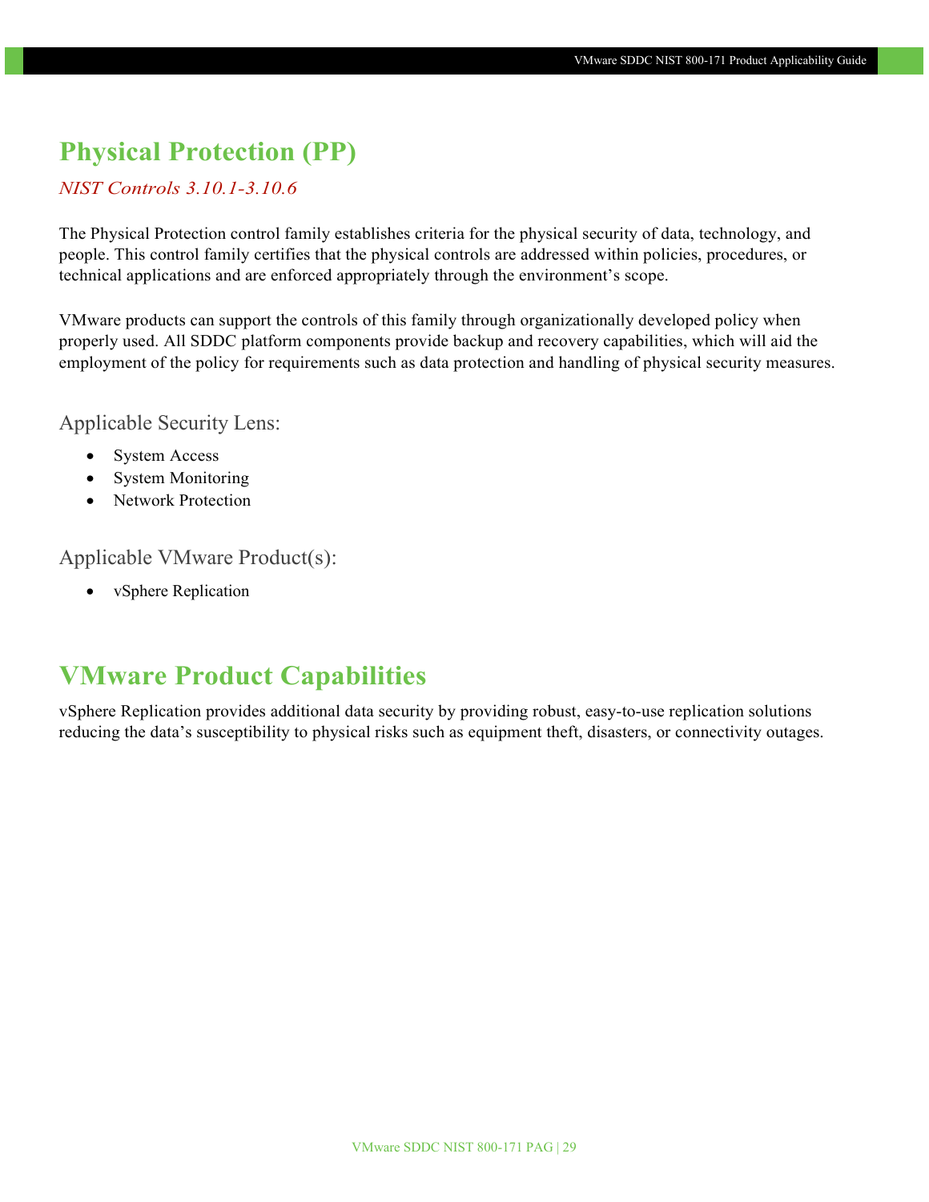# Physical Protection (PP)

*NIST Controls 3.10.1-3.10.6*

The Physical Protection control family establishes criteria for the physical security of data, technology, and people. This control family certifies that the physical controls are addressed within policies, procedures, or technical applications and are enforced appropriately through the environment's scope.

VMware products can support the controls of this family through organizationally developed policy when properly used. All SDDC platform components provide backup and recovery capabilities, which will aid the employment of the policy for requirements such as data protection and handling of physical security measures.

## Applicable Security Lens:

- System Access
- System Monitoring
- Network Protection

## Applicable VMware Product(s):

- vSphere Replication

# VMware Product Capabilities

vSphere Replication provides additional data security by providing robust, easy-to-use replication solutions reducing the data's susceptibility to physical risks such as equipment theft, disasters, or connectivity outages.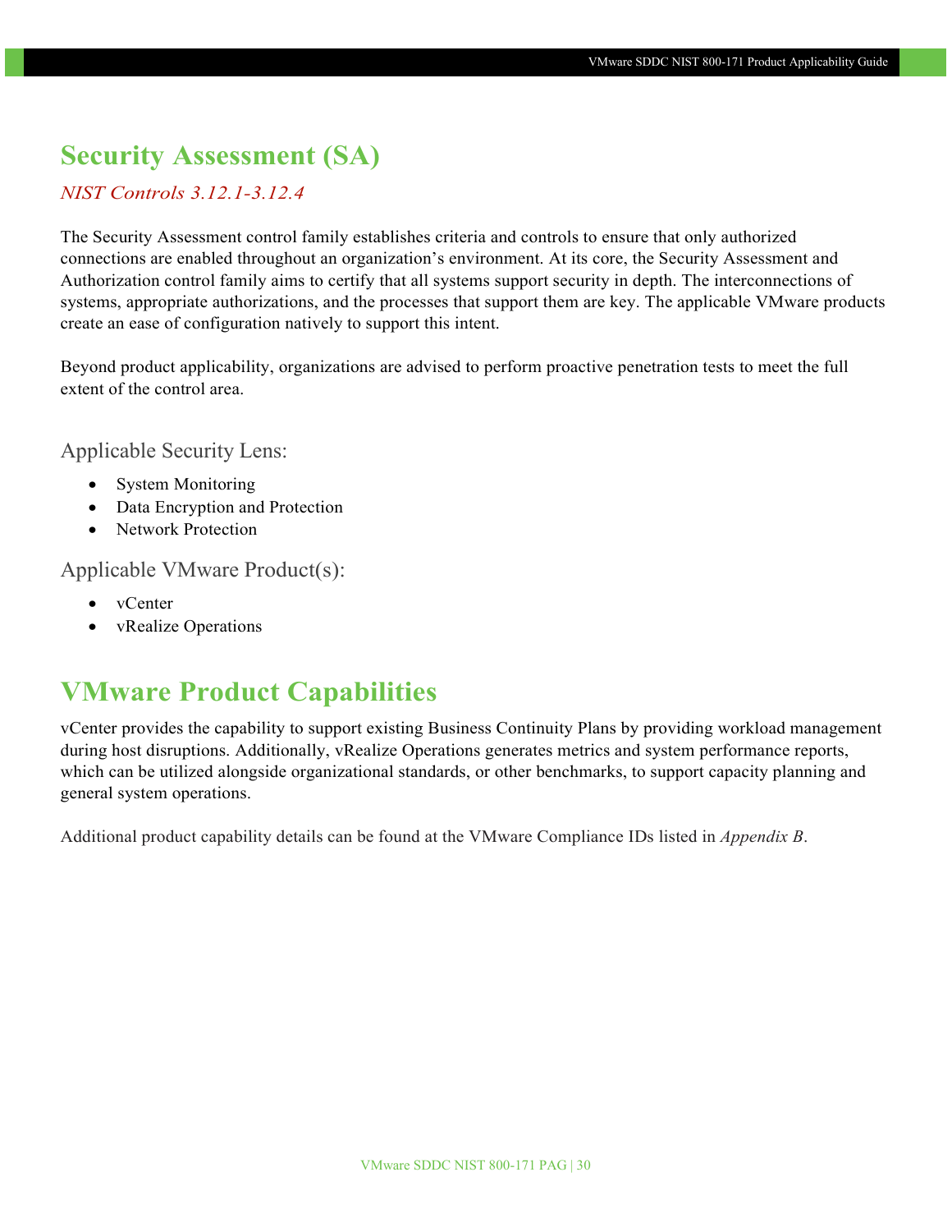# Security Assessment (SA)

*NIST Controls 3.12.1-3.12.4*

The Security Assessment control family establishes criteria and controls to ensure that only authorized connections are enabled throughout an organization's environment. At its core, the Security Assessment and Authorization control family aims to certify that all systems support security in depth. The interconnections of systems, appropriate authorizations, and the processes that support them are key. The applicable VMware products create an ease of configuration natively to support this intent.

Beyond product applicability, organizations are advised to perform proactive penetration tests to meet the full extent of the control area.

### Applicable Security Lens:

- System Monitoring
- Data Encryption and Protection
- Network Protection

### Applicable VMware Product(s):

- vCenter
- vRealize Operations

# VMware Product Capabilities

vCenter provides the capability to support existing Business Continuity Plans by providing workload management during host disruptions. Additionally, vRealize Operations generates metrics and system performance reports, which can be utilized alongside organizational standards, or other benchmarks, to support capacity planning and general system operations.

Additional product capability details can be found at the VMware Compliance IDs listed in *Appendix B*.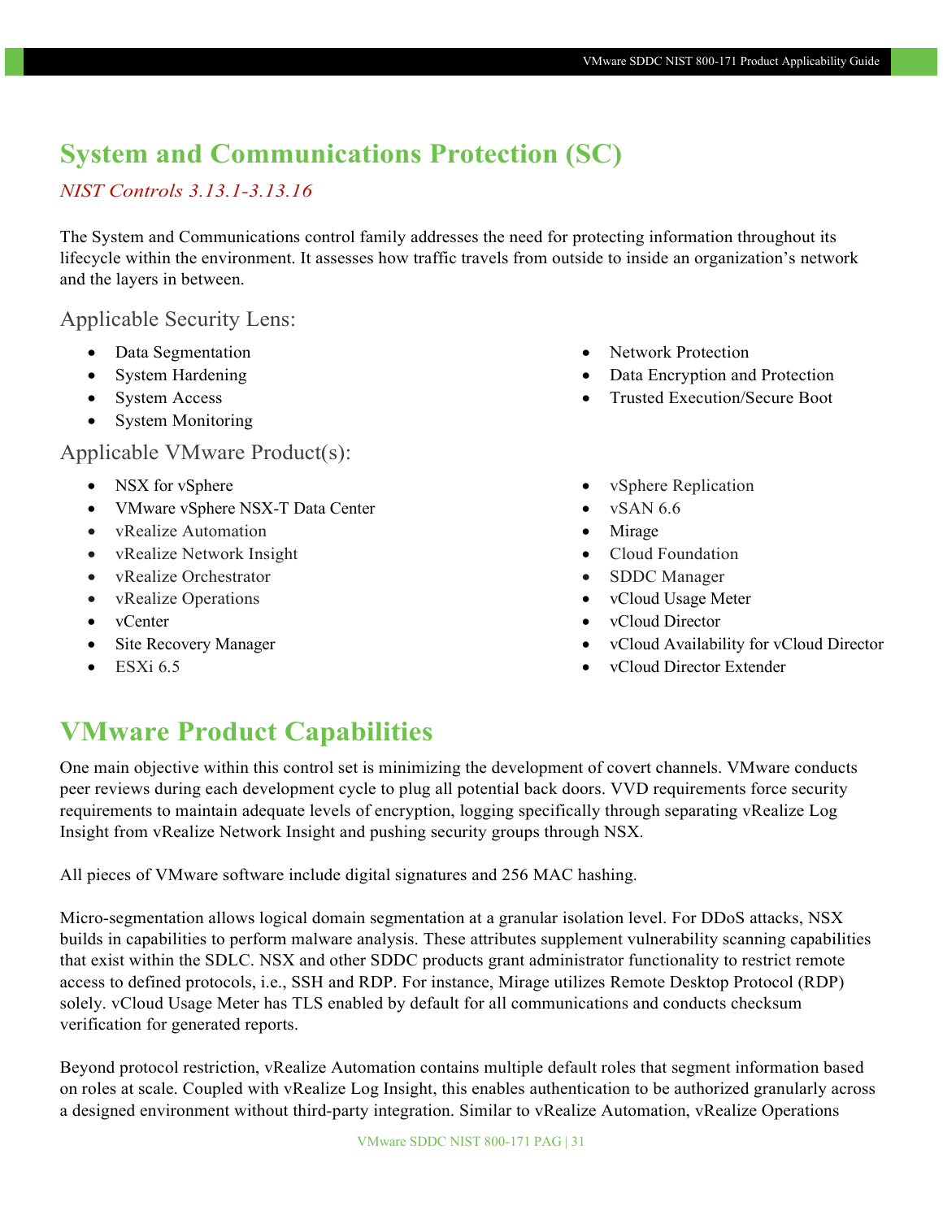# System and Communications Protection (SC)

*NIST Controls 3.13.1-3.13.16*

The System and Communications control family addresses the need for protecting information throughout its lifecycle within the environment. It assesses how traffic travels from outside to inside an organization's network and the layers in between.

## Applicable Security Lens:

- Data Segmentation
- System Hardening
- System Access
- System Monitoring
- Network Protection
- Data Encryption and Protection
- Trusted Execution/Secure Boot

## Applicable VMware Product(s):

- NSX for vSphere
- VMware vSphere NSX-T Data Center
- vRealize Automation
- vRealize Network Insight
- vRealize Orchestrator
- vRealize Operations
- vCenter
- Site Recovery Manager
- ESXi 6.5
- vSphere Replication
- vSAN 6.6
- Mirage
- Cloud Foundation
- SDDC Manager
- vCloud Usage Meter
- vCloud Director
- vCloud Availability for vCloud Director
- vCloud Director Extender

# VMware Product Capabilities

One main objective within this control set is minimizing the development of covert channels. VMware conducts peer reviews during each development cycle to plug all potential back doors. VVD requirements force security requirements to maintain adequate levels of encryption, logging specifically through separating vRealize Log Insight from vRealize Network Insight and pushing security groups through NSX.

All pieces of VMware software include digital signatures and 256 MAC hashing.

Micro-segmentation allows logical domain segmentation at a granular isolation level. For DDoS attacks, NSX builds in capabilities to perform malware analysis. These attributes supplement vulnerability scanning capabilities that exist within the SDLC. NSX and other SDDC products grant administrator functionality to restrict remote access to defined protocols, i.e., SSH and RDP. For instance, Mirage utilizes Remote Desktop Protocol (RDP) solely. vCloud Usage Meter has TLS enabled by default for all communications and conducts checksum verification for generated reports.

Beyond protocol restriction, vRealize Automation contains multiple default roles that segment information based on roles at scale. Coupled with vRealize Log Insight, this enables authentication to be authorized granularly across a designed environment without third-party integration. Similar to vRealize Automation, vRealize Operations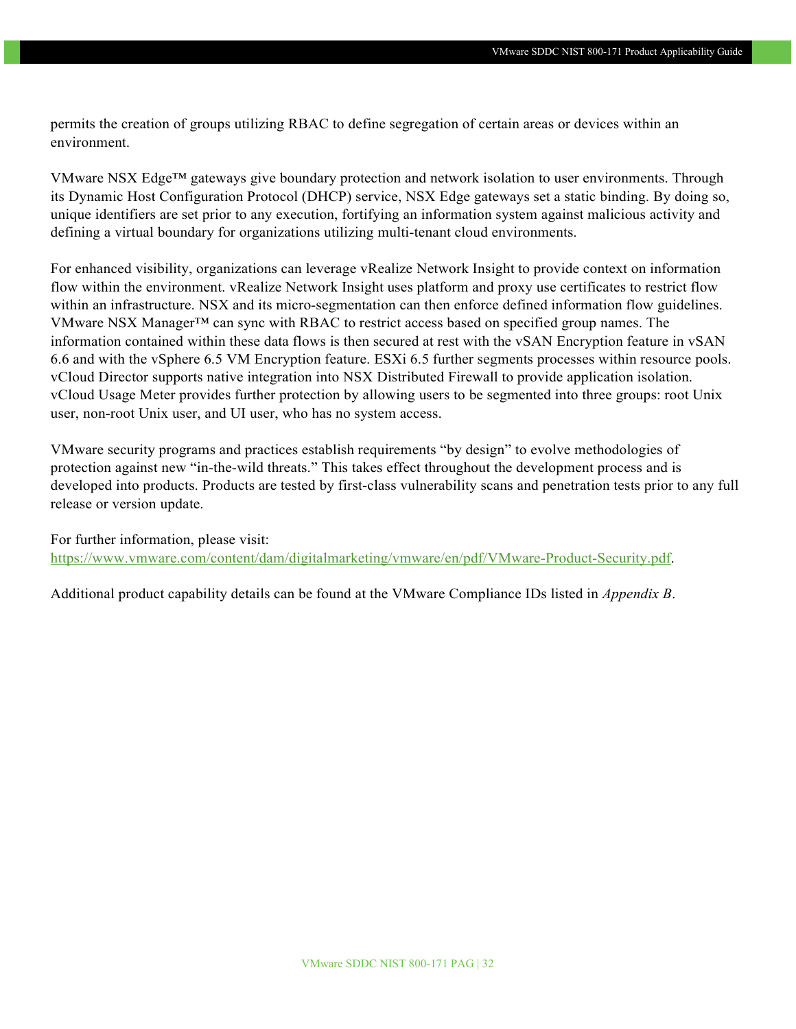permits the creation of groups utilizing RBAC to define segregation of certain areas or devices within an environment.

VMware NSX Edge™ gateways give boundary protection and network isolation to user environments. Through its Dynamic Host Configuration Protocol (DHCP) service, NSX Edge gateways set a static binding. By doing so, unique identifiers are set prior to any execution, fortifying an information system against malicious activity and defining a virtual boundary for organizations utilizing multi-tenant cloud environments.

For enhanced visibility, organizations can leverage vRealize Network Insight to provide context on information flow within the environment. vRealize Network Insight uses platform and proxy use certificates to restrict flow within an infrastructure. NSX and its micro-segmentation can then enforce defined information flow guidelines. VMware NSX Manager™ can sync with RBAC to restrict access based on specified group names. The information contained within these data flows is then secured at rest with the vSAN Encryption feature in vSAN 6.6 and with the vSphere 6.5 VM Encryption feature. ESXi 6.5 further segments processes within resource pools. vCloud Director supports native integration into NSX Distributed Firewall to provide application isolation. vCloud Usage Meter provides further protection by allowing users to be segmented into three groups: root Unix user, non-root Unix user, and UI user, who has no system access.

VMware security programs and practices establish requirements "by design" to evolve methodologies of protection against new "in-the-wild threats." This takes effect throughout the development process and is developed into products. Products are tested by first-class vulnerability scans and penetration tests prior to any full release or version update.

For further information, please visit:
[https://www.vmware.com/content/dam/digitalmarketing/vmware/en/pdf/VMware-Product-Security.pdf](https://www.vmware.com/content/dam/digitalmarketing/vmware/en/pdf/VMware-Product-Security.pdf).

Additional product capability details can be found at the VMware Compliance IDs listed in *Appendix B*.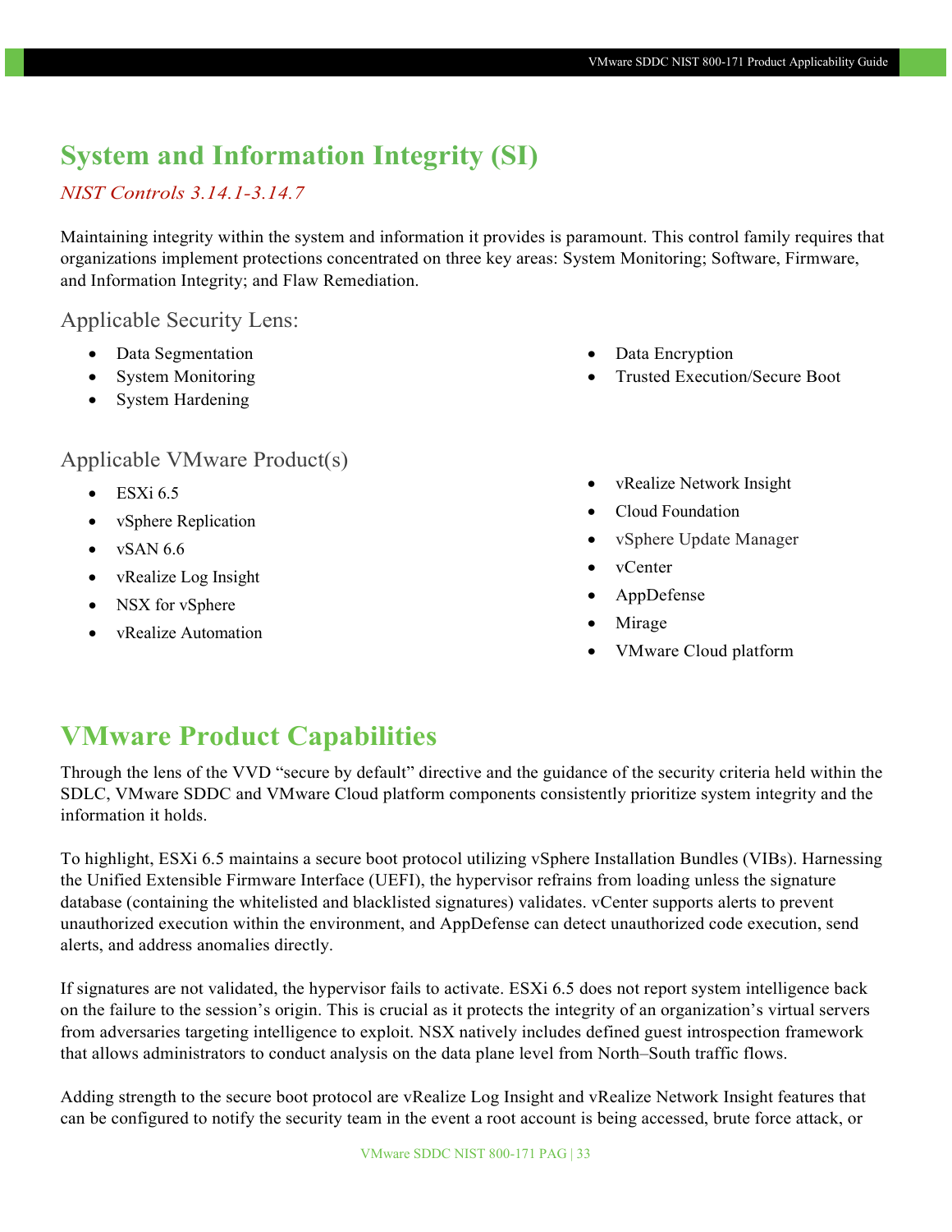# System and Information Integrity (SI)

*NIST Controls 3.14.1-3.14.7*

Maintaining integrity within the system and information it provides is paramount. This control family requires that organizations implement protections concentrated on three key areas: System Monitoring; Software, Firmware, and Information Integrity; and Flaw Remediation.

### Applicable Security Lens:

- Data Segmentation
- System Monitoring
- System Hardening
- Data Encryption
- Trusted Execution/Secure Boot

### Applicable VMware Product(s)

- ESXi 6.5
- vSphere Replication
- vSAN 6.6
- vRealize Log Insight
- NSX for vSphere
- vRealize Automation
- vRealize Network Insight
- Cloud Foundation
- vSphere Update Manager
- vCenter
- AppDefense
- Mirage
- VMware Cloud platform

# VMware Product Capabilities

Through the lens of the VVD "secure by default" directive and the guidance of the security criteria held within the SDLC, VMware SDDC and VMware Cloud platform components consistently prioritize system integrity and the information it holds.

To highlight, ESXi 6.5 maintains a secure boot protocol utilizing vSphere Installation Bundles (VIBs). Harnessing the Unified Extensible Firmware Interface (UEFI), the hypervisor refrains from loading unless the signature database (containing the whitelisted and blacklisted signatures) validates. vCenter supports alerts to prevent unauthorized execution within the environment, and AppDefense can detect unauthorized code execution, send alerts, and address anomalies directly.

If signatures are not validated, the hypervisor fails to activate. ESXi 6.5 does not report system intelligence back on the failure to the session's origin. This is crucial as it protects the integrity of an organization's virtual servers from adversaries targeting intelligence to exploit. NSX natively includes defined guest introspection framework that allows administrators to conduct analysis on the data plane level from North–South traffic flows.

Adding strength to the secure boot protocol are vRealize Log Insight and vRealize Network Insight features that can be configured to notify the security team in the event a root account is being accessed, brute force attack, or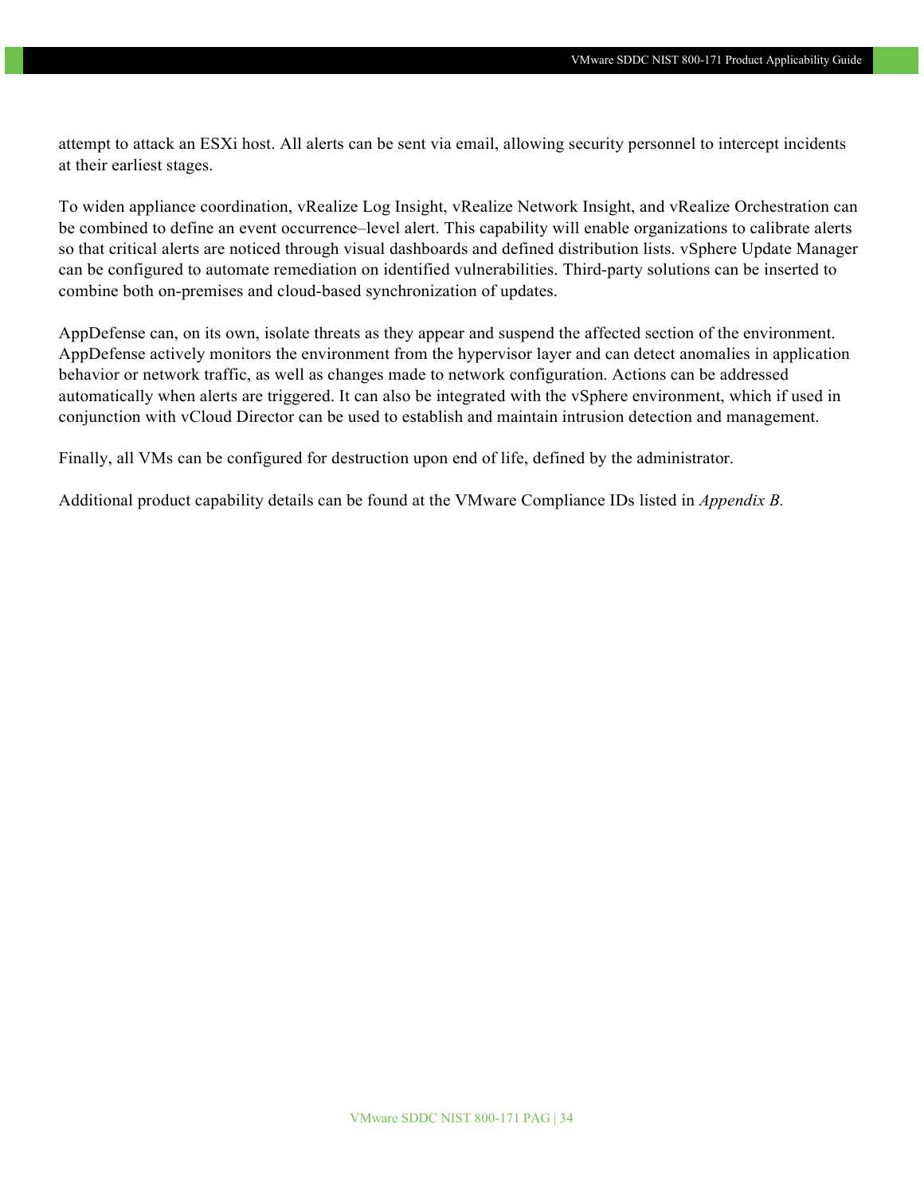attempt to attack an ESXi host. All alerts can be sent via email, allowing security personnel to intercept incidents at their earliest stages.

To widen appliance coordination, vRealize Log Insight, vRealize Network Insight, and vRealize Orchestration can be combined to define an event occurrence–level alert. This capability will enable organizations to calibrate alerts so that critical alerts are noticed through visual dashboards and defined distribution lists. vSphere Update Manager can be configured to automate remediation on identified vulnerabilities. Third-party solutions can be inserted to combine both on-premises and cloud-based synchronization of updates.

AppDefense can, on its own, isolate threats as they appear and suspend the affected section of the environment. AppDefense actively monitors the environment from the hypervisor layer and can detect anomalies in application behavior or network traffic, as well as changes made to network configuration. Actions can be addressed automatically when alerts are triggered. It can also be integrated with the vSphere environment, which if used in conjunction with vCloud Director can be used to establish and maintain intrusion detection and management.

Finally, all VMs can be configured for destruction upon end of life, defined by the administrator.

Additional product capability details can be found at the VMware Compliance IDs listed in *Appendix B.*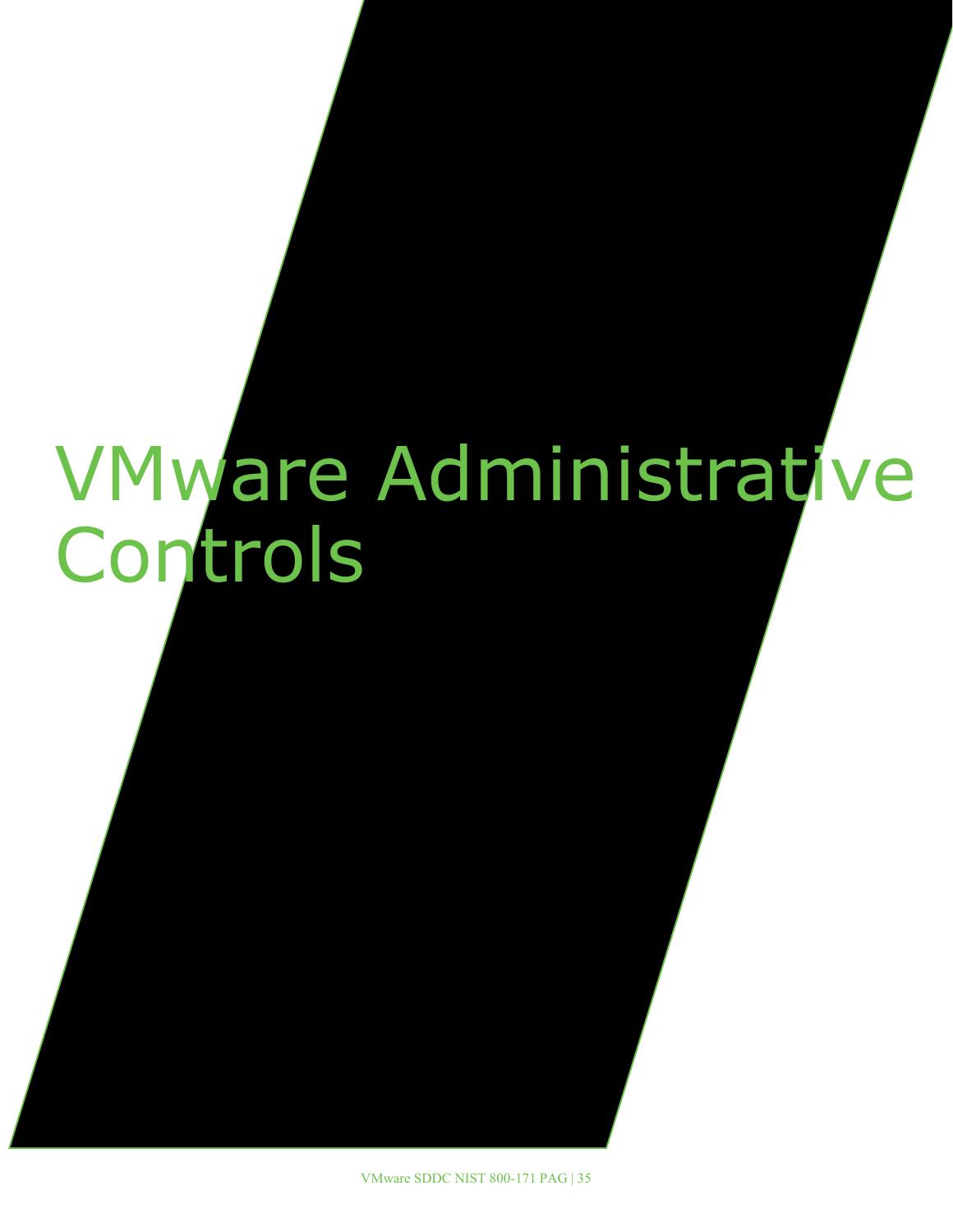# VMware Administrative Controls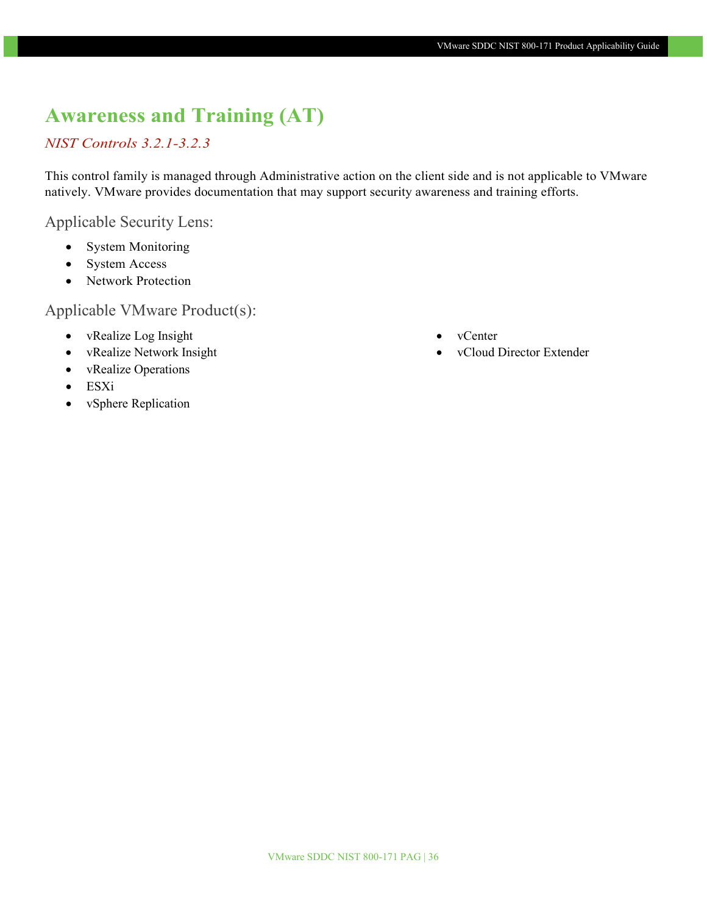# Awareness and Training (AT)

*NIST Controls 3.2.1-3.2.3*

This control family is managed through Administrative action on the client side and is not applicable to VMware natively. VMware provides documentation that may support security awareness and training efforts.

## Applicable Security Lens:

- System Monitoring
- System Access
- Network Protection

## Applicable VMware Product(s):

- vRealize Log Insight
- vRealize Network Insight
- vRealize Operations
- ESXi
- vSphere Replication
- vCenter
- vCloud Director Extender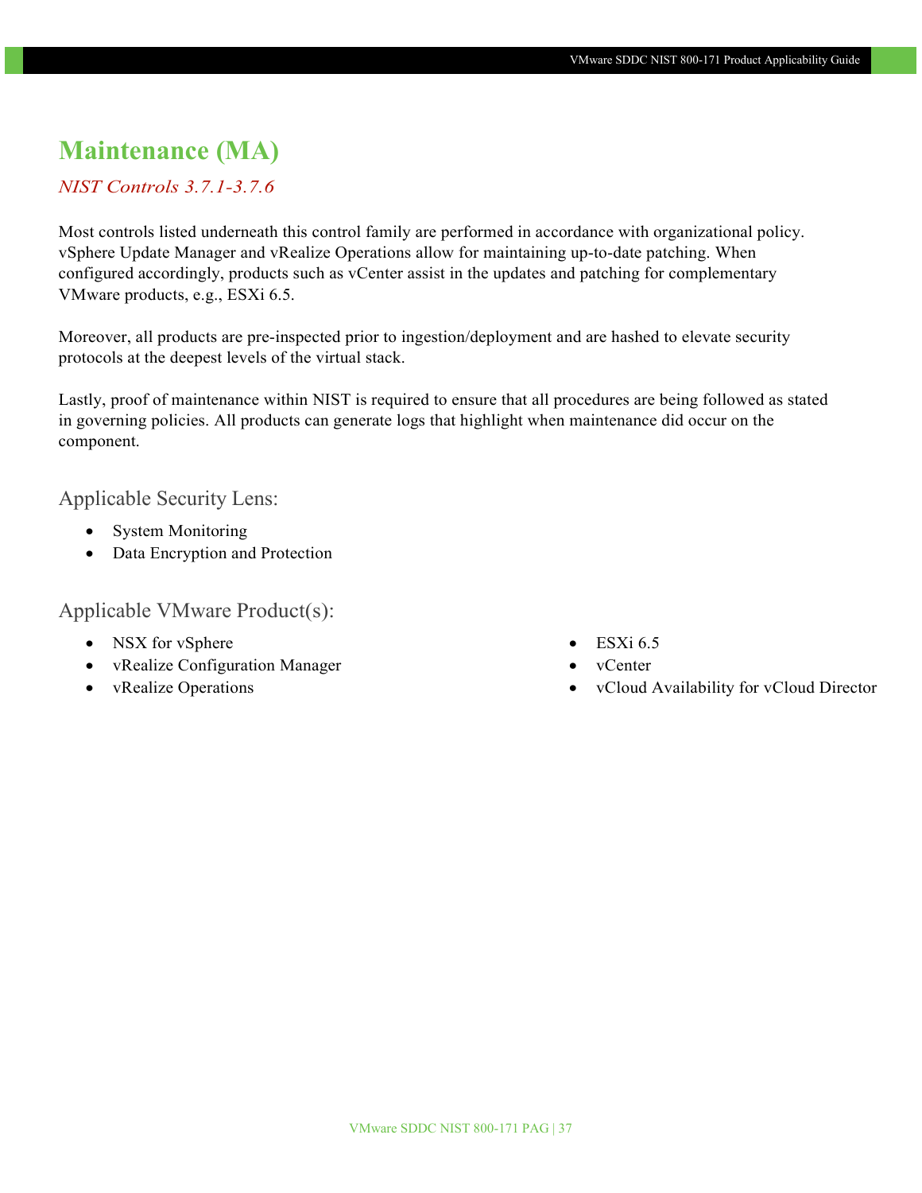# Maintenance (MA)

*NIST Controls 3.7.1-3.7.6*

Most controls listed underneath this control family are performed in accordance with organizational policy. vSphere Update Manager and vRealize Operations allow for maintaining up-to-date patching. When configured accordingly, products such as vCenter assist in the updates and patching for complementary VMware products, e.g., ESXi 6.5.

Moreover, all products are pre-inspected prior to ingestion/deployment and are hashed to elevate security protocols at the deepest levels of the virtual stack.

Lastly, proof of maintenance within NIST is required to ensure that all procedures are being followed as stated in governing policies. All products can generate logs that highlight when maintenance did occur on the component.

## Applicable Security Lens:

- System Monitoring
- Data Encryption and Protection

## Applicable VMware Product(s):

- NSX for vSphere
- vRealize Configuration Manager
- vRealize Operations
- ESXi 6.5
- vCenter
- vCloud Availability for vCloud Director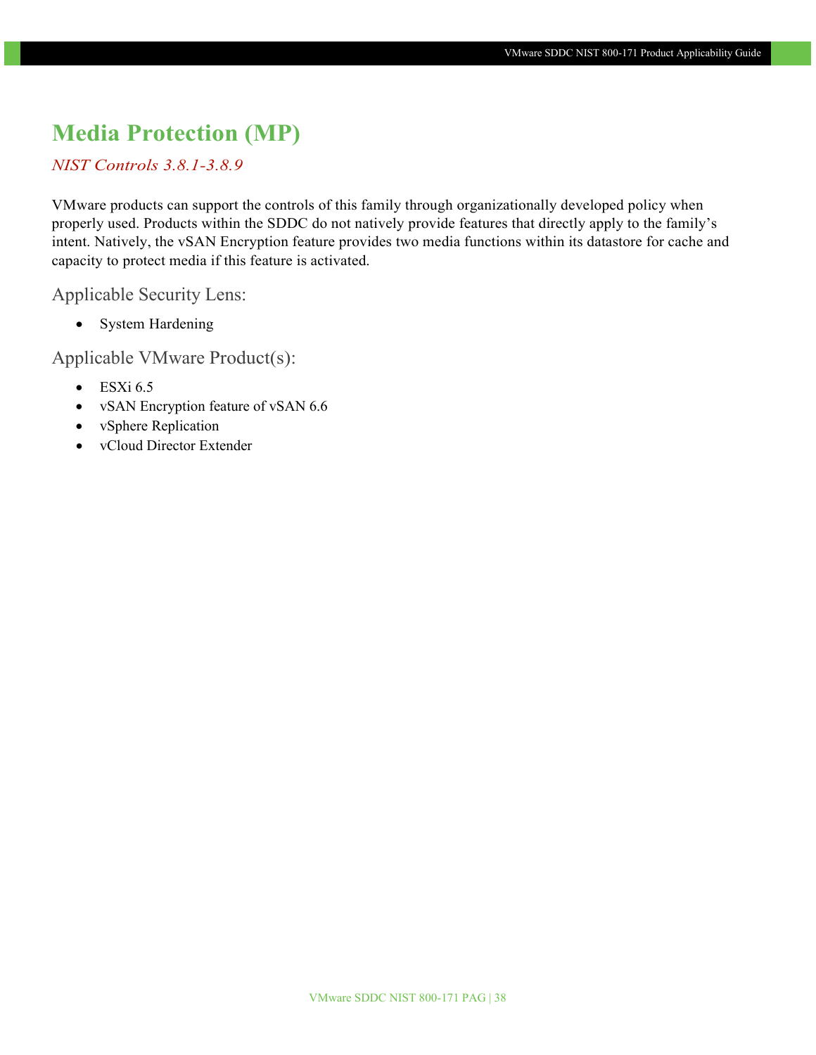# Media Protection (MP)

*NIST Controls 3.8.1-3.8.9*

VMware products can support the controls of this family through organizationally developed policy when properly used. Products within the SDDC do not natively provide features that directly apply to the family's intent. Natively, the vSAN Encryption feature provides two media functions within its datastore for cache and capacity to protect media if this feature is activated.

## Applicable Security Lens:

- System Hardening

## Applicable VMware Product(s):

- ESXi 6.5
- vSAN Encryption feature of vSAN 6.6
- vSphere Replication
- vCloud Director Extender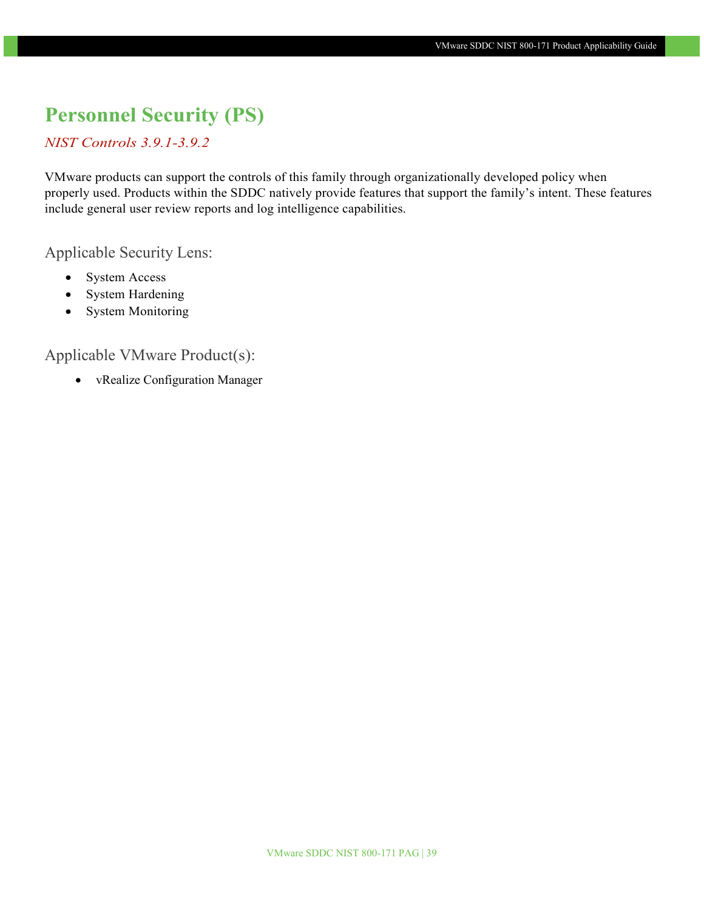# Personnel Security (PS)

*NIST Controls 3.9.1-3.9.2*

VMware products can support the controls of this family through organizationally developed policy when properly used. Products within the SDDC natively provide features that support the family's intent. These features include general user review reports and log intelligence capabilities.

## Applicable Security Lens:

- System Access
- System Hardening
- System Monitoring

## Applicable VMware Product(s):

- vRealize Configuration Manager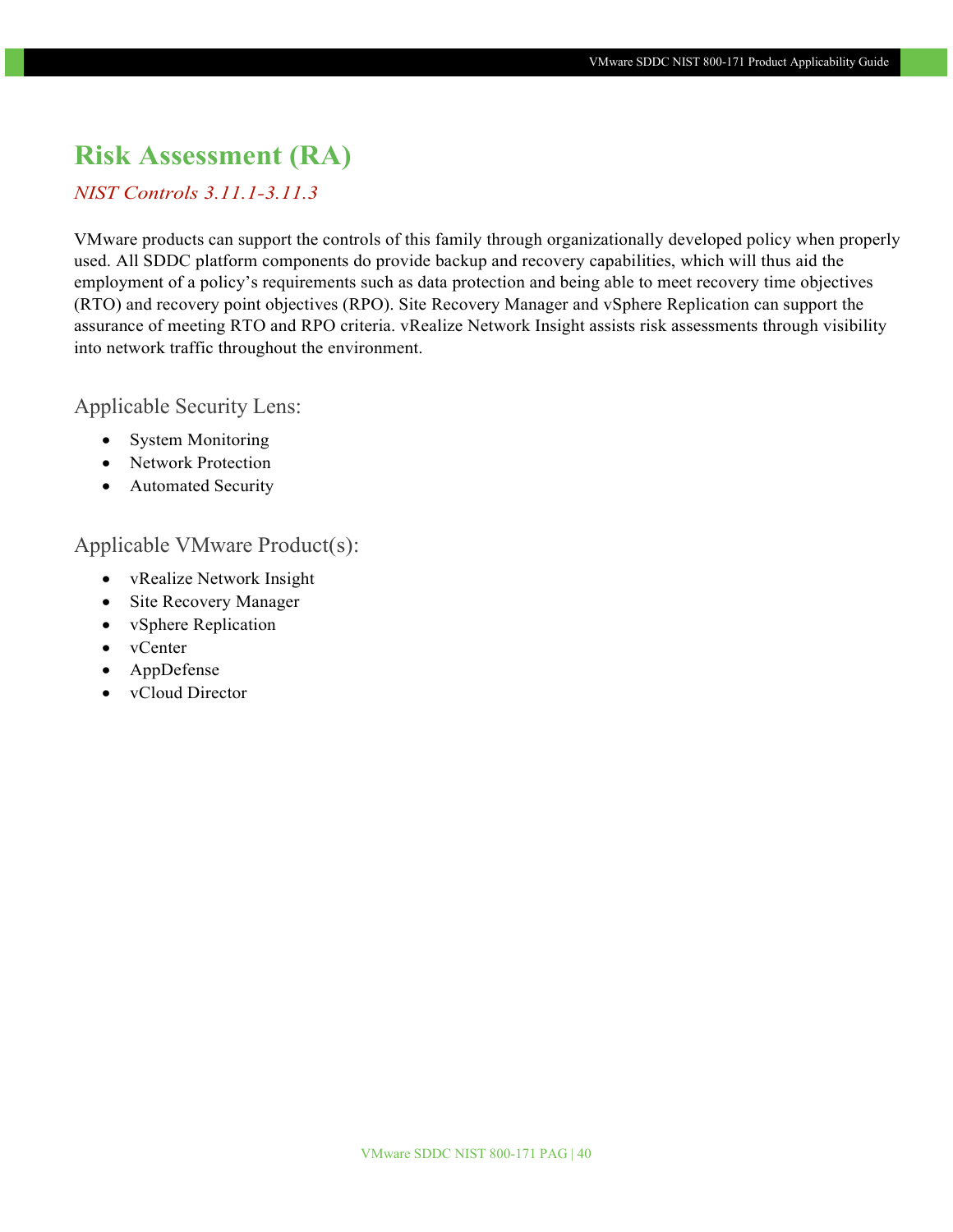# Risk Assessment (RA)

*NIST Controls 3.11.1-3.11.3*

VMware products can support the controls of this family through organizationally developed policy when properly used. All SDDC platform components do provide backup and recovery capabilities, which will thus aid the employment of a policy's requirements such as data protection and being able to meet recovery time objectives (RTO) and recovery point objectives (RPO). Site Recovery Manager and vSphere Replication can support the assurance of meeting RTO and RPO criteria. vRealize Network Insight assists risk assessments through visibility into network traffic throughout the environment.

### Applicable Security Lens:

- System Monitoring
- Network Protection
- Automated Security

### Applicable VMware Product(s):

- vRealize Network Insight
- Site Recovery Manager
- vSphere Replication
- vCenter
- AppDefense
- vCloud Director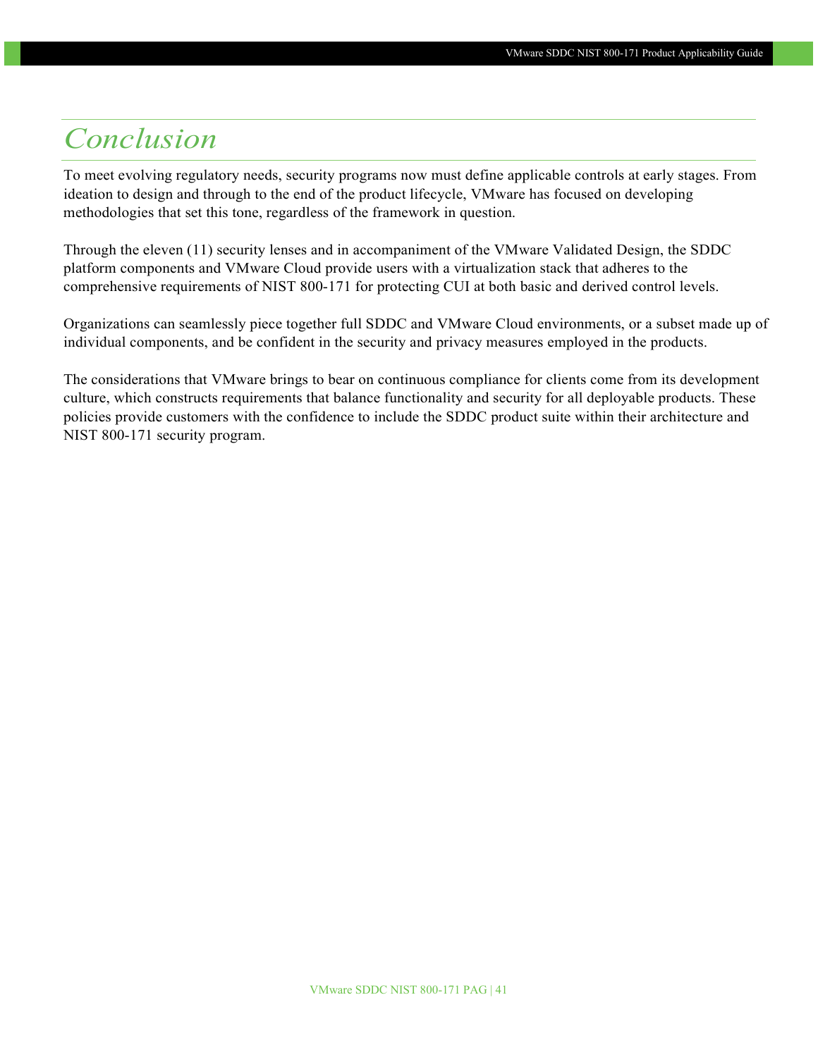# *Conclusion*

To meet evolving regulatory needs, security programs now must define applicable controls at early stages. From ideation to design and through to the end of the product lifecycle, VMware has focused on developing methodologies that set this tone, regardless of the framework in question.

Through the eleven (11) security lenses and in accompaniment of the VMware Validated Design, the SDDC platform components and VMware Cloud provide users with a virtualization stack that adheres to the comprehensive requirements of NIST 800-171 for protecting CUI at both basic and derived control levels.

Organizations can seamlessly piece together full SDDC and VMware Cloud environments, or a subset made up of individual components, and be confident in the security and privacy measures employed in the products.

The considerations that VMware brings to bear on continuous compliance for clients come from its development culture, which constructs requirements that balance functionality and security for all deployable products. These policies provide customers with the confidence to include the SDDC product suite within their architecture and NIST 800-171 security program.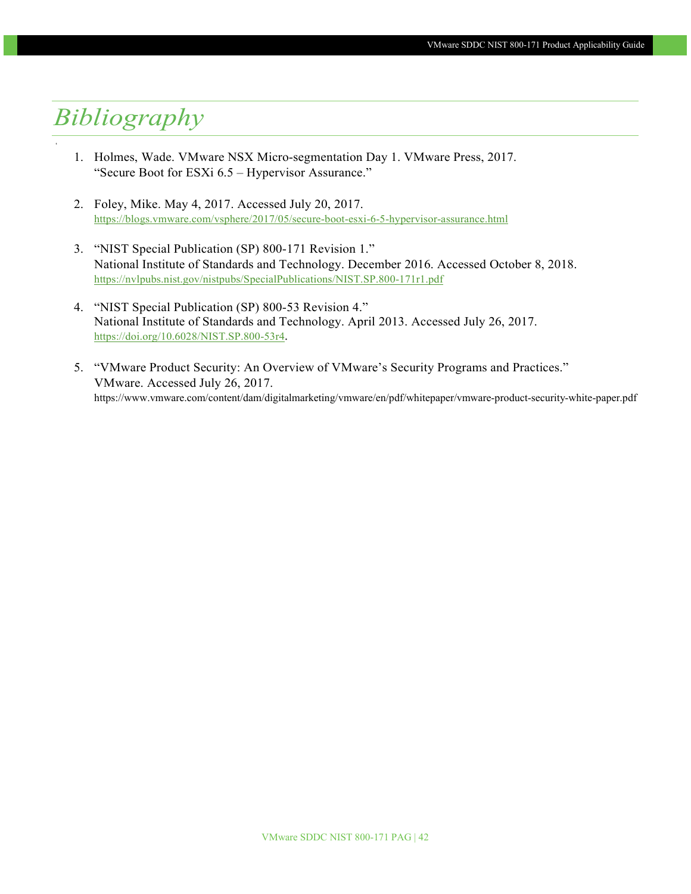# Bibliography

1. Holmes, Wade. VMware NSX Micro-segmentation Day 1. VMware Press, 2017.
   "Secure Boot for ESXi 6.5 – Hypervisor Assurance."

2. Foley, Mike. May 4, 2017. Accessed July 20, 2017.
   https://blogs.vmware.com/vsphere/2017/05/secure-boot-esxi-6-5-hypervisor-assurance.html

3. "NIST Special Publication (SP) 800-171 Revision 1."
   National Institute of Standards and Technology. December 2016. Accessed October 8, 2018.
   https://nvlpubs.nist.gov/nistpubs/SpecialPublications/NIST.SP.800-171r1.pdf

4. "NIST Special Publication (SP) 800-53 Revision 4."
   National Institute of Standards and Technology. April 2013. Accessed July 26, 2017.
   https://doi.org/10.6028/NIST.SP.800-53r4.

5. "VMware Product Security: An Overview of VMware's Security Programs and Practices."
   VMware. Accessed July 26, 2017.
   https://www.vmware.com/content/dam/digitalmarketing/vmware/en/pdf/whitepaper/vmware-product-security-white-paper.pdf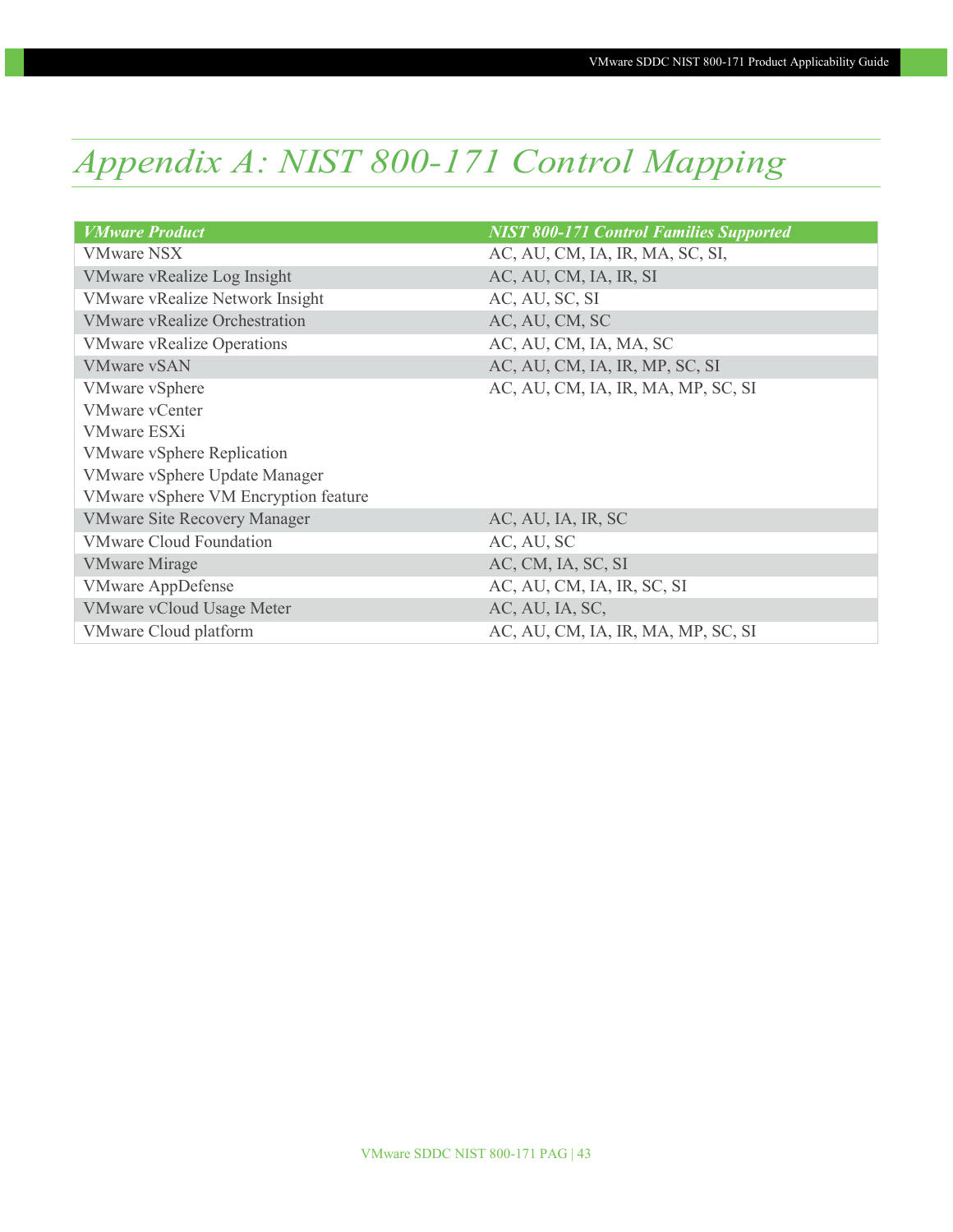# *Appendix A: NIST 800-171 Control Mapping*

| *VMware Product* | *NIST 800-171 Control Families Supported* |
| --- | --- |
| VMware NSX | AC, AU, CM, IA, IR, MA, SC, SI, |
| VMware vRealize Log Insight | AC, AU, CM, IA, IR, SI |
| VMware vRealize Network Insight | AC, AU, SC, SI |
| VMware vRealize Orchestration | AC, AU, CM, SC |
| VMware vRealize Operations | AC, AU, CM, IA, MA, SC |
| VMware vSAN | AC, AU, CM, IA, IR, MP, SC, SI |
| VMware vSphere<br>VMware vCenter<br>VMware ESXi<br>VMware vSphere Replication<br>VMware vSphere Update Manager<br>VMware vSphere VM Encryption feature | AC, AU, CM, IA, IR, MA, MP, SC, SI |
| VMware Site Recovery Manager | AC, AU, IA, IR, SC |
| VMware Cloud Foundation | AC, AU, SC |
| VMware Mirage | AC, CM, IA, SC, SI |
| VMware AppDefense | AC, AU, CM, IA, IR, SC, SI |
| VMware vCloud Usage Meter | AC, AU, IA, SC, |
| VMware Cloud platform | AC, AU, CM, IA, IR, MA, MP, SC, SI |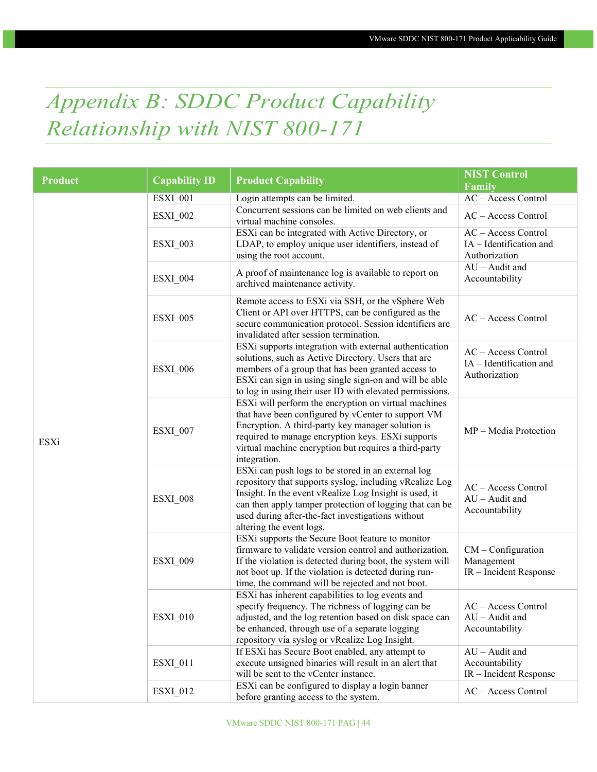# Appendix B: SDDC Product Capability Relationship with NIST 800-171

| Product | Capability ID | Product Capability | NIST Control Family |
|---|---|---|---|
| ESXi | ESXI_001 | Login attempts can be limited. | AC – Access Control |
| | ESXI_002 | Concurrent sessions can be limited on web clients and virtual machine consoles. | AC – Access Control |
| | ESXI_003 | ESXi can be integrated with Active Directory, or LDAP, to employ unique user identifiers, instead of using the root account. | AC – Access Control<br>IA – Identification and Authorization |
| | ESXI_004 | A proof of maintenance log is available to report on archived maintenance activity. | AU – Audit and Accountability |
| | ESXI_005 | Remote access to ESXi via SSH, or the vSphere Web Client or API over HTTPS, can be configured as the secure communication protocol. Session identifiers are invalidated after session termination. | AC – Access Control |
| | ESXI_006 | ESXi supports integration with external authentication solutions, such as Active Directory. Users that are members of a group that has been granted access to ESXi can sign in using single sign-on and will be able to log in using their user ID with elevated permissions. | AC – Access Control<br>IA – Identification and Authorization |
| | ESXI_007 | ESXi will perform the encryption on virtual machines that have been configured by vCenter to support VM Encryption. A third-party key manager solution is required to manage encryption keys. ESXi supports virtual machine encryption but requires a third-party integration. | MP – Media Protection |
| | ESXI_008 | ESXi can push logs to be stored in an external log repository that supports syslog, including vRealize Log Insight. In the event vRealize Log Insight is used, it can then apply tamper protection of logging that can be used during after-the-fact investigations without altering the event logs. | AC – Access Control<br>AU – Audit and Accountability |
| | ESXI_009 | ESXi supports the Secure Boot feature to monitor firmware to validate version control and authorization. If the violation is detected during boot, the system will not boot up. If the violation is detected during run-time, the command will be rejected and not boot. | CM – Configuration Management<br>IR – Incident Response |
| | ESXI_010 | ESXi has inherent capabilities to log events and specify frequency. The richness of logging can be adjusted, and the log retention based on disk space can be enhanced, through use of a separate logging repository via syslog or vRealize Log Insight. | AC – Access Control<br>AU – Audit and Accountability |
| | ESXI_011 | If ESXi has Secure Boot enabled, any attempt to execute unsigned binaries will result in an alert that will be sent to the vCenter instance. | AU – Audit and Accountability<br>IR – Incident Response |
| | ESXI_012 | ESXi can be configured to display a login banner before granting access to the system. | AC – Access Control |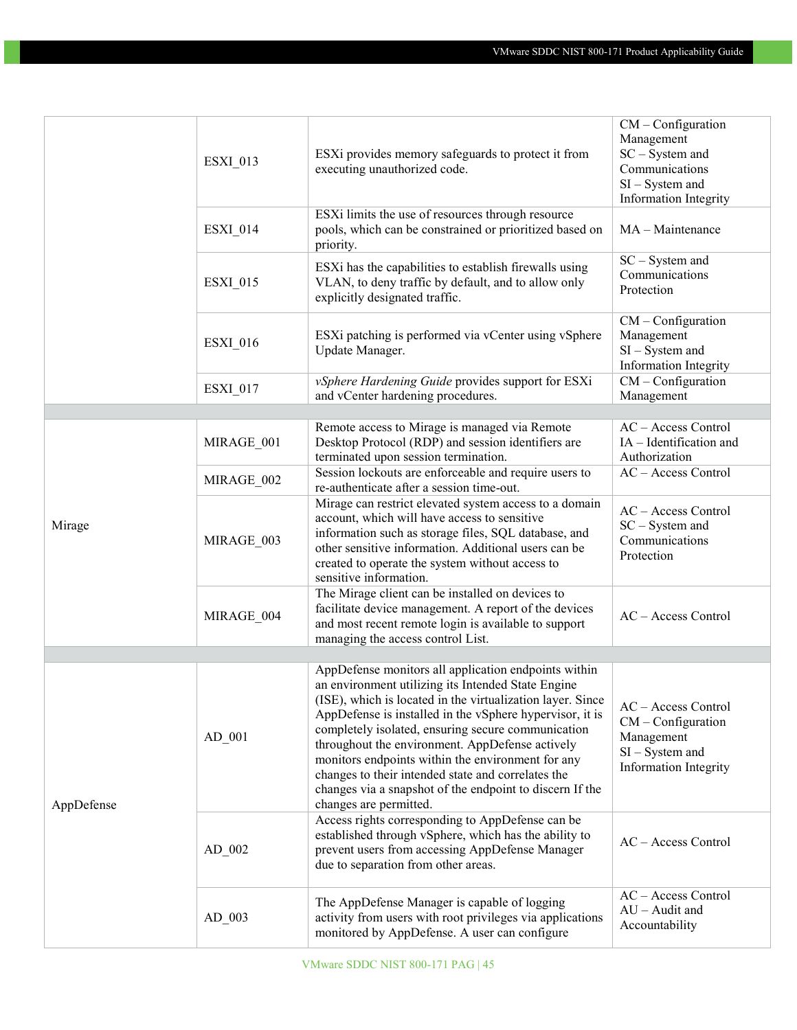| | | | |
|---|---|---|---|
| | ESXI_013 | ESXi provides memory safeguards to protect it from executing unauthorized code. | CM – Configuration Management<br>SC – System and Communications<br>SI – System and Information Integrity |
| | ESXI_014 | ESXi limits the use of resources through resource pools, which can be constrained or prioritized based on priority. | MA – Maintenance |
| | ESXI_015 | ESXi has the capabilities to establish firewalls using VLAN, to deny traffic by default, and to allow only explicitly designated traffic. | SC – System and Communications Protection |
| | ESXI_016 | ESXi patching is performed via vCenter using vSphere Update Manager. | CM – Configuration Management<br>SI – System and Information Integrity |
| | ESXI_017 | *vSphere Hardening Guide* provides support for ESXi and vCenter hardening procedures. | CM – Configuration Management |
| | | | |
| Mirage | MIRAGE_001 | Remote access to Mirage is managed via Remote Desktop Protocol (RDP) and session identifiers are terminated upon session termination. | AC – Access Control<br>IA – Identification and Authorization |
| | MIRAGE_002 | Session lockouts are enforceable and require users to re-authenticate after a session time-out. | AC – Access Control |
| | MIRAGE_003 | Mirage can restrict elevated system access to a domain account, which will have access to sensitive information such as storage files, SQL database, and other sensitive information. Additional users can be created to operate the system without access to sensitive information. | AC – Access Control<br>SC – System and Communications Protection |
| | MIRAGE_004 | The Mirage client can be installed on devices to facilitate device management. A report of the devices and most recent remote login is available to support managing the access control List. | AC – Access Control |
| | | | |
| AppDefense | AD_001 | AppDefense monitors all application endpoints within an environment utilizing its Intended State Engine (ISE), which is located in the virtualization layer. Since AppDefense is installed in the vSphere hypervisor, it is completely isolated, ensuring secure communication throughout the environment. AppDefense actively monitors endpoints within the environment for any changes to their intended state and correlates the changes via a snapshot of the endpoint to discern If the changes are permitted. | AC – Access Control<br>CM – Configuration Management<br>SI – System and Information Integrity |
| | AD_002 | Access rights corresponding to AppDefense can be established through vSphere, which has the ability to prevent users from accessing AppDefense Manager due to separation from other areas. | AC – Access Control |
| | AD_003 | The AppDefense Manager is capable of logging activity from users with root privileges via applications monitored by AppDefense. A user can configure | AC – Access Control<br>AU – Audit and Accountability |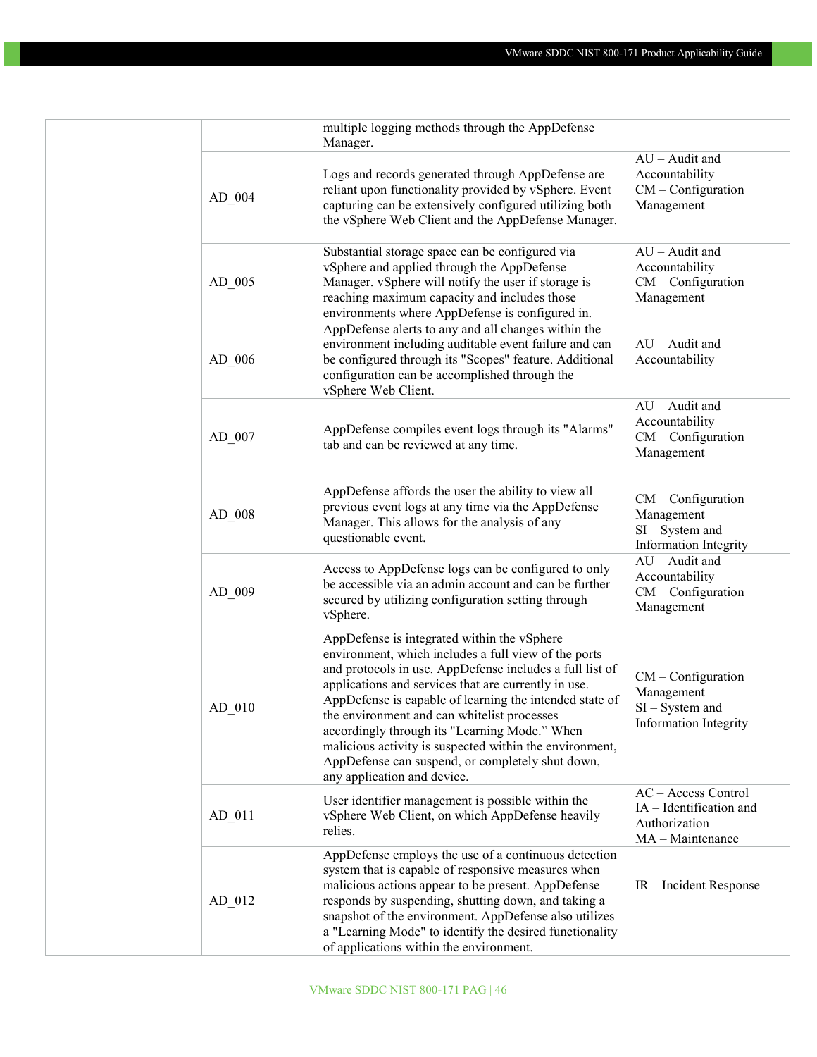| | | | |
|---|---|---|---|
| | | multiple logging methods through the AppDefense Manager. | |
| | AD_004 | Logs and records generated through AppDefense are reliant upon functionality provided by vSphere. Event capturing can be extensively configured utilizing both the vSphere Web Client and the AppDefense Manager. | AU – Audit and Accountability<br>CM – Configuration Management |
| | AD_005 | Substantial storage space can be configured via vSphere and applied through the AppDefense Manager. vSphere will notify the user if storage is reaching maximum capacity and includes those environments where AppDefense is configured in. | AU – Audit and Accountability<br>CM – Configuration Management |
| | AD_006 | AppDefense alerts to any and all changes within the environment including auditable event failure and can be configured through its "Scopes" feature. Additional configuration can be accomplished through the vSphere Web Client. | AU – Audit and Accountability |
| | AD_007 | AppDefense compiles event logs through its "Alarms" tab and can be reviewed at any time. | AU – Audit and Accountability<br>CM – Configuration Management |
| | AD_008 | AppDefense affords the user the ability to view all previous event logs at any time via the AppDefense Manager. This allows for the analysis of any questionable event. | CM – Configuration Management<br>SI – System and Information Integrity |
| | AD_009 | Access to AppDefense logs can be configured to only be accessible via an admin account and can be further secured by utilizing configuration setting through vSphere. | AU – Audit and Accountability<br>CM – Configuration Management |
| | AD_010 | AppDefense is integrated within the vSphere environment, which includes a full view of the ports and protocols in use. AppDefense includes a full list of applications and services that are currently in use. AppDefense is capable of learning the intended state of the environment and can whitelist processes accordingly through its "Learning Mode." When malicious activity is suspected within the environment, AppDefense can suspend, or completely shut down, any application and device. | CM – Configuration Management<br>SI – System and Information Integrity |
| | AD_011 | User identifier management is possible within the vSphere Web Client, on which AppDefense heavily relies. | AC – Access Control<br>IA – Identification and Authorization<br>MA – Maintenance |
| | AD_012 | AppDefense employs the use of a continuous detection system that is capable of responsive measures when malicious actions appear to be present. AppDefense responds by suspending, shutting down, and taking a snapshot of the environment. AppDefense also utilizes a "Learning Mode" to identify the desired functionality of applications within the environment. | IR – Incident Response |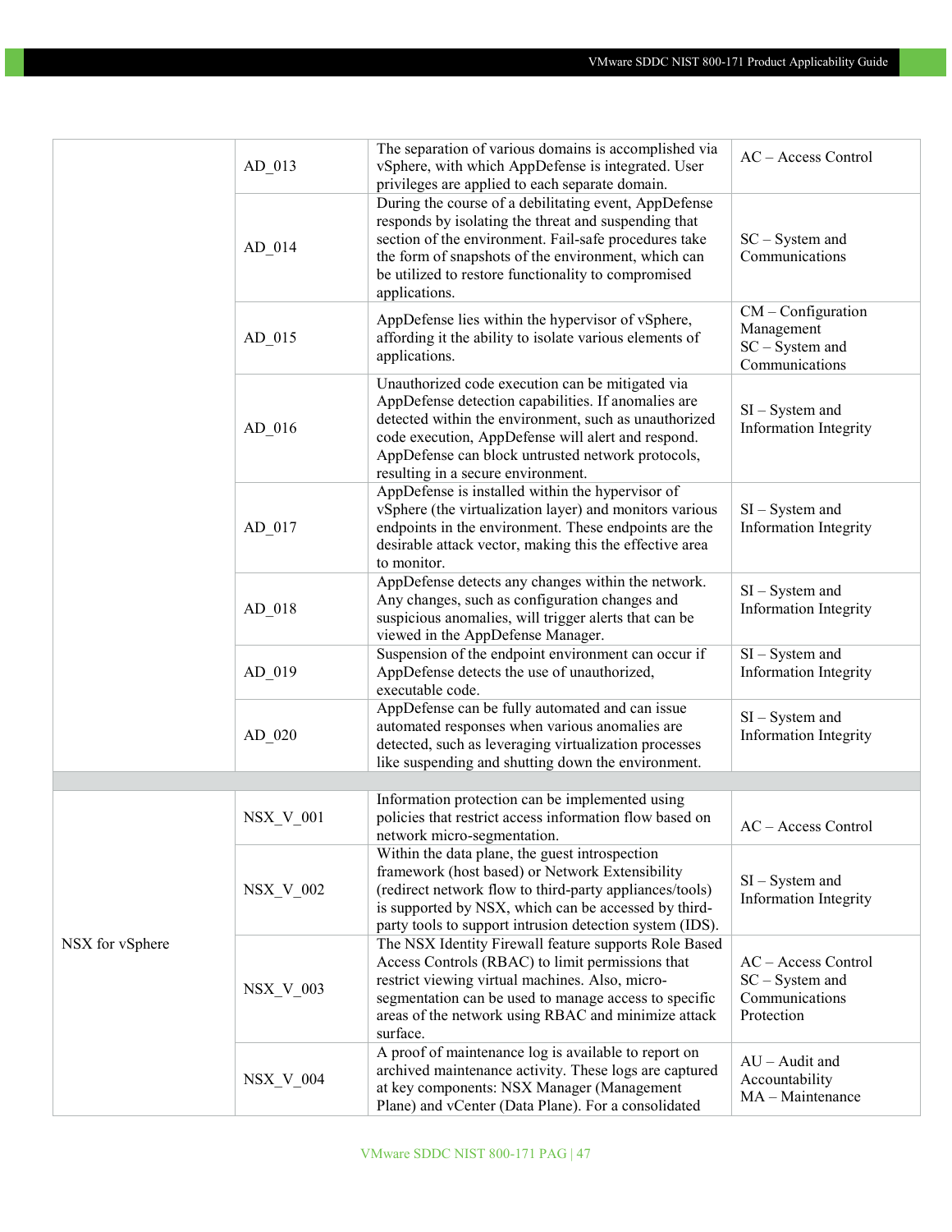| | | | |
|---|---|---|---|
| | AD_013 | The separation of various domains is accomplished via vSphere, with which AppDefense is integrated. User privileges are applied to each separate domain. | AC – Access Control |
| | AD_014 | During the course of a debilitating event, AppDefense responds by isolating the threat and suspending that section of the environment. Fail-safe procedures take the form of snapshots of the environment, which can be utilized to restore functionality to compromised applications. | SC – System and Communications |
| | AD_015 | AppDefense lies within the hypervisor of vSphere, affording it the ability to isolate various elements of applications. | CM – Configuration Management<br>SC – System and Communications |
| | AD_016 | Unauthorized code execution can be mitigated via AppDefense detection capabilities. If anomalies are detected within the environment, such as unauthorized code execution, AppDefense will alert and respond. AppDefense can block untrusted network protocols, resulting in a secure environment. | SI – System and Information Integrity |
| | AD_017 | AppDefense is installed within the hypervisor of vSphere (the virtualization layer) and monitors various endpoints in the environment. These endpoints are the desirable attack vector, making this the effective area to monitor. | SI – System and Information Integrity |
| | AD_018 | AppDefense detects any changes within the network. Any changes, such as configuration changes and suspicious anomalies, will trigger alerts that can be viewed in the AppDefense Manager. | SI – System and Information Integrity |
| | AD_019 | Suspension of the endpoint environment can occur if AppDefense detects the use of unauthorized, executable code. | SI – System and Information Integrity |
| | AD_020 | AppDefense can be fully automated and can issue automated responses when various anomalies are detected, such as leveraging virtualization processes like suspending and shutting down the environment. | SI – System and Information Integrity |
| | | | |
| NSX for vSphere | NSX_V_001 | Information protection can be implemented using policies that restrict access information flow based on network micro-segmentation. | AC – Access Control |
| | NSX_V_002 | Within the data plane, the guest introspection framework (host based) or Network Extensibility (redirect network flow to third-party appliances/tools) is supported by NSX, which can be accessed by third-party tools to support intrusion detection system (IDS). | SI – System and Information Integrity |
| | NSX_V_003 | The NSX Identity Firewall feature supports Role Based Access Controls (RBAC) to limit permissions that restrict viewing virtual machines. Also, micro-segmentation can be used to manage access to specific areas of the network using RBAC and minimize attack surface. | AC – Access Control<br>SC – System and Communications Protection |
| | NSX_V_004 | A proof of maintenance log is available to report on archived maintenance activity. These logs are captured at key components: NSX Manager (Management Plane) and vCenter (Data Plane). For a consolidated | AU – Audit and Accountability<br>MA – Maintenance |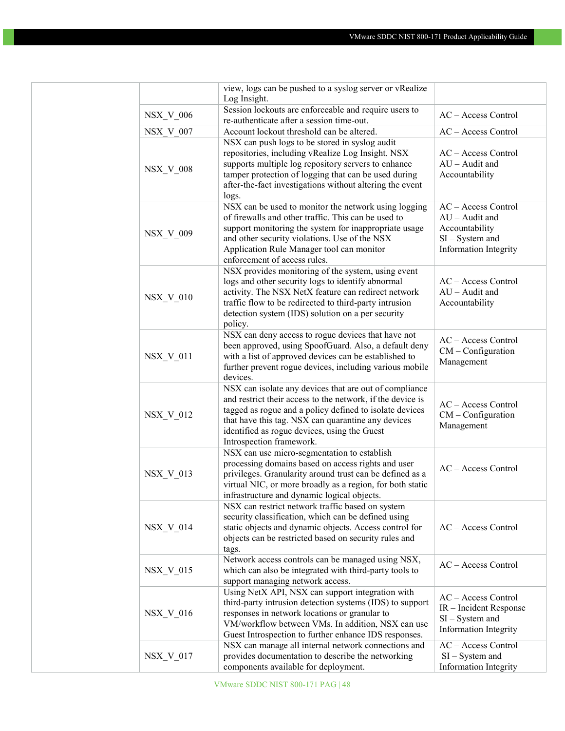| | | | |
|---|---|---|---|
| | | view, logs can be pushed to a syslog server or vRealize Log Insight. | |
| | NSX_V_006 | Session lockouts are enforceable and require users to re-authenticate after a session time-out. | AC – Access Control |
| | NSX_V_007 | Account lockout threshold can be altered. | AC – Access Control |
| | NSX_V_008 | NSX can push logs to be stored in syslog audit repositories, including vRealize Log Insight. NSX supports multiple log repository servers to enhance tamper protection of logging that can be used during after-the-fact investigations without altering the event logs. | AC – Access Control<br>AU – Audit and Accountability |
| | NSX_V_009 | NSX can be used to monitor the network using logging of firewalls and other traffic. This can be used to support monitoring the system for inappropriate usage and other security violations. Use of the NSX Application Rule Manager tool can monitor enforcement of access rules. | AC – Access Control<br>AU – Audit and Accountability<br>SI – System and Information Integrity |
| | NSX_V_010 | NSX provides monitoring of the system, using event logs and other security logs to identify abnormal activity. The NSX NetX feature can redirect network traffic flow to be redirected to third-party intrusion detection system (IDS) solution on a per security policy. | AC – Access Control<br>AU – Audit and Accountability |
| | NSX_V_011 | NSX can deny access to rogue devices that have not been approved, using SpoofGuard. Also, a default deny with a list of approved devices can be established to further prevent rogue devices, including various mobile devices. | AC – Access Control<br>CM – Configuration Management |
| | NSX_V_012 | NSX can isolate any devices that are out of compliance and restrict their access to the network, if the device is tagged as rogue and a policy defined to isolate devices that have this tag. NSX can quarantine any devices identified as rogue devices, using the Guest Introspection framework. | AC – Access Control<br>CM – Configuration Management |
| | NSX_V_013 | NSX can use micro-segmentation to establish processing domains based on access rights and user privileges. Granularity around trust can be defined as a virtual NIC, or more broadly as a region, for both static infrastructure and dynamic logical objects. | AC – Access Control |
| | NSX_V_014 | NSX can restrict network traffic based on system security classification, which can be defined using static objects and dynamic objects. Access control for objects can be restricted based on security rules and tags. | AC – Access Control |
| | NSX_V_015 | Network access controls can be managed using NSX, which can also be integrated with third-party tools to support managing network access. | AC – Access Control |
| | NSX_V_016 | Using NetX API, NSX can support integration with third-party intrusion detection systems (IDS) to support responses in network locations or granular to VM/workflow between VMs. In addition, NSX can use Guest Introspection to further enhance IDS responses. | AC – Access Control<br>IR – Incident Response<br>SI – System and Information Integrity |
| | NSX_V_017 | NSX can manage all internal network connections and provides documentation to describe the networking components available for deployment. | AC – Access Control<br>SI – System and Information Integrity |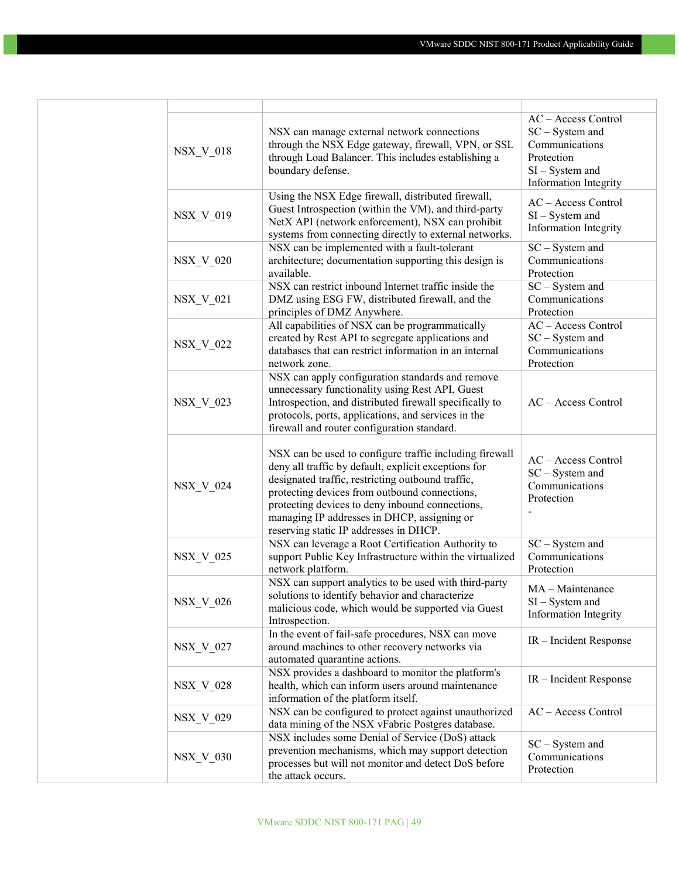| | | | |
|---|---|---|---|
| | NSX_V_018 | NSX can manage external network connections through the NSX Edge gateway, firewall, VPN, or SSL through Load Balancer. This includes establishing a boundary defense. | AC – Access Control<br>SC – System and Communications Protection<br>SI – System and Information Integrity |
| | NSX_V_019 | Using the NSX Edge firewall, distributed firewall, Guest Introspection (within the VM), and third-party NetX API (network enforcement), NSX can prohibit systems from connecting directly to external networks. | AC – Access Control<br>SI – System and Information Integrity |
| | NSX_V_020 | NSX can be implemented with a fault-tolerant architecture; documentation supporting this design is available. | SC – System and Communications Protection |
| | NSX_V_021 | NSX can restrict inbound Internet traffic inside the DMZ using ESG FW, distributed firewall, and the principles of DMZ Anywhere. | SC – System and Communications Protection |
| | NSX_V_022 | All capabilities of NSX can be programmatically created by Rest API to segregate applications and databases that can restrict information in an internal network zone. | AC – Access Control<br>SC – System and Communications Protection |
| | NSX_V_023 | NSX can apply configuration standards and remove unnecessary functionality using Rest API, Guest Introspection, and distributed firewall specifically to protocols, ports, applications, and services in the firewall and router configuration standard. | AC – Access Control |
| | NSX_V_024 | NSX can be used to configure traffic including firewall deny all traffic by default, explicit exceptions for designated traffic, restricting outbound traffic, protecting devices from outbound connections, protecting devices to deny inbound connections, managing IP addresses in DHCP, assigning or reserving static IP addresses in DHCP. | AC – Access Control<br>SC – System and Communications Protection<br>- |
| | NSX_V_025 | NSX can leverage a Root Certification Authority to support Public Key Infrastructure within the virtualized network platform. | SC – System and Communications Protection |
| | NSX_V_026 | NSX can support analytics to be used with third-party solutions to identify behavior and characterize malicious code, which would be supported via Guest Introspection. | MA – Maintenance<br>SI – System and Information Integrity |
| | NSX_V_027 | In the event of fail-safe procedures, NSX can move around machines to other recovery networks via automated quarantine actions. | IR – Incident Response |
| | NSX_V_028 | NSX provides a dashboard to monitor the platform's health, which can inform users around maintenance information of the platform itself. | IR – Incident Response |
| | NSX_V_029 | NSX can be configured to protect against unauthorized data mining of the NSX vFabric Postgres database. | AC – Access Control |
| | NSX_V_030 | NSX includes some Denial of Service (DoS) attack prevention mechanisms, which may support detection processes but will not monitor and detect DoS before the attack occurs. | SC – System and Communications Protection |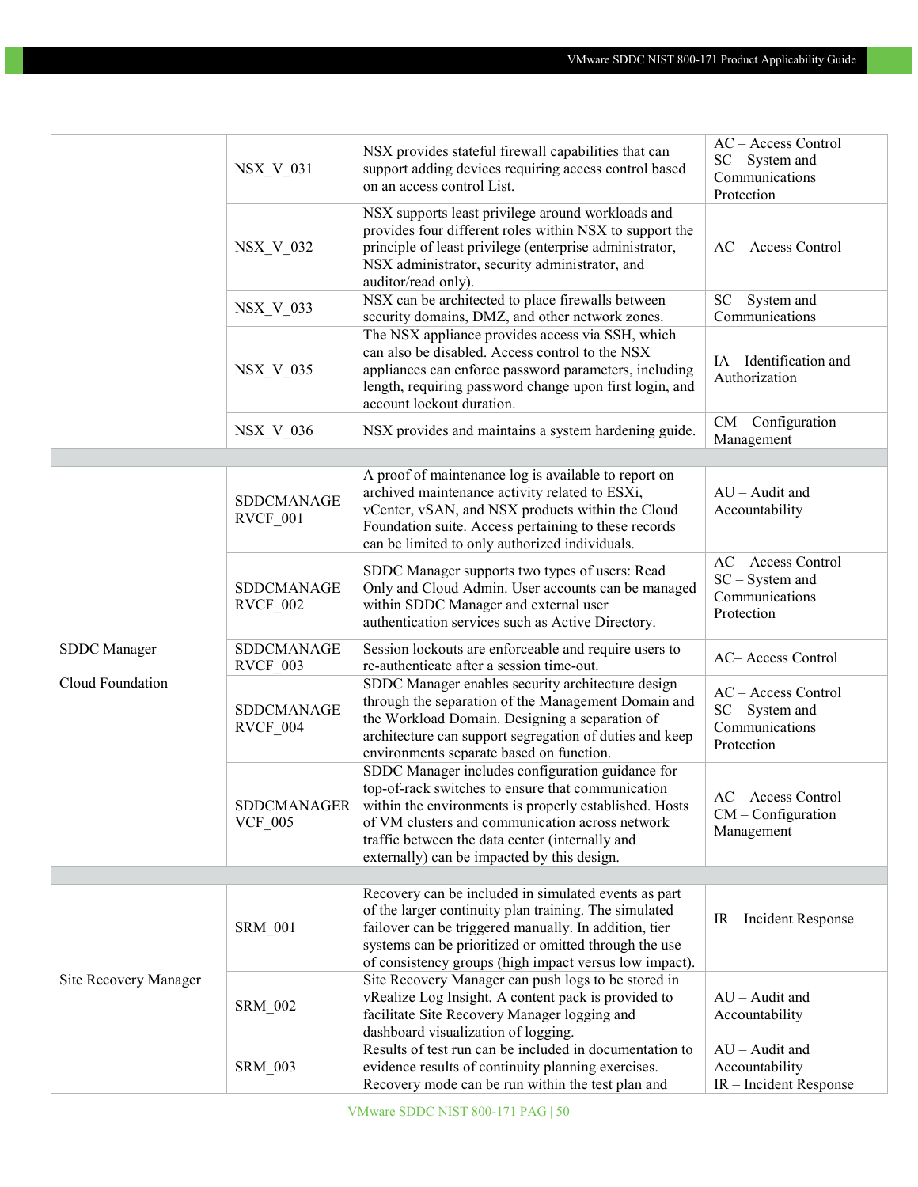| | | | |
|---|---|---|---|
| | NSX_V_031 | NSX provides stateful firewall capabilities that can support adding devices requiring access control based on an access control List. | AC – Access Control<br>SC – System and Communications Protection |
| | NSX_V_032 | NSX supports least privilege around workloads and provides four different roles within NSX to support the principle of least privilege (enterprise administrator, NSX administrator, security administrator, and auditor/read only). | AC – Access Control |
| | NSX_V_033 | NSX can be architected to place firewalls between security domains, DMZ, and other network zones. | SC – System and Communications |
| | NSX_V_035 | The NSX appliance provides access via SSH, which can also be disabled. Access control to the NSX appliances can enforce password parameters, including length, requiring password change upon first login, and account lockout duration. | IA – Identification and Authorization |
| | NSX_V_036 | NSX provides and maintains a system hardening guide. | CM – Configuration Management |
| | | | |
| SDDC Manager<br><br>Cloud Foundation | SDDCMANAGERVCF_001 | A proof of maintenance log is available to report on archived maintenance activity related to ESXi, vCenter, vSAN, and NSX products within the Cloud Foundation suite. Access pertaining to these records can be limited to only authorized individuals. | AU – Audit and Accountability |
| | SDDCMANAGERVCF_002 | SDDC Manager supports two types of users: Read Only and Cloud Admin. User accounts can be managed within SDDC Manager and external user authentication services such as Active Directory. | AC – Access Control<br>SC – System and Communications Protection |
| | SDDCMANAGERVCF_003 | Session lockouts are enforceable and require users to re-authenticate after a session time-out. | AC– Access Control |
| | SDDCMANAGERVCF_004 | SDDC Manager enables security architecture design through the separation of the Management Domain and the Workload Domain. Designing a separation of architecture can support segregation of duties and keep environments separate based on function. | AC – Access Control<br>SC – System and Communications Protection |
| | SDDCMANAGERVCF_005 | SDDC Manager includes configuration guidance for top-of-rack switches to ensure that communication within the environments is properly established. Hosts of VM clusters and communication across network traffic between the data center (internally and externally) can be impacted by this design. | AC – Access Control<br>CM – Configuration Management |
| | | | |
| Site Recovery Manager | SRM_001 | Recovery can be included in simulated events as part of the larger continuity plan training. The simulated failover can be triggered manually. In addition, tier systems can be prioritized or omitted through the use of consistency groups (high impact versus low impact). | IR – Incident Response |
| | SRM_002 | Site Recovery Manager can push logs to be stored in vRealize Log Insight. A content pack is provided to facilitate Site Recovery Manager logging and dashboard visualization of logging. | AU – Audit and Accountability |
| | SRM_003 | Results of test run can be included in documentation to evidence results of continuity planning exercises. Recovery mode can be run within the test plan and | AU – Audit and Accountability<br>IR – Incident Response |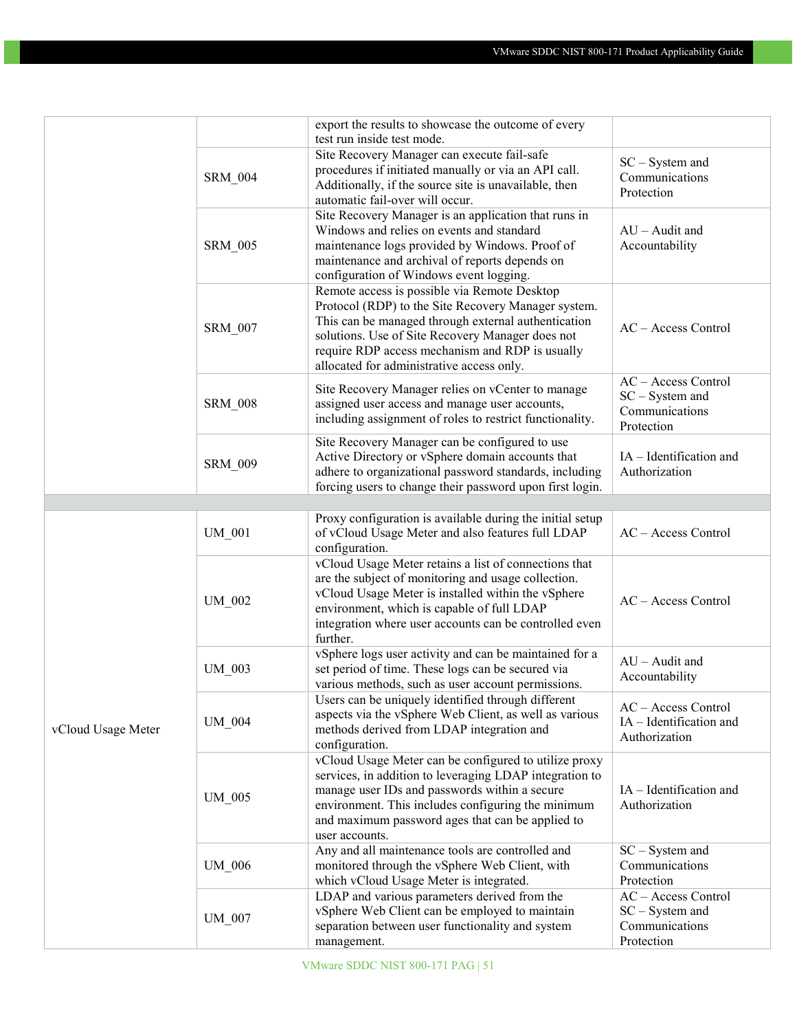| | | | |
|---|---|---|---|
| | | export the results to showcase the outcome of every test run inside test mode. | |
| | SRM_004 | Site Recovery Manager can execute fail-safe procedures if initiated manually or via an API call. Additionally, if the source site is unavailable, then automatic fail-over will occur. | SC – System and Communications Protection |
| | SRM_005 | Site Recovery Manager is an application that runs in Windows and relies on events and standard maintenance logs provided by Windows. Proof of maintenance and archival of reports depends on configuration of Windows event logging. | AU – Audit and Accountability |
| | SRM_007 | Remote access is possible via Remote Desktop Protocol (RDP) to the Site Recovery Manager system. This can be managed through external authentication solutions. Use of Site Recovery Manager does not require RDP access mechanism and RDP is usually allocated for administrative access only. | AC – Access Control |
| | SRM_008 | Site Recovery Manager relies on vCenter to manage assigned user access and manage user accounts, including assignment of roles to restrict functionality. | AC – Access Control<br>SC – System and Communications Protection |
| | SRM_009 | Site Recovery Manager can be configured to use Active Directory or vSphere domain accounts that adhere to organizational password standards, including forcing users to change their password upon first login. | IA – Identification and Authorization |
| | | | |
| vCloud Usage Meter | UM_001 | Proxy configuration is available during the initial setup of vCloud Usage Meter and also features full LDAP configuration. | AC – Access Control |
| | UM_002 | vCloud Usage Meter retains a list of connections that are the subject of monitoring and usage collection. vCloud Usage Meter is installed within the vSphere environment, which is capable of full LDAP integration where user accounts can be controlled even further. | AC – Access Control |
| | UM_003 | vSphere logs user activity and can be maintained for a set period of time. These logs can be secured via various methods, such as user account permissions. | AU – Audit and Accountability |
| | UM_004 | Users can be uniquely identified through different aspects via the vSphere Web Client, as well as various methods derived from LDAP integration and configuration. | AC – Access Control<br>IA – Identification and Authorization |
| | UM_005 | vCloud Usage Meter can be configured to utilize proxy services, in addition to leveraging LDAP integration to manage user IDs and passwords within a secure environment. This includes configuring the minimum and maximum password ages that can be applied to user accounts. | IA – Identification and Authorization |
| | UM_006 | Any and all maintenance tools are controlled and monitored through the vSphere Web Client, with which vCloud Usage Meter is integrated. | SC – System and Communications Protection |
| | UM_007 | LDAP and various parameters derived from the vSphere Web Client can be employed to maintain separation between user functionality and system management. | AC – Access Control<br>SC – System and Communications Protection |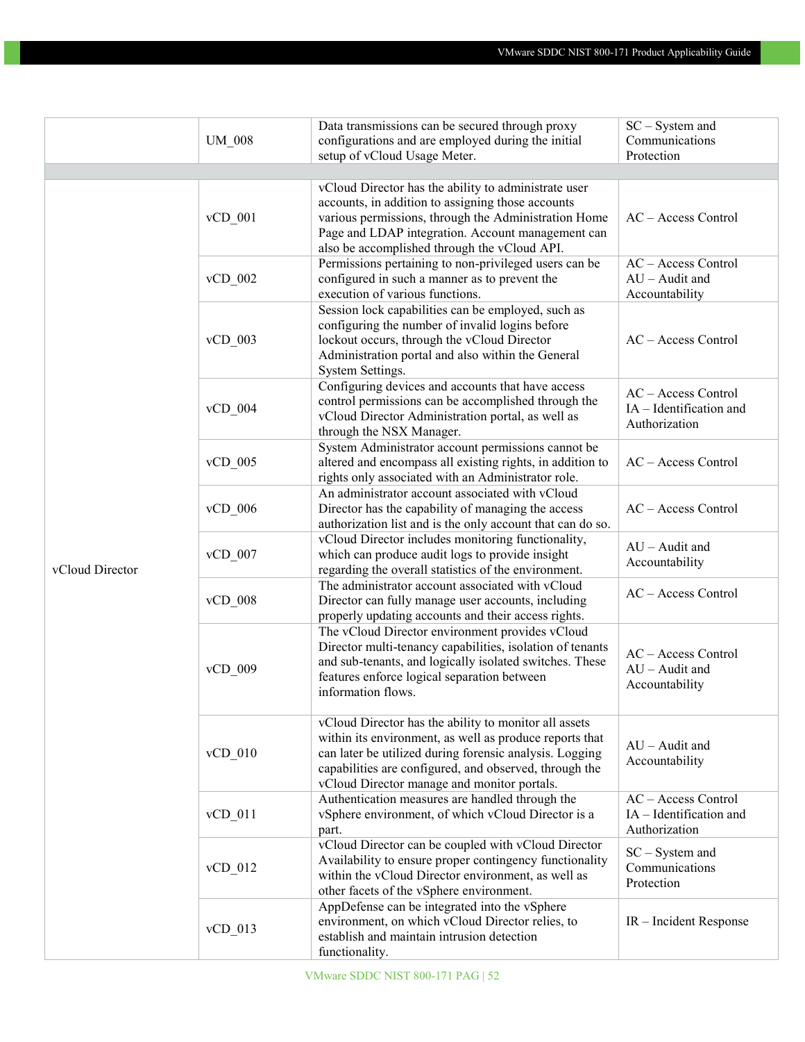|  |  |  |  |
|---|---|---|---|
|  | UM_008 | Data transmissions can be secured through proxy configurations and are employed during the initial setup of vCloud Usage Meter. | SC – System and Communications Protection |
|  |  |  |  |
| vCloud Director | vCD_001 | vCloud Director has the ability to administrate user accounts, in addition to assigning those accounts various permissions, through the Administration Home Page and LDAP integration. Account management can also be accomplished through the vCloud API. | AC – Access Control |
|  | vCD_002 | Permissions pertaining to non-privileged users can be configured in such a manner as to prevent the execution of various functions. | AC – Access Control<br>AU – Audit and Accountability |
|  | vCD_003 | Session lock capabilities can be employed, such as configuring the number of invalid logins before lockout occurs, through the vCloud Director Administration portal and also within the General System Settings. | AC – Access Control |
|  | vCD_004 | Configuring devices and accounts that have access control permissions can be accomplished through the vCloud Director Administration portal, as well as through the NSX Manager. | AC – Access Control<br>IA – Identification and Authorization |
|  | vCD_005 | System Administrator account permissions cannot be altered and encompass all existing rights, in addition to rights only associated with an Administrator role. | AC – Access Control |
|  | vCD_006 | An administrator account associated with vCloud Director has the capability of managing the access authorization list and is the only account that can do so. | AC – Access Control |
|  | vCD_007 | vCloud Director includes monitoring functionality, which can produce audit logs to provide insight regarding the overall statistics of the environment. | AU – Audit and Accountability |
|  | vCD_008 | The administrator account associated with vCloud Director can fully manage user accounts, including properly updating accounts and their access rights. | AC – Access Control |
|  | vCD_009 | The vCloud Director environment provides vCloud Director multi-tenancy capabilities, isolation of tenants and sub-tenants, and logically isolated switches. These features enforce logical separation between information flows. | AC – Access Control<br>AU – Audit and Accountability |
|  | vCD_010 | vCloud Director has the ability to monitor all assets within its environment, as well as produce reports that can later be utilized during forensic analysis. Logging capabilities are configured, and observed, through the vCloud Director manage and monitor portals. | AU – Audit and Accountability |
|  | vCD_011 | Authentication measures are handled through the vSphere environment, of which vCloud Director is a part. | AC – Access Control<br>IA – Identification and Authorization |
|  | vCD_012 | vCloud Director can be coupled with vCloud Director Availability to ensure proper contingency functionality within the vCloud Director environment, as well as other facets of the vSphere environment. | SC – System and Communications Protection |
|  | vCD_013 | AppDefense can be integrated into the vSphere environment, on which vCloud Director relies, to establish and maintain intrusion detection functionality. | IR – Incident Response |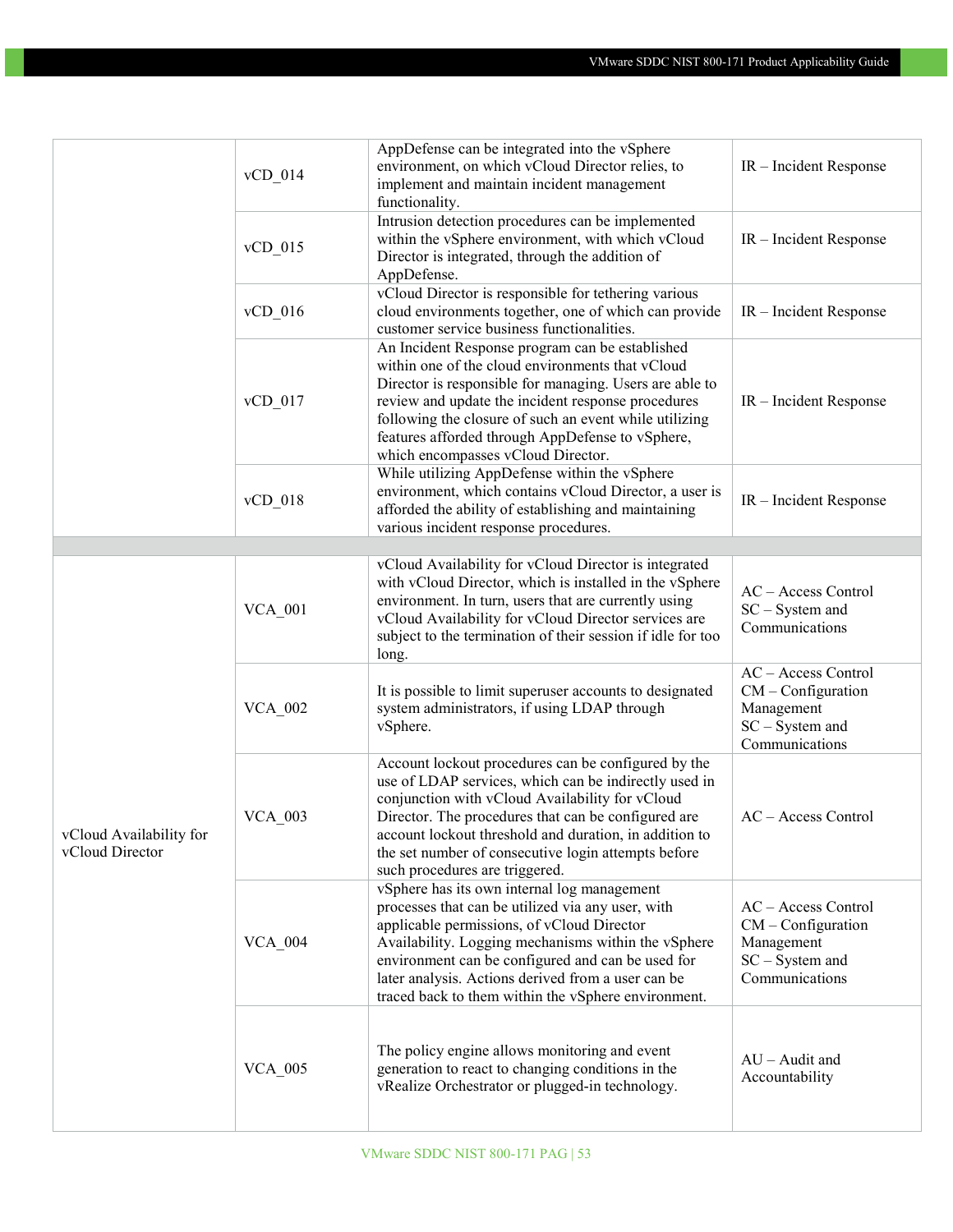| | | | |
|---|---|---|---|
| | vCD_014 | AppDefense can be integrated into the vSphere environment, on which vCloud Director relies, to implement and maintain incident management functionality. | IR – Incident Response |
| | vCD_015 | Intrusion detection procedures can be implemented within the vSphere environment, with which vCloud Director is integrated, through the addition of AppDefense. | IR – Incident Response |
| | vCD_016 | vCloud Director is responsible for tethering various cloud environments together, one of which can provide customer service business functionalities. | IR – Incident Response |
| | vCD_017 | An Incident Response program can be established within one of the cloud environments that vCloud Director is responsible for managing. Users are able to review and update the incident response procedures following the closure of such an event while utilizing features afforded through AppDefense to vSphere, which encompasses vCloud Director. | IR – Incident Response |
| | vCD_018 | While utilizing AppDefense within the vSphere environment, which contains vCloud Director, a user is afforded the ability of establishing and maintaining various incident response procedures. | IR – Incident Response |
| | | | |
| vCloud Availability for vCloud Director | VCA_001 | vCloud Availability for vCloud Director is integrated with vCloud Director, which is installed in the vSphere environment. In turn, users that are currently using vCloud Availability for vCloud Director services are subject to the termination of their session if idle for too long. | AC – Access Control<br>SC – System and Communications |
| | VCA_002 | It is possible to limit superuser accounts to designated system administrators, if using LDAP through vSphere. | AC – Access Control<br>CM – Configuration Management<br>SC – System and Communications |
| | VCA_003 | Account lockout procedures can be configured by the use of LDAP services, which can be indirectly used in conjunction with vCloud Availability for vCloud Director. The procedures that can be configured are account lockout threshold and duration, in addition to the set number of consecutive login attempts before such procedures are triggered. | AC – Access Control |
| | VCA_004 | vSphere has its own internal log management processes that can be utilized via any user, with applicable permissions, of vCloud Director Availability. Logging mechanisms within the vSphere environment can be configured and can be used for later analysis. Actions derived from a user can be traced back to them within the vSphere environment. | AC – Access Control<br>CM – Configuration Management<br>SC – System and Communications |
| | VCA_005 | The policy engine allows monitoring and event generation to react to changing conditions in the vRealize Orchestrator or plugged-in technology. | AU – Audit and Accountability |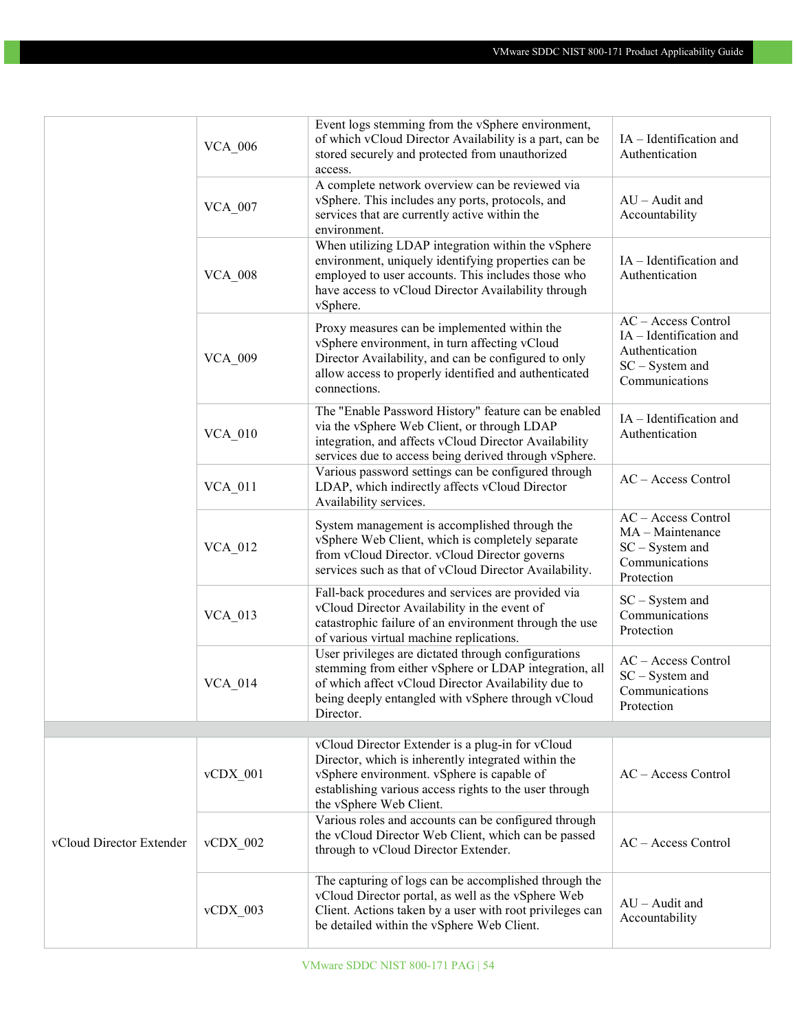| | | | |
|---|---|---|---|
| | VCA_006 | Event logs stemming from the vSphere environment, of which vCloud Director Availability is a part, can be stored securely and protected from unauthorized access. | IA – Identification and Authentication |
| | VCA_007 | A complete network overview can be reviewed via vSphere. This includes any ports, protocols, and services that are currently active within the environment. | AU – Audit and Accountability |
| | VCA_008 | When utilizing LDAP integration within the vSphere environment, uniquely identifying properties can be employed to user accounts. This includes those who have access to vCloud Director Availability through vSphere. | IA – Identification and Authentication |
| | VCA_009 | Proxy measures can be implemented within the vSphere environment, in turn affecting vCloud Director Availability, and can be configured to only allow access to properly identified and authenticated connections. | AC – Access Control<br>IA – Identification and Authentication<br>SC – System and Communications |
| | VCA_010 | The "Enable Password History" feature can be enabled via the vSphere Web Client, or through LDAP integration, and affects vCloud Director Availability services due to access being derived through vSphere. | IA – Identification and Authentication |
| | VCA_011 | Various password settings can be configured through LDAP, which indirectly affects vCloud Director Availability services. | AC – Access Control |
| | VCA_012 | System management is accomplished through the vSphere Web Client, which is completely separate from vCloud Director. vCloud Director governs services such as that of vCloud Director Availability. | AC – Access Control<br>MA – Maintenance<br>SC – System and Communications Protection |
| | VCA_013 | Fall-back procedures and services are provided via vCloud Director Availability in the event of catastrophic failure of an environment through the use of various virtual machine replications. | SC – System and Communications Protection |
| | VCA_014 | User privileges are dictated through configurations stemming from either vSphere or LDAP integration, all of which affect vCloud Director Availability due to being deeply entangled with vSphere through vCloud Director. | AC – Access Control<br>SC – System and Communications Protection |
| | | | |
| vCloud Director Extender | vCDX_001 | vCloud Director Extender is a plug-in for vCloud Director, which is inherently integrated within the vSphere environment. vSphere is capable of establishing various access rights to the user through the vSphere Web Client. | AC – Access Control |
| | vCDX_002 | Various roles and accounts can be configured through the vCloud Director Web Client, which can be passed through to vCloud Director Extender. | AC – Access Control |
| | vCDX_003 | The capturing of logs can be accomplished through the vCloud Director portal, as well as the vSphere Web Client. Actions taken by a user with root privileges can be detailed within the vSphere Web Client. | AU – Audit and Accountability |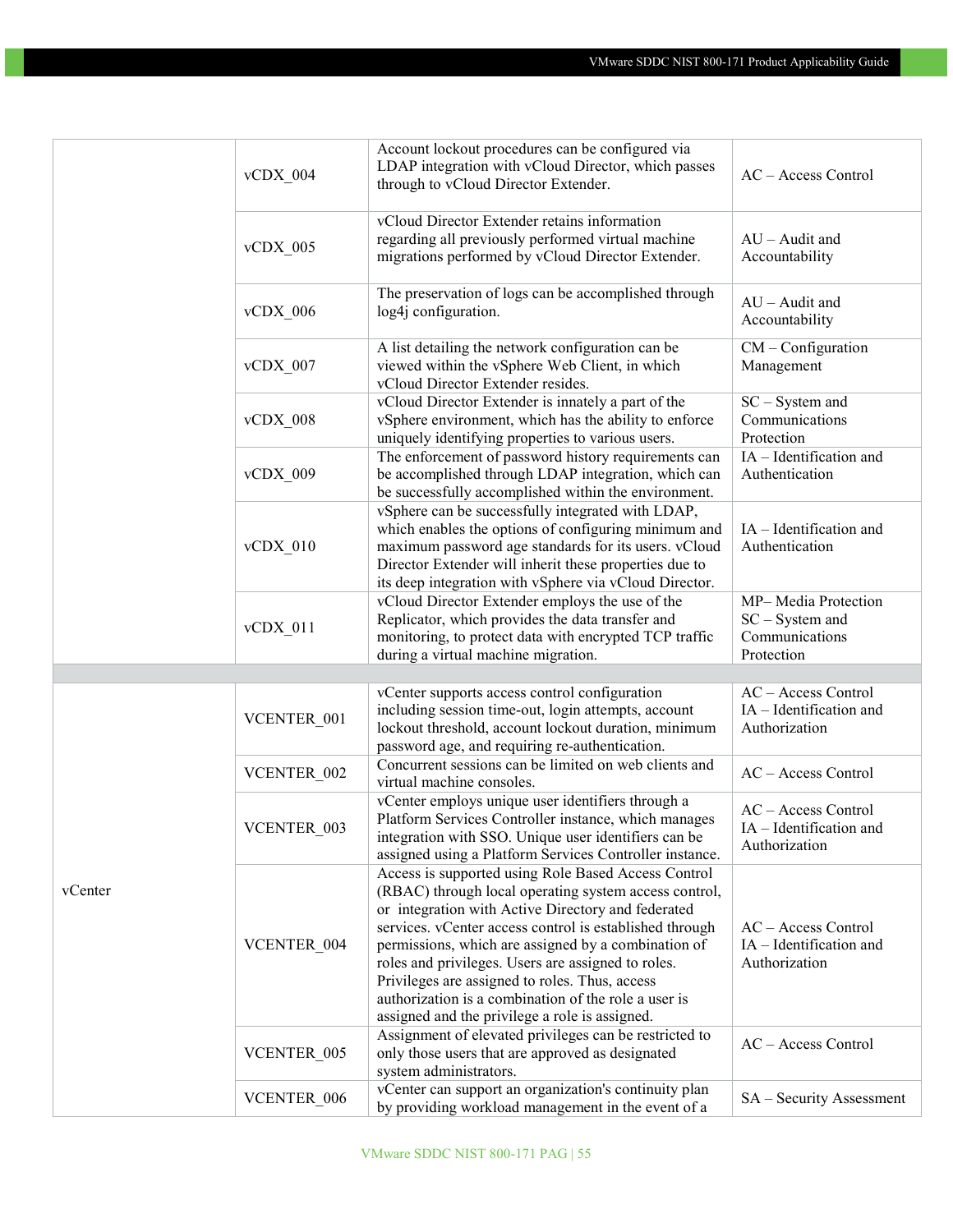| | | | |
|---|---|---|---|
| | vCDX_004 | Account lockout procedures can be configured via LDAP integration with vCloud Director, which passes through to vCloud Director Extender. | AC – Access Control |
| | vCDX_005 | vCloud Director Extender retains information regarding all previously performed virtual machine migrations performed by vCloud Director Extender. | AU – Audit and Accountability |
| | vCDX_006 | The preservation of logs can be accomplished through log4j configuration. | AU – Audit and Accountability |
| | vCDX_007 | A list detailing the network configuration can be viewed within the vSphere Web Client, in which vCloud Director Extender resides. | CM – Configuration Management |
| | vCDX_008 | vCloud Director Extender is innately a part of the vSphere environment, which has the ability to enforce uniquely identifying properties to various users. | SC – System and Communications Protection |
| | vCDX_009 | The enforcement of password history requirements can be accomplished through LDAP integration, which can be successfully accomplished within the environment. | IA – Identification and Authentication |
| | vCDX_010 | vSphere can be successfully integrated with LDAP, which enables the options of configuring minimum and maximum password age standards for its users. vCloud Director Extender will inherit these properties due to its deep integration with vSphere via vCloud Director. | IA – Identification and Authentication |
| | vCDX_011 | vCloud Director Extender employs the use of the Replicator, which provides the data transfer and monitoring, to protect data with encrypted TCP traffic during a virtual machine migration. | MP– Media Protection<br>SC – System and Communications Protection |
| | | | |
| vCenter | VCENTER_001 | vCenter supports access control configuration including session time-out, login attempts, account lockout threshold, account lockout duration, minimum password age, and requiring re-authentication. | AC – Access Control<br>IA – Identification and Authorization |
| | VCENTER_002 | Concurrent sessions can be limited on web clients and virtual machine consoles. | AC – Access Control |
| | VCENTER_003 | vCenter employs unique user identifiers through a Platform Services Controller instance, which manages integration with SSO. Unique user identifiers can be assigned using a Platform Services Controller instance. | AC – Access Control<br>IA – Identification and Authorization |
| | VCENTER_004 | Access is supported using Role Based Access Control (RBAC) through local operating system access control, or integration with Active Directory and federated services. vCenter access control is established through permissions, which are assigned by a combination of roles and privileges. Users are assigned to roles. Privileges are assigned to roles. Thus, access authorization is a combination of the role a user is assigned and the privilege a role is assigned. | AC – Access Control<br>IA – Identification and Authorization |
| | VCENTER_005 | Assignment of elevated privileges can be restricted to only those users that are approved as designated system administrators. | AC – Access Control |
| | VCENTER_006 | vCenter can support an organization's continuity plan by providing workload management in the event of a | SA – Security Assessment |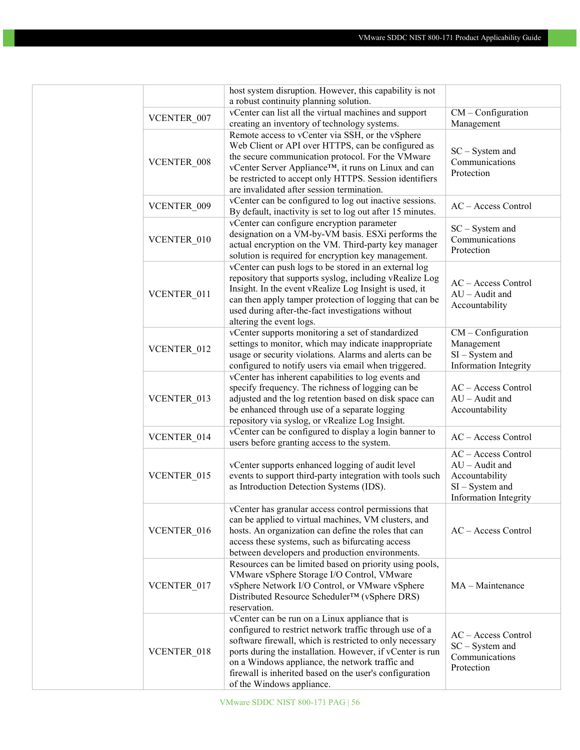| | | | |
|---|---|---|---|
| | | host system disruption. However, this capability is not a robust continuity planning solution. | |
| | VCENTER_007 | vCenter can list all the virtual machines and support creating an inventory of technology systems. | CM – Configuration Management |
| | VCENTER_008 | Remote access to vCenter via SSH, or the vSphere Web Client or API over HTTPS, can be configured as the secure communication protocol. For the VMware vCenter Server Appliance™, it runs on Linux and can be restricted to accept only HTTPS. Session identifiers are invalidated after session termination. | SC – System and Communications Protection |
| | VCENTER_009 | vCenter can be configured to log out inactive sessions. By default, inactivity is set to log out after 15 minutes. | AC – Access Control |
| | VCENTER_010 | vCenter can configure encryption parameter designation on a VM-by-VM basis. ESXi performs the actual encryption on the VM. Third-party key manager solution is required for encryption key management. | SC – System and Communications Protection |
| | VCENTER_011 | vCenter can push logs to be stored in an external log repository that supports syslog, including vRealize Log Insight. In the event vRealize Log Insight is used, it can then apply tamper protection of logging that can be used during after-the-fact investigations without altering the event logs. | AC – Access Control<br>AU – Audit and Accountability |
| | VCENTER_012 | vCenter supports monitoring a set of standardized settings to monitor, which may indicate inappropriate usage or security violations. Alarms and alerts can be configured to notify users via email when triggered. | CM – Configuration Management<br>SI – System and Information Integrity |
| | VCENTER_013 | vCenter has inherent capabilities to log events and specify frequency. The richness of logging can be adjusted and the log retention based on disk space can be enhanced through use of a separate logging repository via syslog, or vRealize Log Insight. | AC – Access Control<br>AU – Audit and Accountability |
| | VCENTER_014 | vCenter can be configured to display a login banner to users before granting access to the system. | AC – Access Control |
| | VCENTER_015 | vCenter supports enhanced logging of audit level events to support third-party integration with tools such as Introduction Detection Systems (IDS). | AC – Access Control<br>AU – Audit and Accountability<br>SI – System and Information Integrity |
| | VCENTER_016 | vCenter has granular access control permissions that can be applied to virtual machines, VM clusters, and hosts. An organization can define the roles that can access these systems, such as bifurcating access between developers and production environments. | AC – Access Control |
| | VCENTER_017 | Resources can be limited based on priority using pools, VMware vSphere Storage I/O Control, VMware vSphere Network I/O Control, or VMware vSphere Distributed Resource Scheduler™ (vSphere DRS) reservation. | MA – Maintenance |
| | VCENTER_018 | vCenter can be run on a Linux appliance that is configured to restrict network traffic through use of a software firewall, which is restricted to only necessary ports during the installation. However, if vCenter is run on a Windows appliance, the network traffic and firewall is inherited based on the user's configuration of the Windows appliance. | AC – Access Control<br>SC – System and Communications Protection |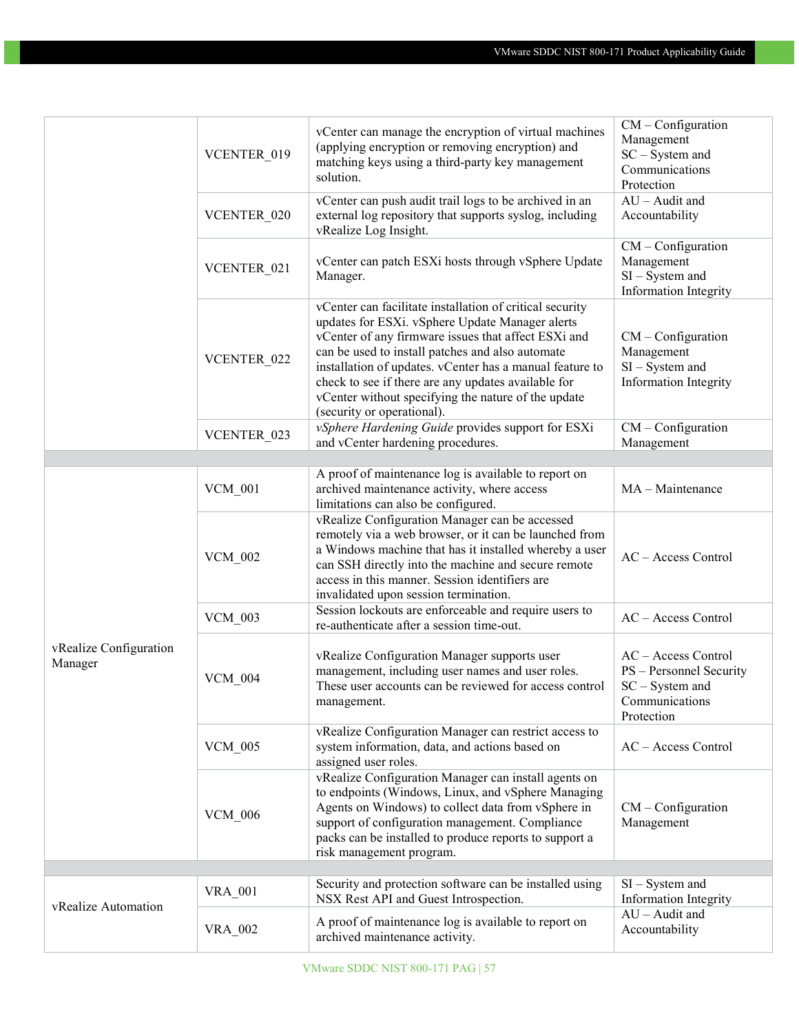| | | | |
|---|---|---|---|
| | VCENTER_019 | vCenter can manage the encryption of virtual machines (applying encryption or removing encryption) and matching keys using a third-party key management solution. | CM – Configuration Management<br>SC – System and Communications Protection |
| | VCENTER_020 | vCenter can push audit trail logs to be archived in an external log repository that supports syslog, including vRealize Log Insight. | AU – Audit and Accountability |
| | VCENTER_021 | vCenter can patch ESXi hosts through vSphere Update Manager. | CM – Configuration Management<br>SI – System and Information Integrity |
| | VCENTER_022 | vCenter can facilitate installation of critical security updates for ESXi. vSphere Update Manager alerts vCenter of any firmware issues that affect ESXi and can be used to install patches and also automate installation of updates. vCenter has a manual feature to check to see if there are any updates available for vCenter without specifying the nature of the update (security or operational). | CM – Configuration Management<br>SI – System and Information Integrity |
| | VCENTER_023 | *vSphere Hardening Guide* provides support for ESXi and vCenter hardening procedures. | CM – Configuration Management |
| | | | |
| vRealize Configuration Manager | VCM_001 | A proof of maintenance log is available to report on archived maintenance activity, where access limitations can also be configured. | MA – Maintenance |
| | VCM_002 | vRealize Configuration Manager can be accessed remotely via a web browser, or it can be launched from a Windows machine that has it installed whereby a user can SSH directly into the machine and secure remote access in this manner. Session identifiers are invalidated upon session termination. | AC – Access Control |
| | VCM_003 | Session lockouts are enforceable and require users to re-authenticate after a session time-out. | AC – Access Control |
| | VCM_004 | vRealize Configuration Manager supports user management, including user names and user roles. These user accounts can be reviewed for access control management. | AC – Access Control<br>PS – Personnel Security<br>SC – System and Communications Protection |
| | VCM_005 | vRealize Configuration Manager can restrict access to system information, data, and actions based on assigned user roles. | AC – Access Control |
| | VCM_006 | vRealize Configuration Manager can install agents on to endpoints (Windows, Linux, and vSphere Managing Agents on Windows) to collect data from vSphere in support of configuration management. Compliance packs can be installed to produce reports to support a risk management program. | CM – Configuration Management |
| | | | |
| vRealize Automation | VRA_001 | Security and protection software can be installed using NSX Rest API and Guest Introspection. | SI – System and Information Integrity |
| | VRA_002 | A proof of maintenance log is available to report on archived maintenance activity. | AU – Audit and Accountability |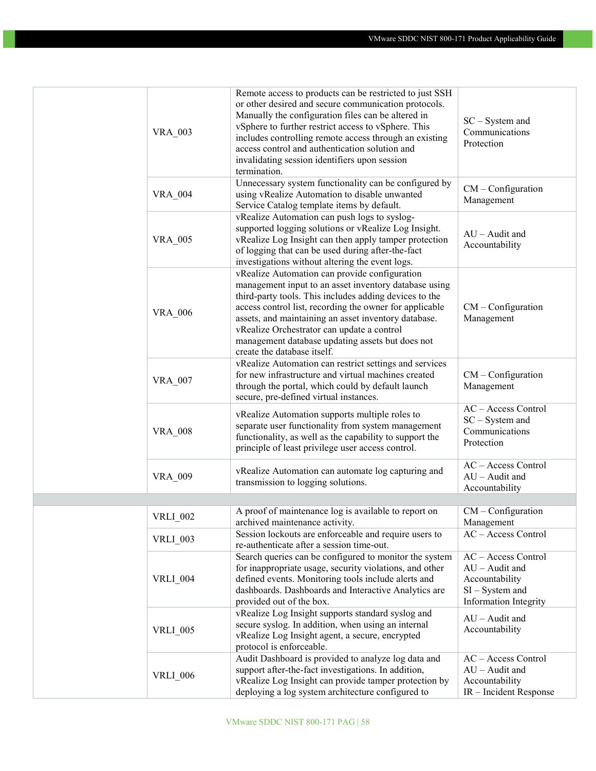| | | | |
|---|---|---|---|
| | VRA_003 | Remote access to products can be restricted to just SSH or other desired and secure communication protocols. Manually the configuration files can be altered in vSphere to further restrict access to vSphere. This includes controlling remote access through an existing access control and authentication solution and invalidating session identifiers upon session termination. | SC – System and Communications Protection |
| | VRA_004 | Unnecessary system functionality can be configured by using vRealize Automation to disable unwanted Service Catalog template items by default. | CM – Configuration Management |
| | VRA_005 | vRealize Automation can push logs to syslog-supported logging solutions or vRealize Log Insight. vRealize Log Insight can then apply tamper protection of logging that can be used during after-the-fact investigations without altering the event logs. | AU – Audit and Accountability |
| | VRA_006 | vRealize Automation can provide configuration management input to an asset inventory database using third-party tools. This includes adding devices to the access control list, recording the owner for applicable assets, and maintaining an asset inventory database. vRealize Orchestrator can update a control management database updating assets but does not create the database itself. | CM – Configuration Management |
| | VRA_007 | vRealize Automation can restrict settings and services for new infrastructure and virtual machines created through the portal, which could by default launch secure, pre-defined virtual instances. | CM – Configuration Management |
| | VRA_008 | vRealize Automation supports multiple roles to separate user functionality from system management functionality, as well as the capability to support the principle of least privilege user access control. | AC – Access Control<br>SC – System and Communications Protection |
| | VRA_009 | vRealize Automation can automate log capturing and transmission to logging solutions. | AC – Access Control<br>AU – Audit and Accountability |
| | | | |
| | VRLI_002 | A proof of maintenance log is available to report on archived maintenance activity. | CM – Configuration Management |
| | VRLI_003 | Session lockouts are enforceable and require users to re-authenticate after a session time-out. | AC – Access Control |
| | VRLI_004 | Search queries can be configured to monitor the system for inappropriate usage, security violations, and other defined events. Monitoring tools include alerts and dashboards. Dashboards and Interactive Analytics are provided out of the box. | AC – Access Control<br>AU – Audit and Accountability<br>SI – System and Information Integrity |
| | VRLI_005 | vRealize Log Insight supports standard syslog and secure syslog. In addition, when using an internal vRealize Log Insight agent, a secure, encrypted protocol is enforceable. | AU – Audit and Accountability |
| | VRLI_006 | Audit Dashboard is provided to analyze log data and support after-the-fact investigations. In addition, vRealize Log Insight can provide tamper protection by deploying a log system architecture configured to | AC – Access Control<br>AU – Audit and Accountability<br>IR – Incident Response |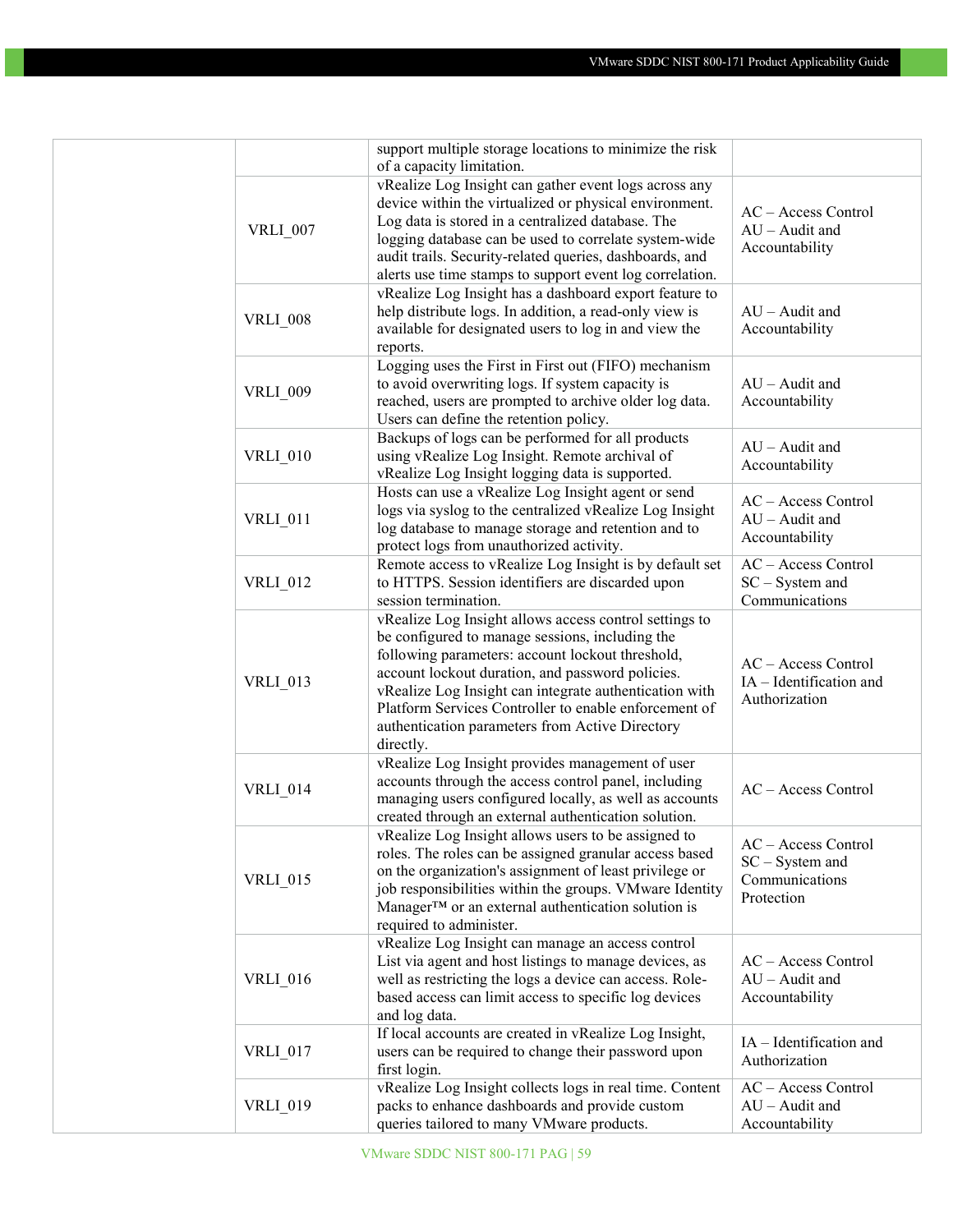| | | | |
|---|---|---|---|
| | | support multiple storage locations to minimize the risk of a capacity limitation. | |
| | VRLI_007 | vRealize Log Insight can gather event logs across any device within the virtualized or physical environment. Log data is stored in a centralized database. The logging database can be used to correlate system-wide audit trails. Security-related queries, dashboards, and alerts use time stamps to support event log correlation. | AC – Access Control<br>AU – Audit and Accountability |
| | VRLI_008 | vRealize Log Insight has a dashboard export feature to help distribute logs. In addition, a read-only view is available for designated users to log in and view the reports. | AU – Audit and Accountability |
| | VRLI_009 | Logging uses the First in First out (FIFO) mechanism to avoid overwriting logs. If system capacity is reached, users are prompted to archive older log data. Users can define the retention policy. | AU – Audit and Accountability |
| | VRLI_010 | Backups of logs can be performed for all products using vRealize Log Insight. Remote archival of vRealize Log Insight logging data is supported. | AU – Audit and Accountability |
| | VRLI_011 | Hosts can use a vRealize Log Insight agent or send logs via syslog to the centralized vRealize Log Insight log database to manage storage and retention and to protect logs from unauthorized activity. | AC – Access Control<br>AU – Audit and Accountability |
| | VRLI_012 | Remote access to vRealize Log Insight is by default set to HTTPS. Session identifiers are discarded upon session termination. | AC – Access Control<br>SC – System and Communications |
| | VRLI_013 | vRealize Log Insight allows access control settings to be configured to manage sessions, including the following parameters: account lockout threshold, account lockout duration, and password policies. vRealize Log Insight can integrate authentication with Platform Services Controller to enable enforcement of authentication parameters from Active Directory directly. | AC – Access Control<br>IA – Identification and Authorization |
| | VRLI_014 | vRealize Log Insight provides management of user accounts through the access control panel, including managing users configured locally, as well as accounts created through an external authentication solution. | AC – Access Control |
| | VRLI_015 | vRealize Log Insight allows users to be assigned to roles. The roles can be assigned granular access based on the organization's assignment of least privilege or job responsibilities within the groups. VMware Identity Manager™ or an external authentication solution is required to administer. | AC – Access Control<br>SC – System and Communications Protection |
| | VRLI_016 | vRealize Log Insight can manage an access control List via agent and host listings to manage devices, as well as restricting the logs a device can access. Role-based access can limit access to specific log devices and log data. | AC – Access Control<br>AU – Audit and Accountability |
| | VRLI_017 | If local accounts are created in vRealize Log Insight, users can be required to change their password upon first login. | IA – Identification and Authorization |
| | VRLI_019 | vRealize Log Insight collects logs in real time. Content packs to enhance dashboards and provide custom queries tailored to many VMware products. | AC – Access Control<br>AU – Audit and Accountability |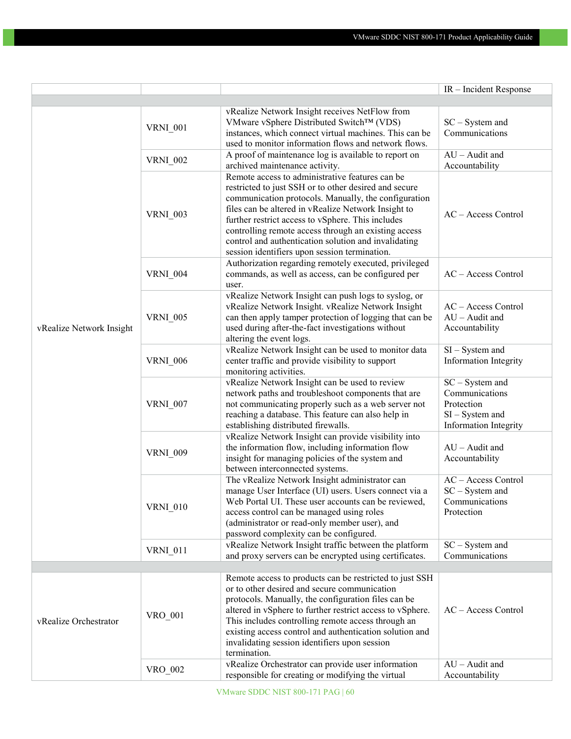| | | | |
|---|---|---|---|
| | | | IR – Incident Response |
| | | | |
| vRealize Network Insight | VRNI_001 | vRealize Network Insight receives NetFlow from VMware vSphere Distributed Switch™ (VDS) instances, which connect virtual machines. This can be used to monitor information flows and network flows. | SC – System and Communications |
| | VRNI_002 | A proof of maintenance log is available to report on archived maintenance activity. | AU – Audit and Accountability |
| | VRNI_003 | Remote access to administrative features can be restricted to just SSH or to other desired and secure communication protocols. Manually, the configuration files can be altered in vRealize Network Insight to further restrict access to vSphere. This includes controlling remote access through an existing access control and authentication solution and invalidating session identifiers upon session termination. | AC – Access Control |
| | VRNI_004 | Authorization regarding remotely executed, privileged commands, as well as access, can be configured per user. | AC – Access Control |
| | VRNI_005 | vRealize Network Insight can push logs to syslog, or vRealize Network Insight. vRealize Network Insight can then apply tamper protection of logging that can be used during after-the-fact investigations without altering the event logs. | AC – Access Control<br>AU – Audit and Accountability |
| | VRNI_006 | vRealize Network Insight can be used to monitor data center traffic and provide visibility to support monitoring activities. | SI – System and Information Integrity |
| | VRNI_007 | vRealize Network Insight can be used to review network paths and troubleshoot components that are not communicating properly such as a web server not reaching a database. This feature can also help in establishing distributed firewalls. | SC – System and Communications Protection<br>SI – System and Information Integrity |
| | VRNI_009 | vRealize Network Insight can provide visibility into the information flow, including information flow insight for managing policies of the system and between interconnected systems. | AU – Audit and Accountability |
| | VRNI_010 | The vRealize Network Insight administrator can manage User Interface (UI) users. Users connect via a Web Portal UI. These user accounts can be reviewed, access control can be managed using roles (administrator or read-only member user), and password complexity can be configured. | AC – Access Control<br>SC – System and Communications Protection |
| | VRNI_011 | vRealize Network Insight traffic between the platform and proxy servers can be encrypted using certificates. | SC – System and Communications |
| | | | |
| vRealize Orchestrator | VRO_001 | Remote access to products can be restricted to just SSH or to other desired and secure communication protocols. Manually, the configuration files can be altered in vSphere to further restrict access to vSphere. This includes controlling remote access through an existing access control and authentication solution and invalidating session identifiers upon session termination. | AC – Access Control |
| | VRO_002 | vRealize Orchestrator can provide user information responsible for creating or modifying the virtual | AU – Audit and Accountability |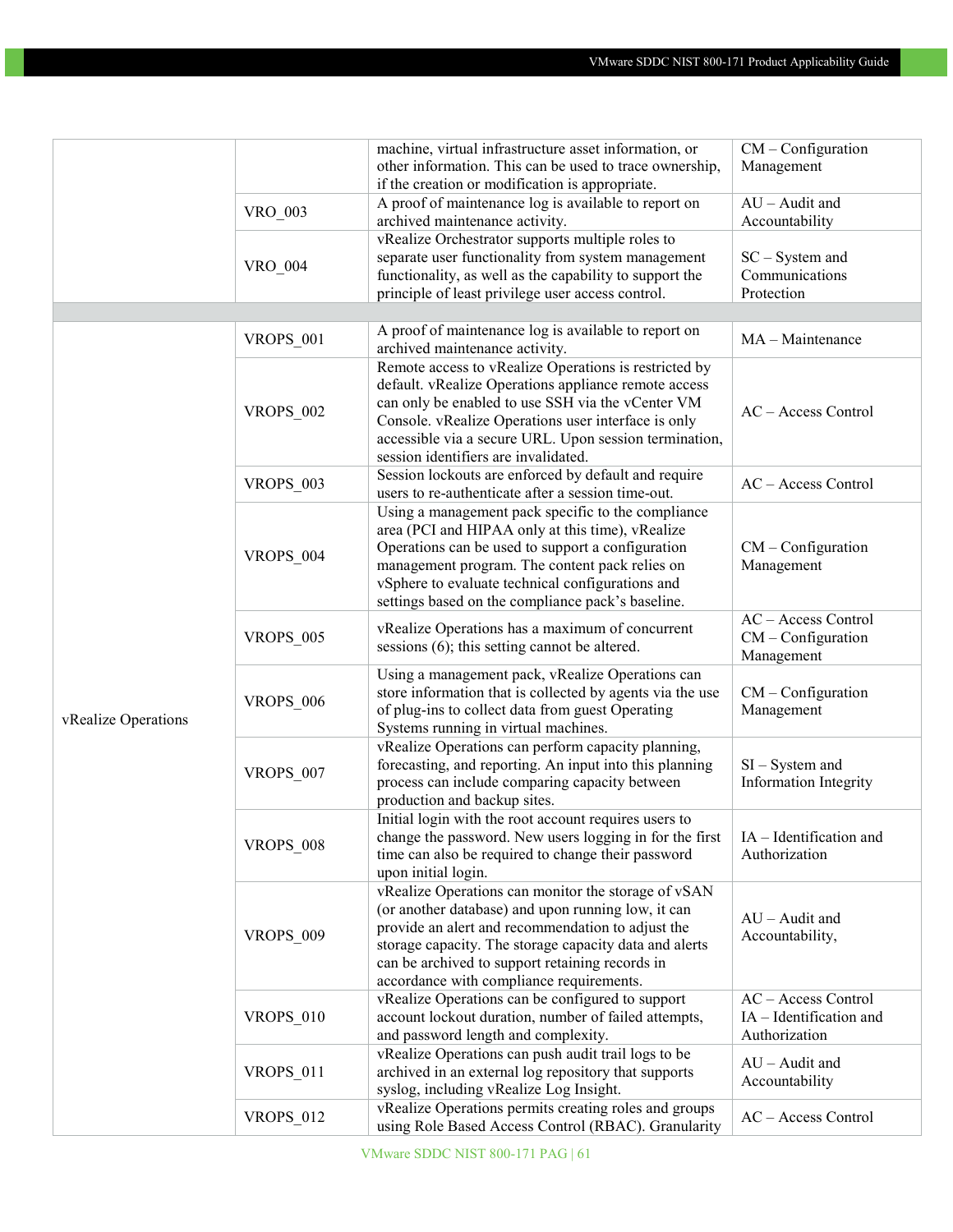| | | | |
|---|---|---|---|
| | | machine, virtual infrastructure asset information, or other information. This can be used to trace ownership, if the creation or modification is appropriate. | CM – Configuration Management |
| | VRO_003 | A proof of maintenance log is available to report on archived maintenance activity. | AU – Audit and Accountability |
| | VRO_004 | vRealize Orchestrator supports multiple roles to separate user functionality from system management functionality, as well as the capability to support the principle of least privilege user access control. | SC – System and Communications Protection |
| | | | |
| vRealize Operations | VROPS_001 | A proof of maintenance log is available to report on archived maintenance activity. | MA – Maintenance |
| | VROPS_002 | Remote access to vRealize Operations is restricted by default. vRealize Operations appliance remote access can only be enabled to use SSH via the vCenter VM Console. vRealize Operations user interface is only accessible via a secure URL. Upon session termination, session identifiers are invalidated. | AC – Access Control |
| | VROPS_003 | Session lockouts are enforced by default and require users to re-authenticate after a session time-out. | AC – Access Control |
| | VROPS_004 | Using a management pack specific to the compliance area (PCI and HIPAA only at this time), vRealize Operations can be used to support a configuration management program. The content pack relies on vSphere to evaluate technical configurations and settings based on the compliance pack's baseline. | CM – Configuration Management |
| | VROPS_005 | vRealize Operations has a maximum of concurrent sessions (6); this setting cannot be altered. | AC – Access Control<br>CM – Configuration Management |
| | VROPS_006 | Using a management pack, vRealize Operations can store information that is collected by agents via the use of plug-ins to collect data from guest Operating Systems running in virtual machines. | CM – Configuration Management |
| | VROPS_007 | vRealize Operations can perform capacity planning, forecasting, and reporting. An input into this planning process can include comparing capacity between production and backup sites. | SI – System and Information Integrity |
| | VROPS_008 | Initial login with the root account requires users to change the password. New users logging in for the first time can also be required to change their password upon initial login. | IA – Identification and Authorization |
| | VROPS_009 | vRealize Operations can monitor the storage of vSAN (or another database) and upon running low, it can provide an alert and recommendation to adjust the storage capacity. The storage capacity data and alerts can be archived to support retaining records in accordance with compliance requirements. | AU – Audit and Accountability, |
| | VROPS_010 | vRealize Operations can be configured to support account lockout duration, number of failed attempts, and password length and complexity. | AC – Access Control<br>IA – Identification and Authorization |
| | VROPS_011 | vRealize Operations can push audit trail logs to be archived in an external log repository that supports syslog, including vRealize Log Insight. | AU – Audit and Accountability |
| | VROPS_012 | vRealize Operations permits creating roles and groups using Role Based Access Control (RBAC). Granularity | AC – Access Control |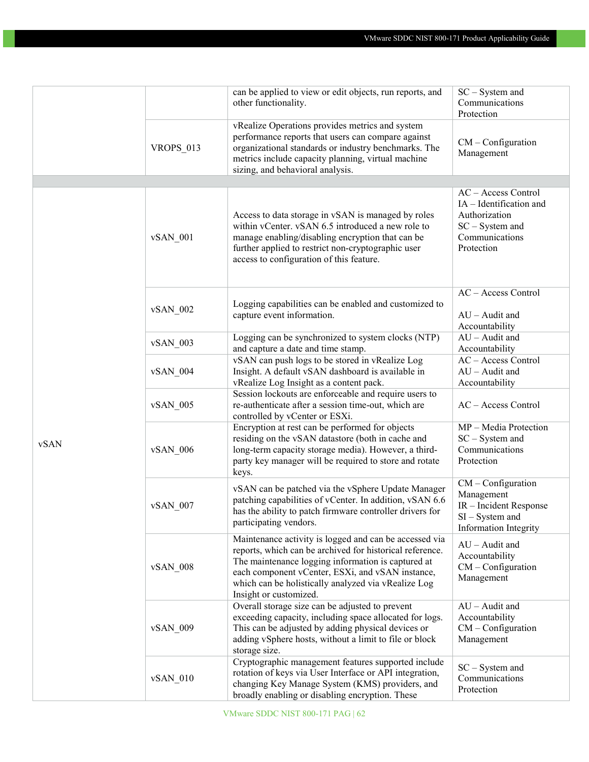| | | | |
|---|---|---|---|
| | | can be applied to view or edit objects, run reports, and other functionality. | SC – System and Communications Protection |
| | VROPS_013 | vRealize Operations provides metrics and system performance reports that users can compare against organizational standards or industry benchmarks. The metrics include capacity planning, virtual machine sizing, and behavioral analysis. | CM – Configuration Management |
| | | | |
| vSAN | vSAN_001 | Access to data storage in vSAN is managed by roles within vCenter. vSAN 6.5 introduced a new role to manage enabling/disabling encryption that can be further applied to restrict non-cryptographic user access to configuration of this feature. | AC – Access Control<br>IA – Identification and Authorization<br>SC – System and Communications Protection |
| | vSAN_002 | Logging capabilities can be enabled and customized to capture event information. | AC – Access Control<br><br>AU – Audit and Accountability |
| | vSAN_003 | Logging can be synchronized to system clocks (NTP) and capture a date and time stamp. | AU – Audit and Accountability |
| | vSAN_004 | vSAN can push logs to be stored in vRealize Log Insight. A default vSAN dashboard is available in vRealize Log Insight as a content pack. | AC – Access Control<br>AU – Audit and Accountability |
| | vSAN_005 | Session lockouts are enforceable and require users to re-authenticate after a session time-out, which are controlled by vCenter or ESXi. | AC – Access Control |
| | vSAN_006 | Encryption at rest can be performed for objects residing on the vSAN datastore (both in cache and long-term capacity storage media). However, a third-party key manager will be required to store and rotate keys. | MP – Media Protection<br>SC – System and Communications Protection |
| | vSAN_007 | vSAN can be patched via the vSphere Update Manager patching capabilities of vCenter. In addition, vSAN 6.6 has the ability to patch firmware controller drivers for participating vendors. | CM – Configuration Management<br>IR – Incident Response<br>SI – System and Information Integrity |
| | vSAN_008 | Maintenance activity is logged and can be accessed via reports, which can be archived for historical reference. The maintenance logging information is captured at each component vCenter, ESXi, and vSAN instance, which can be holistically analyzed via vRealize Log Insight or customized. | AU – Audit and Accountability<br>CM – Configuration Management |
| | vSAN_009 | Overall storage size can be adjusted to prevent exceeding capacity, including space allocated for logs. This can be adjusted by adding physical devices or adding vSphere hosts, without a limit to file or block storage size. | AU – Audit and Accountability<br>CM – Configuration Management |
| | vSAN_010 | Cryptographic management features supported include rotation of keys via User Interface or API integration, changing Key Manage System (KMS) providers, and broadly enabling or disabling encryption. These | SC – System and Communications Protection |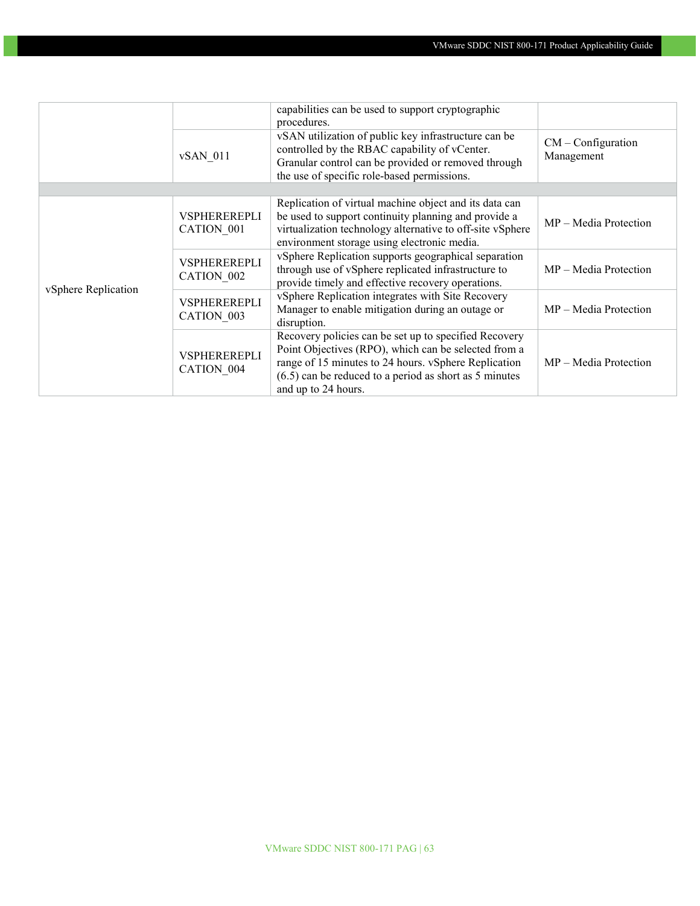|  |  |  |  |
|---|---|---|---|
|  |  | capabilities can be used to support cryptographic procedures. |  |
|  | vSAN_011 | vSAN utilization of public key infrastructure can be controlled by the RBAC capability of vCenter. Granular control can be provided or removed through the use of specific role-based permissions. | CM – Configuration Management |
|  |  |  |  |
| vSphere Replication | VSPHEREREPLICATION_001 | Replication of virtual machine object and its data can be used to support continuity planning and provide a virtualization technology alternative to off-site vSphere environment storage using electronic media. | MP – Media Protection |
|  | VSPHEREREPLICATION_002 | vSphere Replication supports geographical separation through use of vSphere replicated infrastructure to provide timely and effective recovery operations. | MP – Media Protection |
|  | VSPHEREREPLICATION_003 | vSphere Replication integrates with Site Recovery Manager to enable mitigation during an outage or disruption. | MP – Media Protection |
|  | VSPHEREREPLICATION_004 | Recovery policies can be set up to specified Recovery Point Objectives (RPO), which can be selected from a range of 15 minutes to 24 hours. vSphere Replication (6.5) can be reduced to a period as short as 5 minutes and up to 24 hours. | MP – Media Protection |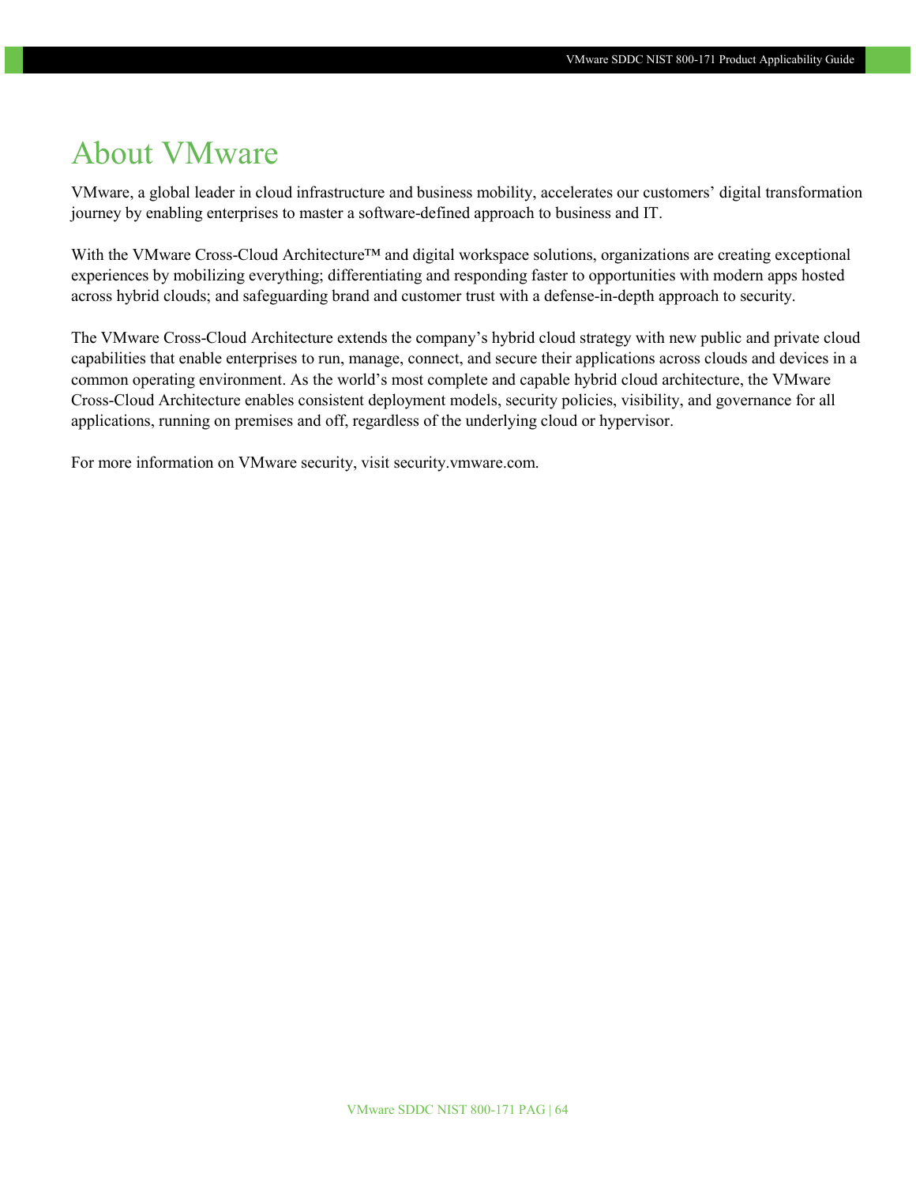# About VMware

VMware, a global leader in cloud infrastructure and business mobility, accelerates our customers' digital transformation journey by enabling enterprises to master a software-defined approach to business and IT.

With the VMware Cross-Cloud Architecture™ and digital workspace solutions, organizations are creating exceptional experiences by mobilizing everything; differentiating and responding faster to opportunities with modern apps hosted across hybrid clouds; and safeguarding brand and customer trust with a defense-in-depth approach to security.

The VMware Cross-Cloud Architecture extends the company's hybrid cloud strategy with new public and private cloud capabilities that enable enterprises to run, manage, connect, and secure their applications across clouds and devices in a common operating environment. As the world's most complete and capable hybrid cloud architecture, the VMware Cross-Cloud Architecture enables consistent deployment models, security policies, visibility, and governance for all applications, running on premises and off, regardless of the underlying cloud or hypervisor.

For more information on VMware security, visit security.vmware.com.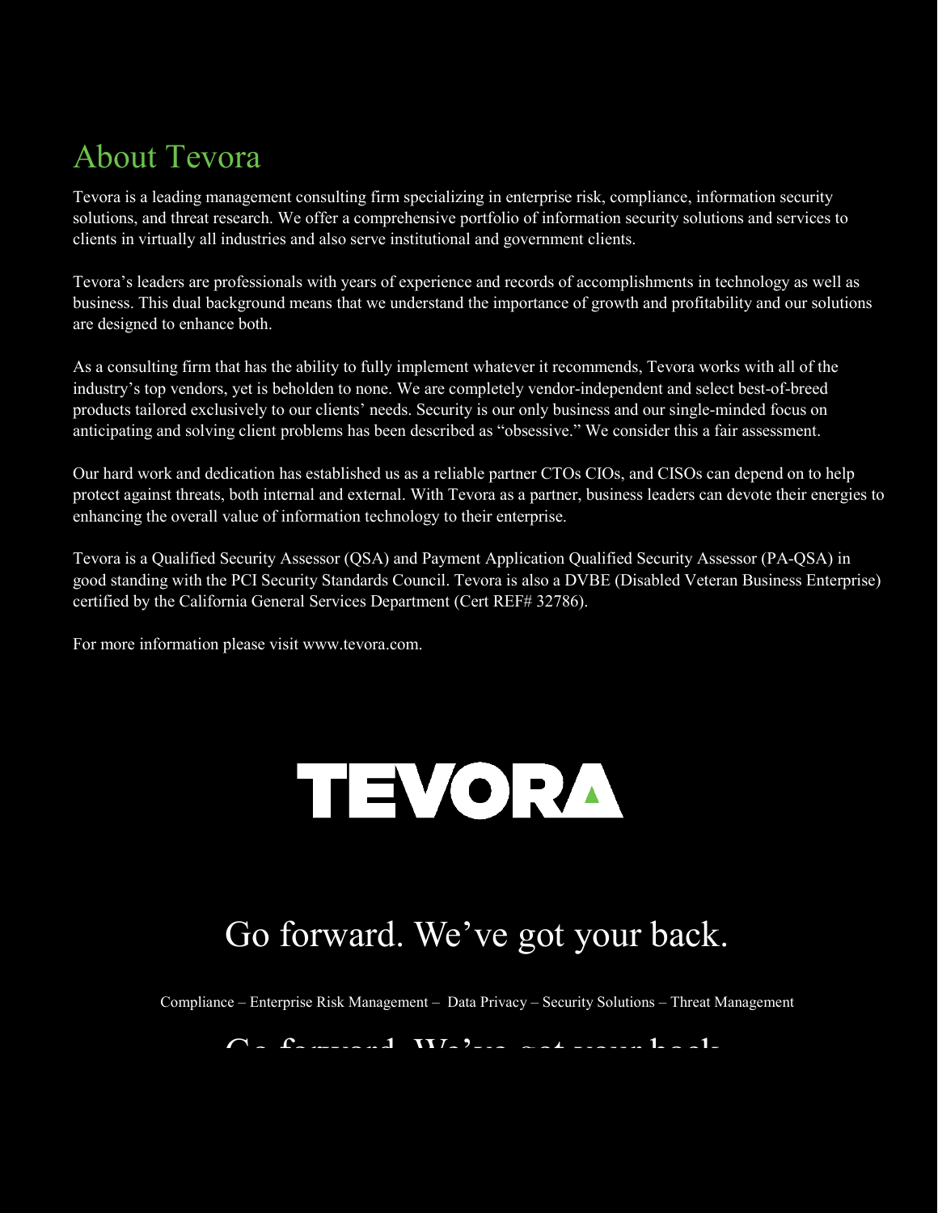# About Tevora

Tevora is a leading management consulting firm specializing in enterprise risk, compliance, information security solutions, and threat research. We offer a comprehensive portfolio of information security solutions and services to clients in virtually all industries and also serve institutional and government clients.

Tevora's leaders are professionals with years of experience and records of accomplishments in technology as well as business. This dual background means that we understand the importance of growth and profitability and our solutions are designed to enhance both.

As a consulting firm that has the ability to fully implement whatever it recommends, Tevora works with all of the industry's top vendors, yet is beholden to none. We are completely vendor-independent and select best-of-breed products tailored exclusively to our clients' needs. Security is our only business and our single-minded focus on anticipating and solving client problems has been described as "obsessive." We consider this a fair assessment.

Our hard work and dedication has established us as a reliable partner CTOs CIOs, and CISOs can depend on to help protect against threats, both internal and external. With Tevora as a partner, business leaders can devote their energies to enhancing the overall value of information technology to their enterprise.

Tevora is a Qualified Security Assessor (QSA) and Payment Application Qualified Security Assessor (PA-QSA) in good standing with the PCI Security Standards Council. Tevora is also a DVBE (Disabled Veteran Business Enterprise) certified by the California General Services Department (Cert REF# 32786).

For more information please visit www.tevora.com.

TEVORA

Go forward. We've got your back.

Compliance – Enterprise Risk Management – Data Privacy – Security Solutions – Threat Management